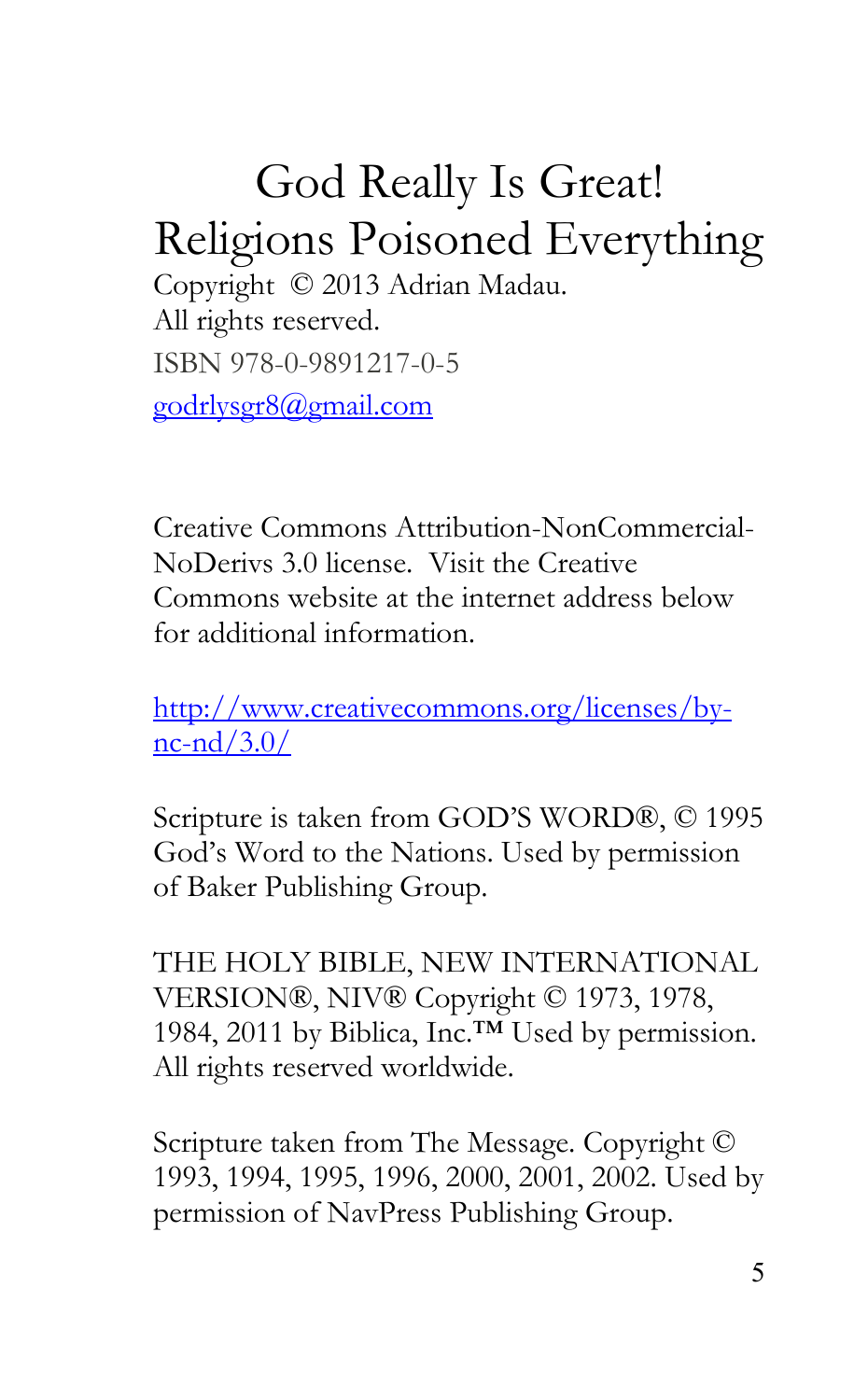# God Really Is Great!
# Religions Poisoned Everything

Copyright © 2013 Adrian Madau.
All rights reserved.
ISBN 978-0-9891217-0-5
godrlysgr8@gmail.com

Creative Commons Attribution-NonCommercial-NoDerivs 3.0 license. Visit the Creative Commons website at the internet address below for additional information.

http://www.creativecommons.org/licenses/by-nc-nd/3.0/

Scripture is taken from GOD'S WORD®, © 1995 God's Word to the Nations. Used by permission of Baker Publishing Group.

THE HOLY BIBLE, NEW INTERNATIONAL VERSION®, NIV® Copyright © 1973, 1978, 1984, 2011 by Biblica, Inc.™ Used by permission. All rights reserved worldwide.

Scripture taken from The Message. Copyright © 1993, 1994, 1995, 1996, 2000, 2001, 2002. Used by permission of NavPress Publishing Group.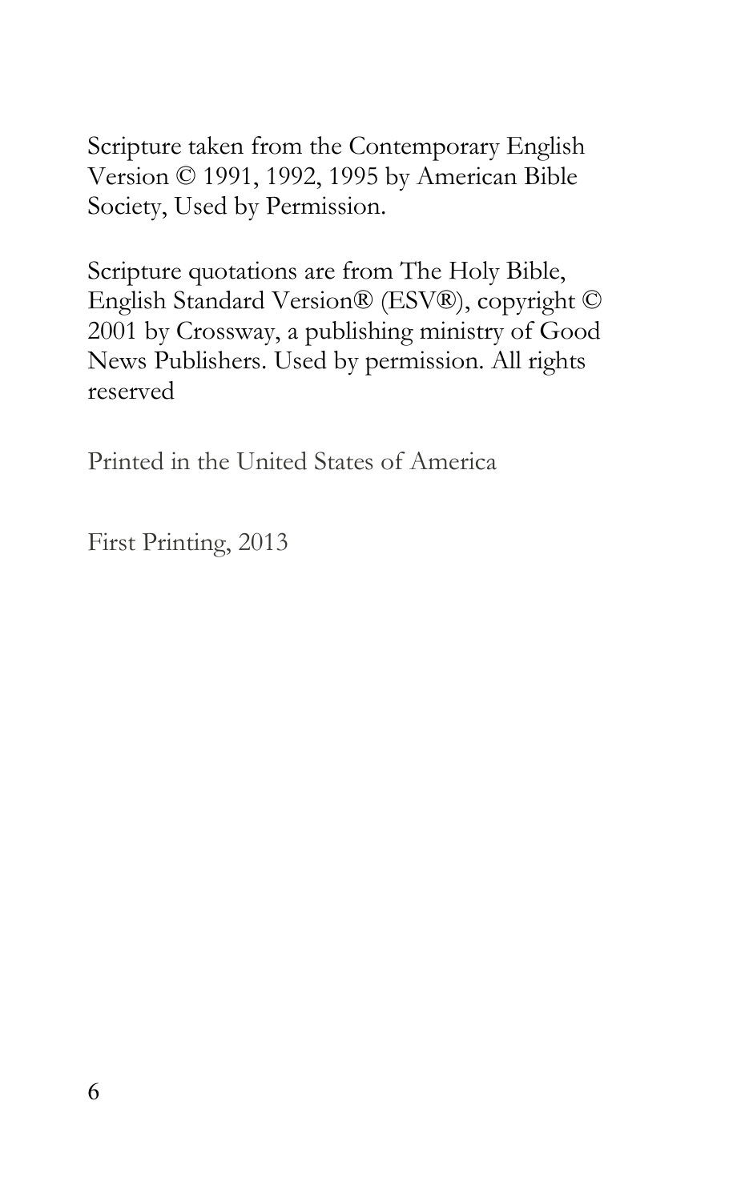Scripture taken from the Contemporary English Version © 1991, 1992, 1995 by American Bible Society, Used by Permission.

Scripture quotations are from The Holy Bible, English Standard Version® (ESV®), copyright © 2001 by Crossway, a publishing ministry of Good News Publishers. Used by permission. All rights reserved

Printed in the United States of America

First Printing, 2013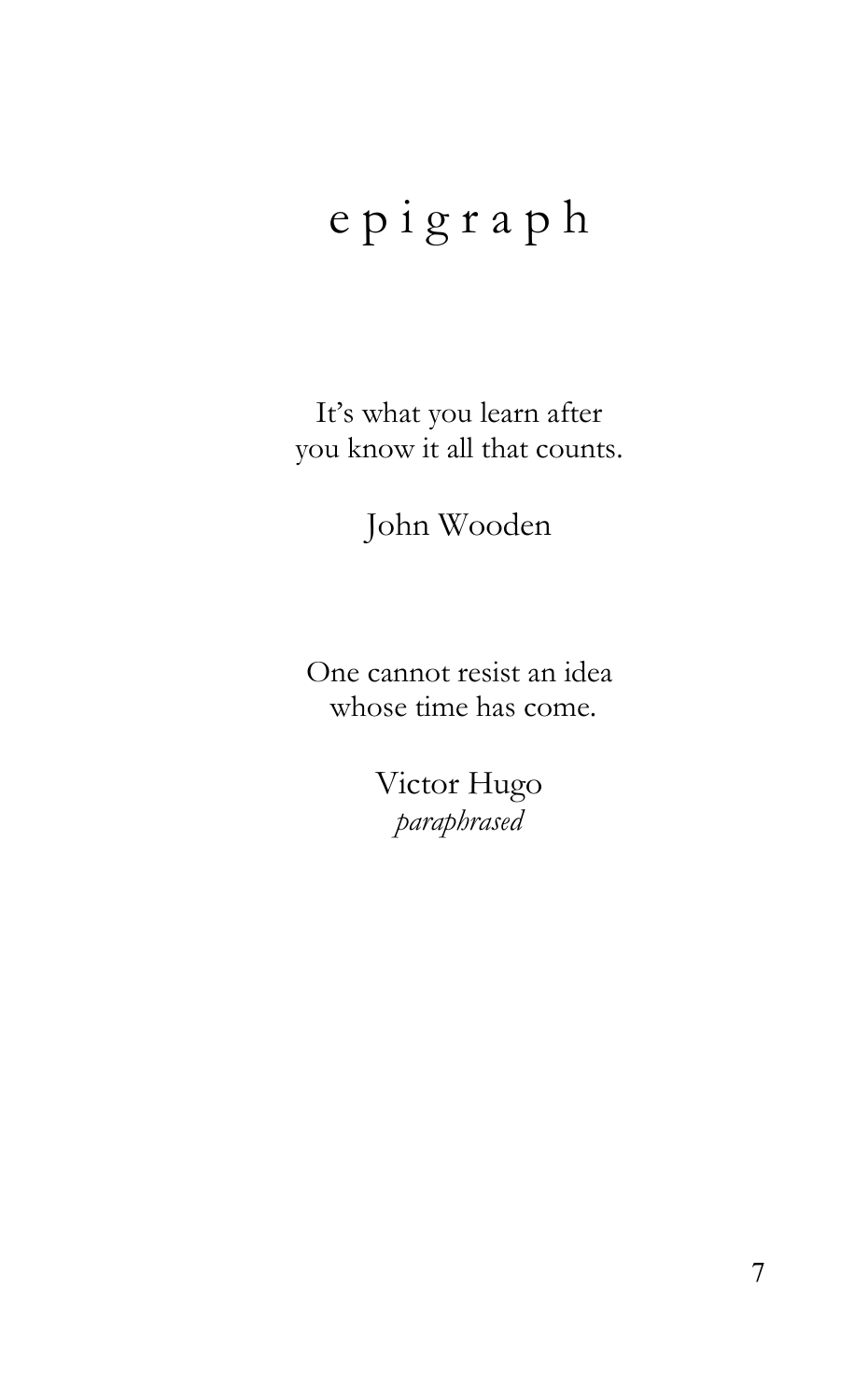# e p i g r a p h

It's what you learn after
you know it all that counts.

John Wooden

One cannot resist an idea
whose time has come.

Victor Hugo
*paraphrased*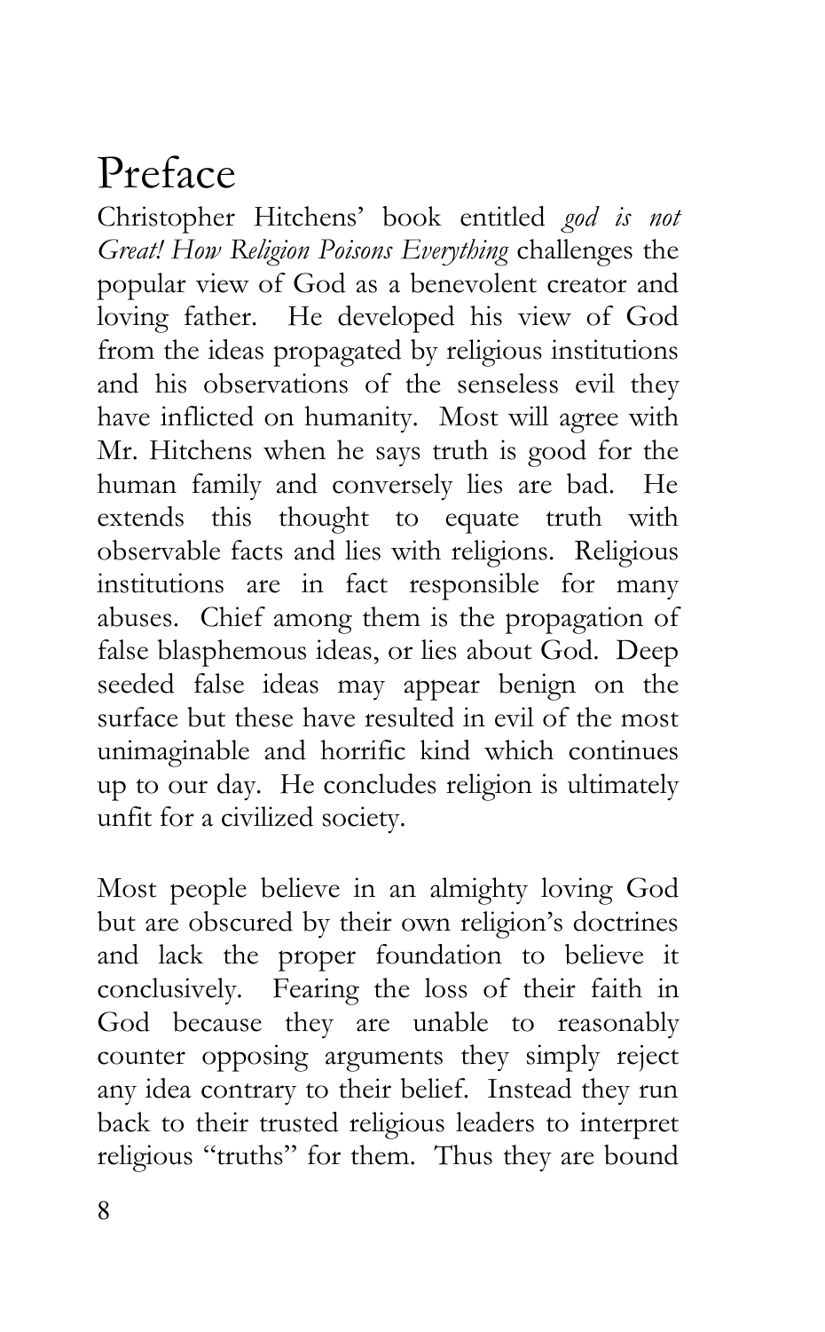# Preface

Christopher Hitchens' book entitled *god is not Great! How Religion Poisons Everything* challenges the popular view of God as a benevolent creator and loving father. He developed his view of God from the ideas propagated by religious institutions and his observations of the senseless evil they have inflicted on humanity. Most will agree with Mr. Hitchens when he says truth is good for the human family and conversely lies are bad. He extends this thought to equate truth with observable facts and lies with religions. Religious institutions are in fact responsible for many abuses. Chief among them is the propagation of false blasphemous ideas, or lies about God. Deep seeded false ideas may appear benign on the surface but these have resulted in evil of the most unimaginable and horrific kind which continues up to our day. He concludes religion is ultimately unfit for a civilized society.

Most people believe in an almighty loving God but are obscured by their own religion's doctrines and lack the proper foundation to believe it conclusively. Fearing the loss of their faith in God because they are unable to reasonably counter opposing arguments they simply reject any idea contrary to their belief. Instead they run back to their trusted religious leaders to interpret religious "truths" for them. Thus they are bound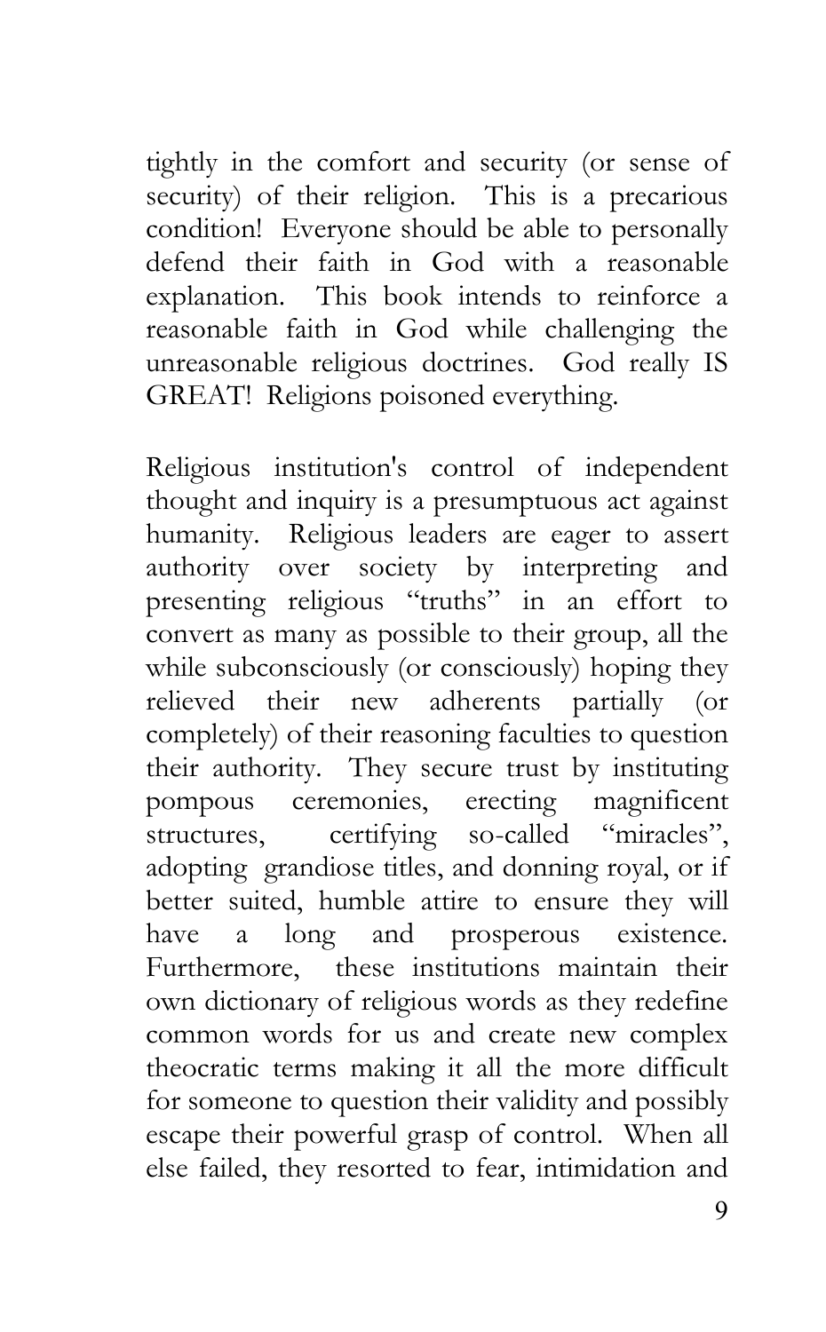tightly in the comfort and security (or sense of security) of their religion. This is a precarious condition! Everyone should be able to personally defend their faith in God with a reasonable explanation. This book intends to reinforce a reasonable faith in God while challenging the unreasonable religious doctrines. God really IS GREAT! Religions poisoned everything.

Religious institution's control of independent thought and inquiry is a presumptuous act against humanity. Religious leaders are eager to assert authority over society by interpreting and presenting religious "truths" in an effort to convert as many as possible to their group, all the while subconsciously (or consciously) hoping they relieved their new adherents partially (or completely) of their reasoning faculties to question their authority. They secure trust by instituting pompous ceremonies, erecting magnificent structures, certifying so-called "miracles", adopting grandiose titles, and donning royal, or if better suited, humble attire to ensure they will have a long and prosperous existence. Furthermore, these institutions maintain their own dictionary of religious words as they redefine common words for us and create new complex theocratic terms making it all the more difficult for someone to question their validity and possibly escape their powerful grasp of control. When all else failed, they resorted to fear, intimidation and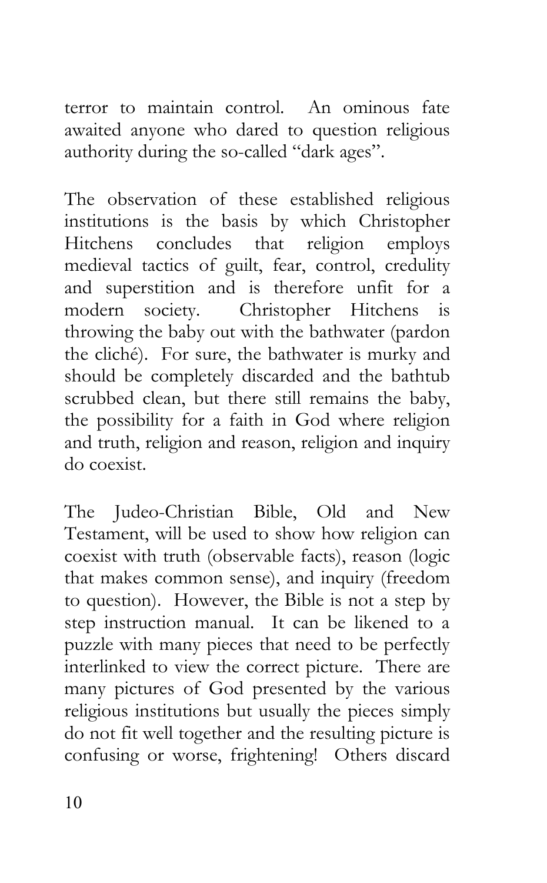terror to maintain control. An ominous fate awaited anyone who dared to question religious authority during the so-called "dark ages".

The observation of these established religious institutions is the basis by which Christopher Hitchens concludes that religion employs medieval tactics of guilt, fear, control, credulity and superstition and is therefore unfit for a modern society. Christopher Hitchens is throwing the baby out with the bathwater (pardon the cliché). For sure, the bathwater is murky and should be completely discarded and the bathtub scrubbed clean, but there still remains the baby, the possibility for a faith in God where religion and truth, religion and reason, religion and inquiry do coexist.

The Judeo-Christian Bible, Old and New Testament, will be used to show how religion can coexist with truth (observable facts), reason (logic that makes common sense), and inquiry (freedom to question). However, the Bible is not a step by step instruction manual. It can be likened to a puzzle with many pieces that need to be perfectly interlinked to view the correct picture. There are many pictures of God presented by the various religious institutions but usually the pieces simply do not fit well together and the resulting picture is confusing or worse, frightening! Others discard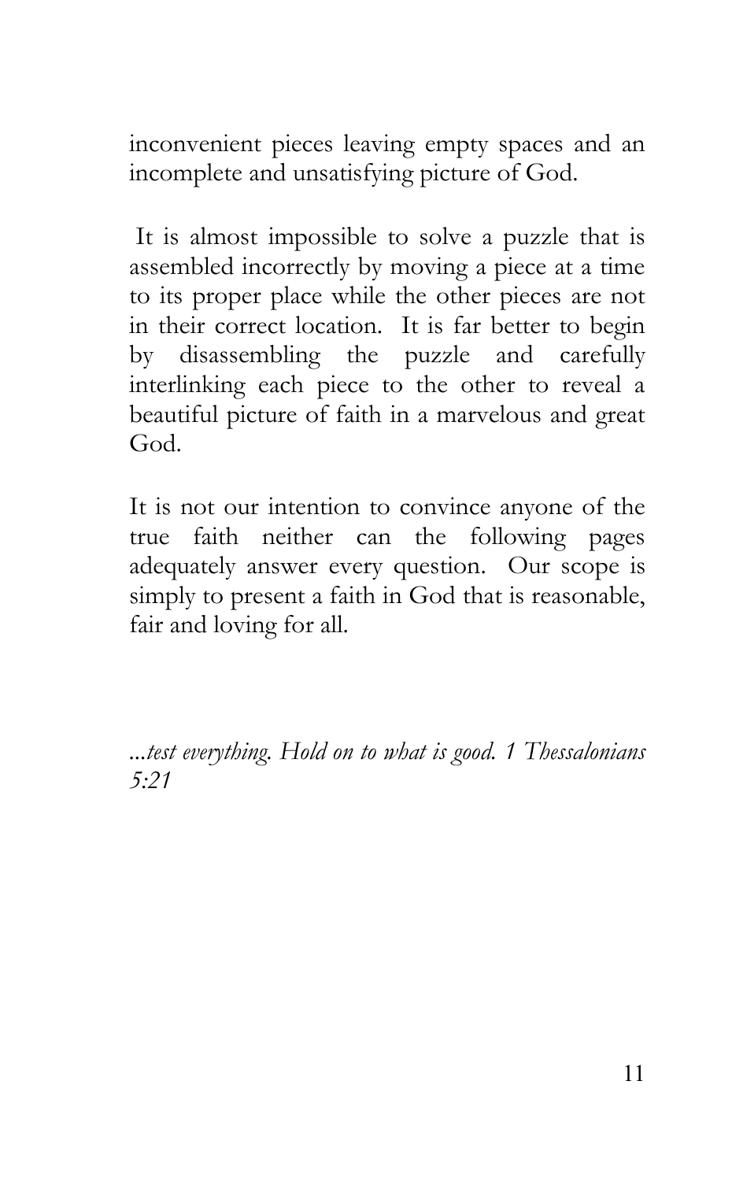inconvenient pieces leaving empty spaces and an incomplete and unsatisfying picture of God.

It is almost impossible to solve a puzzle that is assembled incorrectly by moving a piece at a time to its proper place while the other pieces are not in their correct location. It is far better to begin by disassembling the puzzle and carefully interlinking each piece to the other to reveal a beautiful picture of faith in a marvelous and great God.

It is not our intention to convince anyone of the true faith neither can the following pages adequately answer every question. Our scope is simply to present a faith in God that is reasonable, fair and loving for all.

*...test everything. Hold on to what is good. 1 Thessalonians 5:21*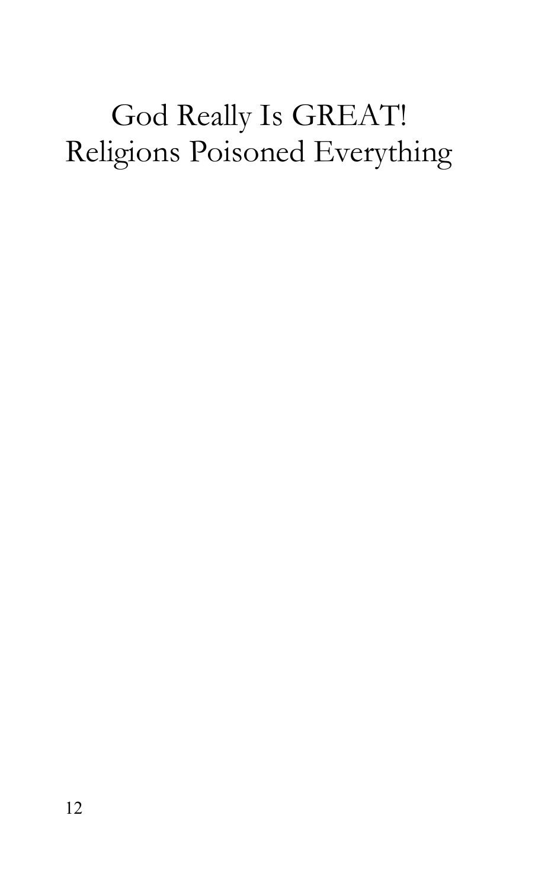# God Really Is GREAT!
# Religions Poisoned Everything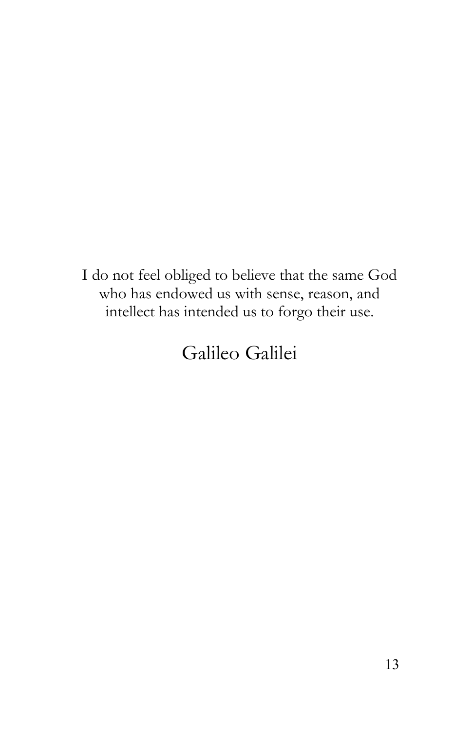I do not feel obliged to believe that the same God who has endowed us with sense, reason, and intellect has intended us to forgo their use.

Galileo Galilei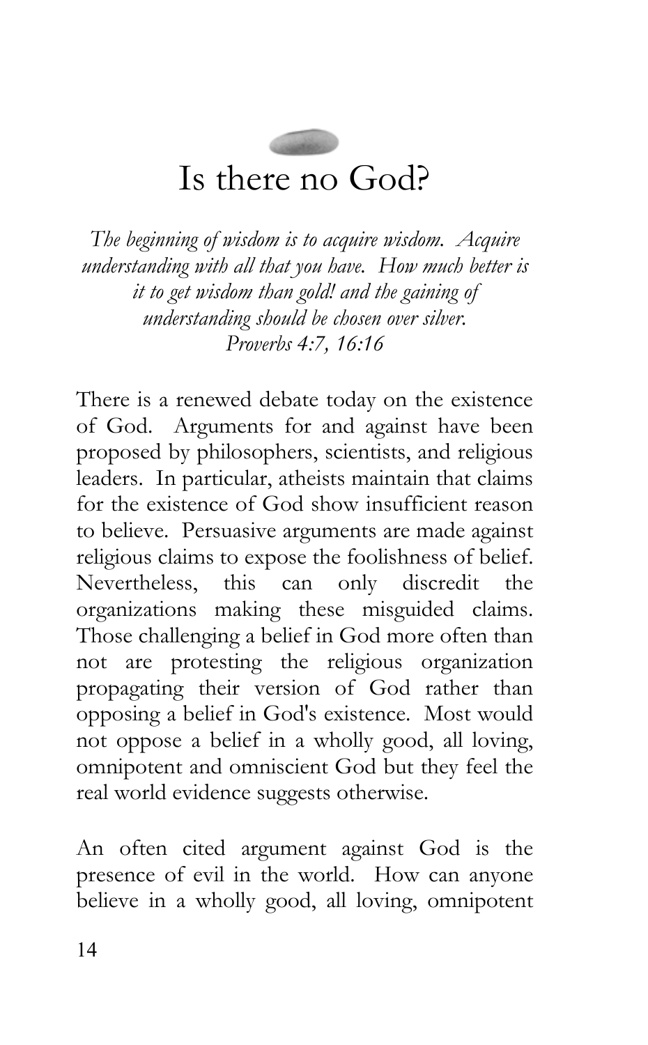# Is there no God?

*The beginning of wisdom is to acquire wisdom. Acquire understanding with all that you have. How much better is it to get wisdom than gold! and the gaining of understanding should be chosen over silver.*
*Proverbs 4:7, 16:16*

There is a renewed debate today on the existence of God. Arguments for and against have been proposed by philosophers, scientists, and religious leaders. In particular, atheists maintain that claims for the existence of God show insufficient reason to believe. Persuasive arguments are made against religious claims to expose the foolishness of belief. Nevertheless, this can only discredit the organizations making these misguided claims. Those challenging a belief in God more often than not are protesting the religious organization propagating their version of God rather than opposing a belief in God's existence. Most would not oppose a belief in a wholly good, all loving, omnipotent and omniscient God but they feel the real world evidence suggests otherwise.

An often cited argument against God is the presence of evil in the world. How can anyone believe in a wholly good, all loving, omnipotent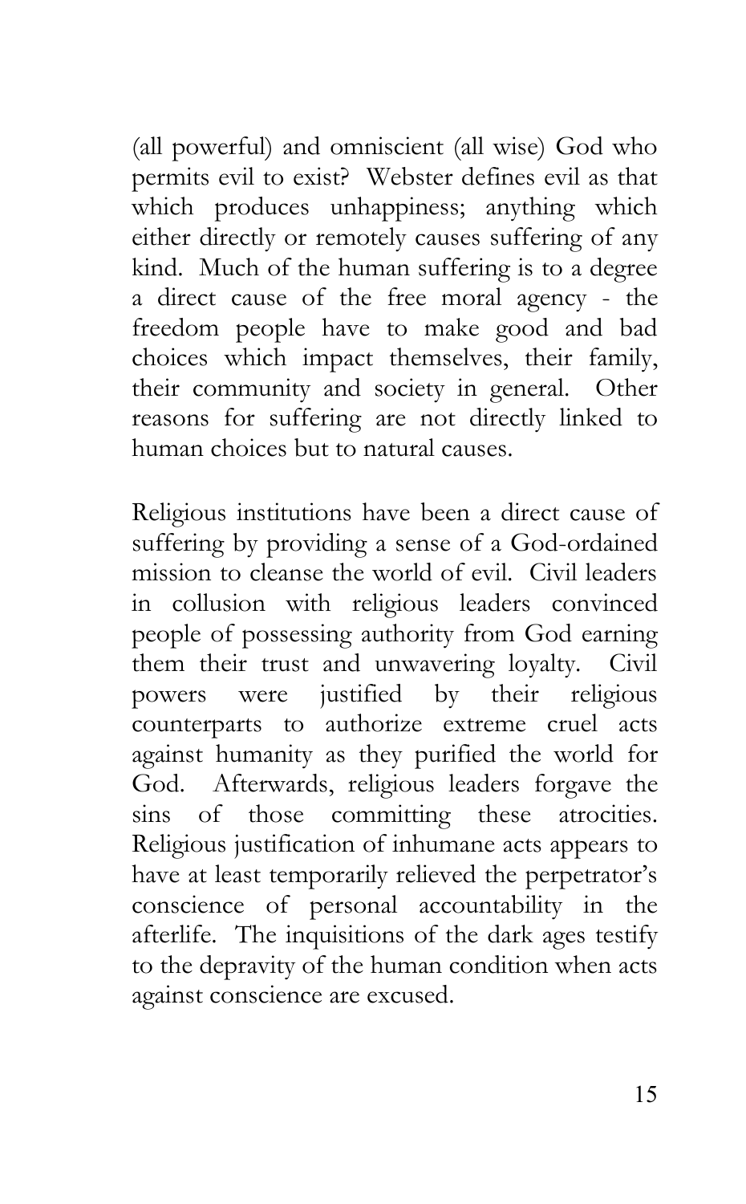(all powerful) and omniscient (all wise) God who permits evil to exist? Webster defines evil as that which produces unhappiness; anything which either directly or remotely causes suffering of any kind. Much of the human suffering is to a degree a direct cause of the free moral agency - the freedom people have to make good and bad choices which impact themselves, their family, their community and society in general. Other reasons for suffering are not directly linked to human choices but to natural causes.

Religious institutions have been a direct cause of suffering by providing a sense of a God-ordained mission to cleanse the world of evil. Civil leaders in collusion with religious leaders convinced people of possessing authority from God earning them their trust and unwavering loyalty. Civil powers were justified by their religious counterparts to authorize extreme cruel acts against humanity as they purified the world for God. Afterwards, religious leaders forgave the sins of those committing these atrocities. Religious justification of inhumane acts appears to have at least temporarily relieved the perpetrator's conscience of personal accountability in the afterlife. The inquisitions of the dark ages testify to the depravity of the human condition when acts against conscience are excused.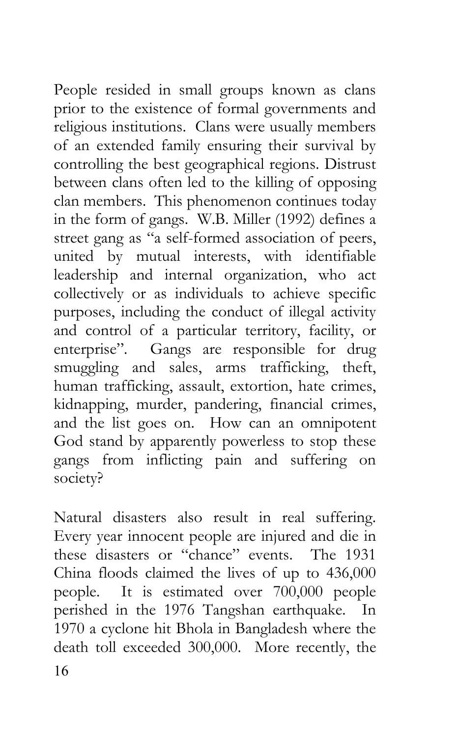People resided in small groups known as clans prior to the existence of formal governments and religious institutions. Clans were usually members of an extended family ensuring their survival by controlling the best geographical regions. Distrust between clans often led to the killing of opposing clan members. This phenomenon continues today in the form of gangs. W.B. Miller (1992) defines a street gang as "a self-formed association of peers, united by mutual interests, with identifiable leadership and internal organization, who act collectively or as individuals to achieve specific purposes, including the conduct of illegal activity and control of a particular territory, facility, or enterprise". Gangs are responsible for drug smuggling and sales, arms trafficking, theft, human trafficking, assault, extortion, hate crimes, kidnapping, murder, pandering, financial crimes, and the list goes on. How can an omnipotent God stand by apparently powerless to stop these gangs from inflicting pain and suffering on society?

Natural disasters also result in real suffering. Every year innocent people are injured and die in these disasters or "chance" events. The 1931 China floods claimed the lives of up to 436,000 people. It is estimated over 700,000 people perished in the 1976 Tangshan earthquake. In 1970 a cyclone hit Bhola in Bangladesh where the death toll exceeded 300,000. More recently, the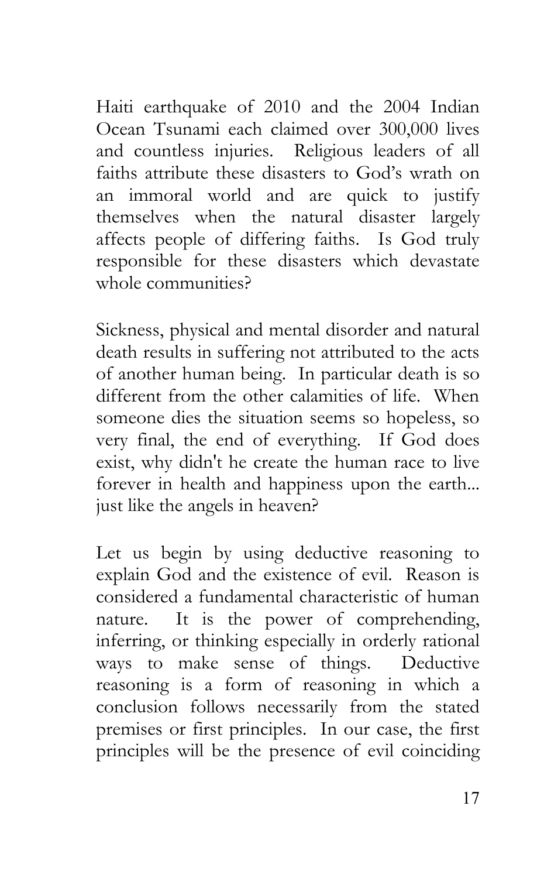Haiti earthquake of 2010 and the 2004 Indian Ocean Tsunami each claimed over 300,000 lives and countless injuries. Religious leaders of all faiths attribute these disasters to God's wrath on an immoral world and are quick to justify themselves when the natural disaster largely affects people of differing faiths. Is God truly responsible for these disasters which devastate whole communities?

Sickness, physical and mental disorder and natural death results in suffering not attributed to the acts of another human being. In particular death is so different from the other calamities of life. When someone dies the situation seems so hopeless, so very final, the end of everything. If God does exist, why didn't he create the human race to live forever in health and happiness upon the earth... just like the angels in heaven?

Let us begin by using deductive reasoning to explain God and the existence of evil. Reason is considered a fundamental characteristic of human nature. It is the power of comprehending, inferring, or thinking especially in orderly rational ways to make sense of things. Deductive reasoning is a form of reasoning in which a conclusion follows necessarily from the stated premises or first principles. In our case, the first principles will be the presence of evil coinciding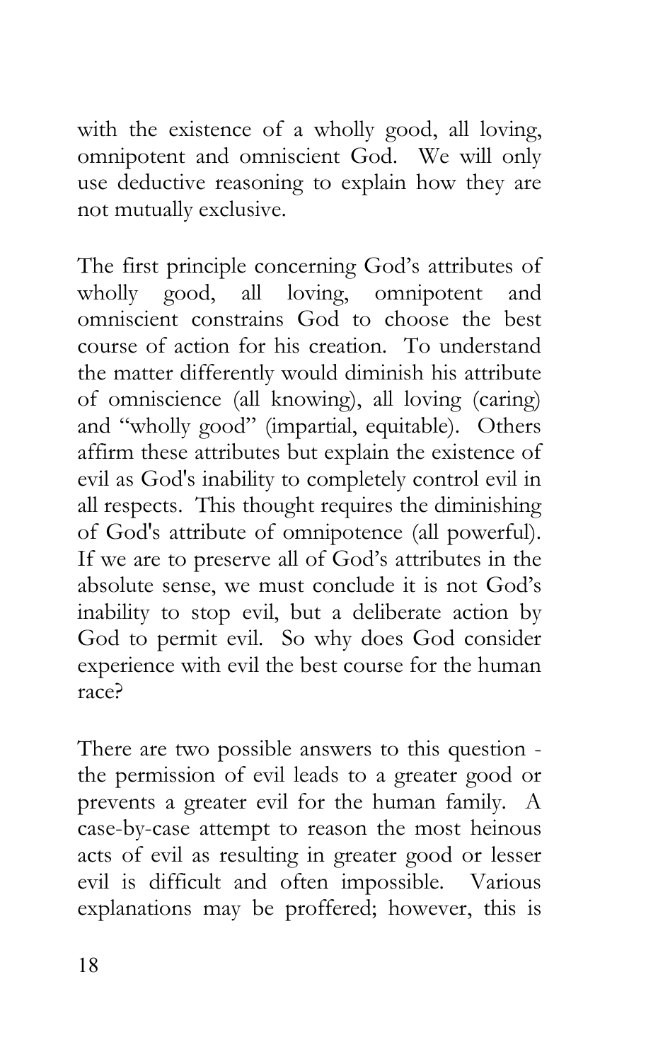with the existence of a wholly good, all loving, omnipotent and omniscient God. We will only use deductive reasoning to explain how they are not mutually exclusive.

The first principle concerning God's attributes of wholly good, all loving, omnipotent and omniscient constrains God to choose the best course of action for his creation. To understand the matter differently would diminish his attribute of omniscience (all knowing), all loving (caring) and "wholly good" (impartial, equitable). Others affirm these attributes but explain the existence of evil as God's inability to completely control evil in all respects. This thought requires the diminishing of God's attribute of omnipotence (all powerful). If we are to preserve all of God's attributes in the absolute sense, we must conclude it is not God's inability to stop evil, but a deliberate action by God to permit evil. So why does God consider experience with evil the best course for the human race?

There are two possible answers to this question - the permission of evil leads to a greater good or prevents a greater evil for the human family. A case-by-case attempt to reason the most heinous acts of evil as resulting in greater good or lesser evil is difficult and often impossible. Various explanations may be proffered; however, this is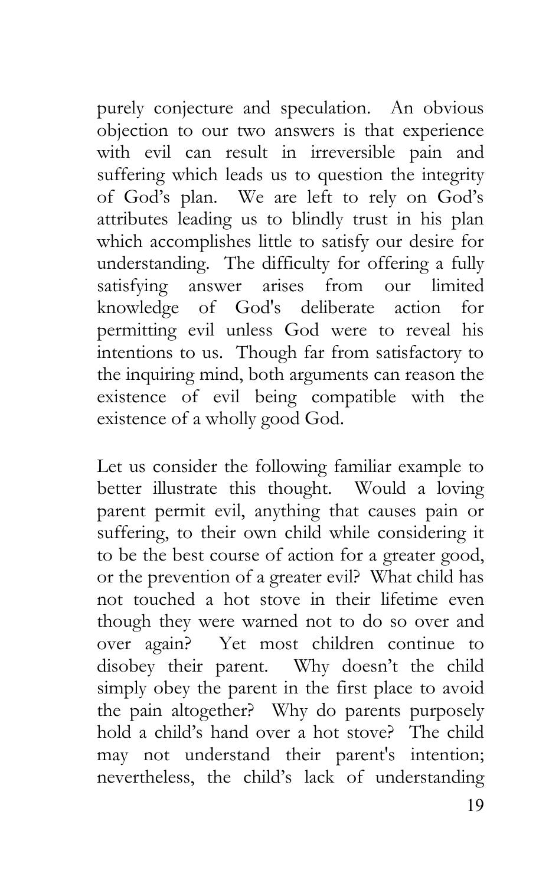purely conjecture and speculation. An obvious objection to our two answers is that experience with evil can result in irreversible pain and suffering which leads us to question the integrity of God's plan. We are left to rely on God's attributes leading us to blindly trust in his plan which accomplishes little to satisfy our desire for understanding. The difficulty for offering a fully satisfying answer arises from our limited knowledge of God's deliberate action for permitting evil unless God were to reveal his intentions to us. Though far from satisfactory to the inquiring mind, both arguments can reason the existence of evil being compatible with the existence of a wholly good God.

Let us consider the following familiar example to better illustrate this thought. Would a loving parent permit evil, anything that causes pain or suffering, to their own child while considering it to be the best course of action for a greater good, or the prevention of a greater evil? What child has not touched a hot stove in their lifetime even though they were warned not to do so over and over again? Yet most children continue to disobey their parent. Why doesn't the child simply obey the parent in the first place to avoid the pain altogether? Why do parents purposely hold a child's hand over a hot stove? The child may not understand their parent's intention; nevertheless, the child's lack of understanding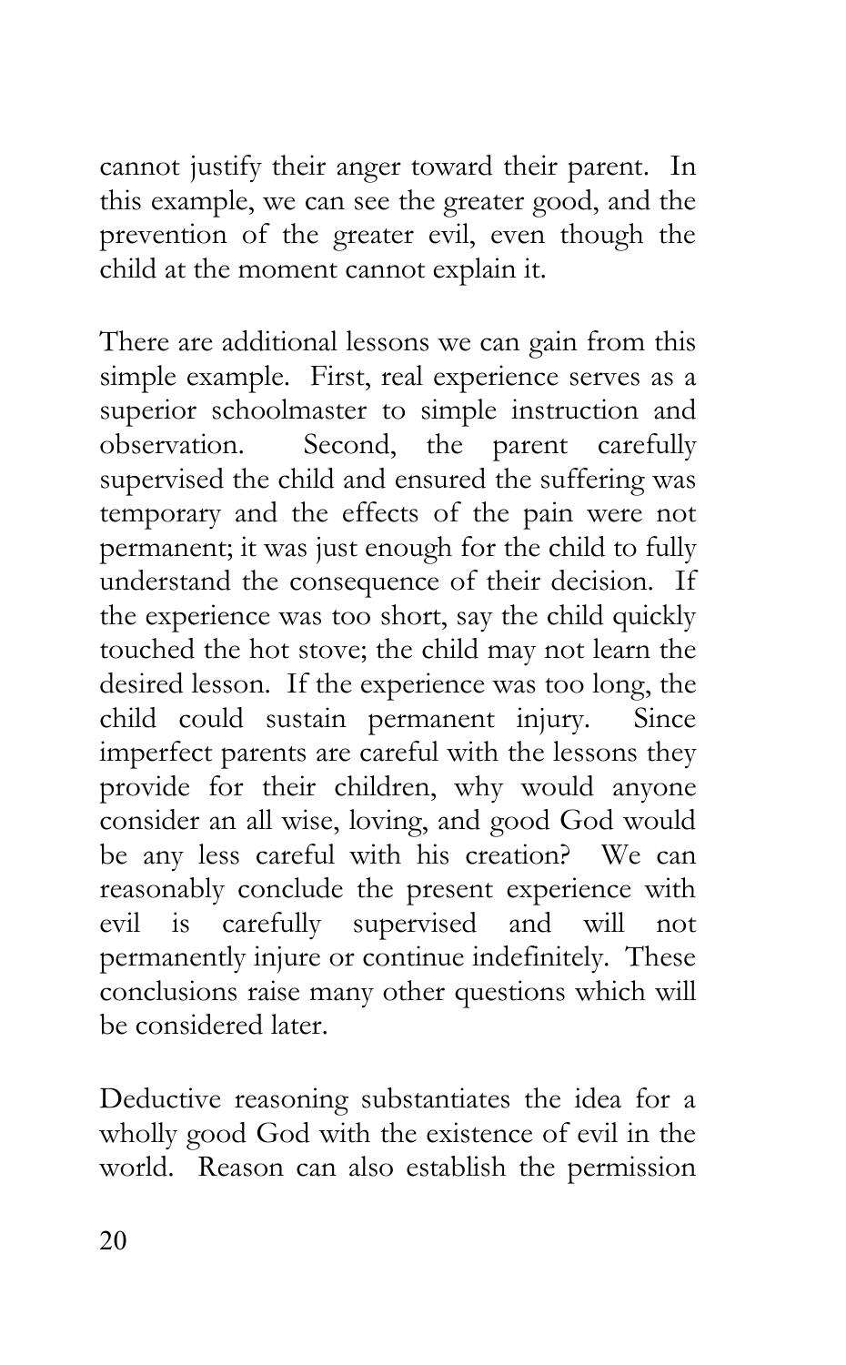cannot justify their anger toward their parent. In this example, we can see the greater good, and the prevention of the greater evil, even though the child at the moment cannot explain it.

There are additional lessons we can gain from this simple example. First, real experience serves as a superior schoolmaster to simple instruction and observation. Second, the parent carefully supervised the child and ensured the suffering was temporary and the effects of the pain were not permanent; it was just enough for the child to fully understand the consequence of their decision. If the experience was too short, say the child quickly touched the hot stove; the child may not learn the desired lesson. If the experience was too long, the child could sustain permanent injury. Since imperfect parents are careful with the lessons they provide for their children, why would anyone consider an all wise, loving, and good God would be any less careful with his creation? We can reasonably conclude the present experience with evil is carefully supervised and will not permanently injure or continue indefinitely. These conclusions raise many other questions which will be considered later.

Deductive reasoning substantiates the idea for a wholly good God with the existence of evil in the world. Reason can also establish the permission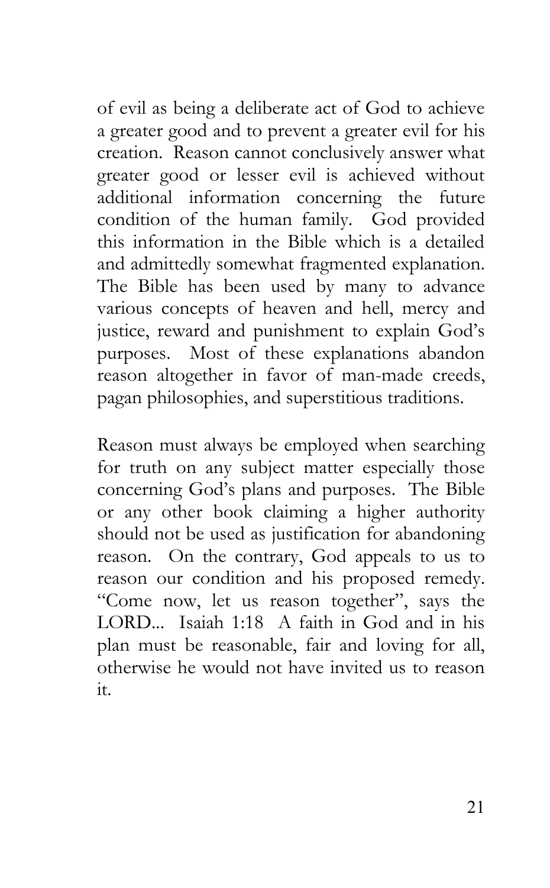of evil as being a deliberate act of God to achieve a greater good and to prevent a greater evil for his creation. Reason cannot conclusively answer what greater good or lesser evil is achieved without additional information concerning the future condition of the human family. God provided this information in the Bible which is a detailed and admittedly somewhat fragmented explanation. The Bible has been used by many to advance various concepts of heaven and hell, mercy and justice, reward and punishment to explain God's purposes. Most of these explanations abandon reason altogether in favor of man-made creeds, pagan philosophies, and superstitious traditions.

Reason must always be employed when searching for truth on any subject matter especially those concerning God's plans and purposes. The Bible or any other book claiming a higher authority should not be used as justification for abandoning reason. On the contrary, God appeals to us to reason our condition and his proposed remedy. "Come now, let us reason together", says the LORD... Isaiah 1:18 A faith in God and in his plan must be reasonable, fair and loving for all, otherwise he would not have invited us to reason it.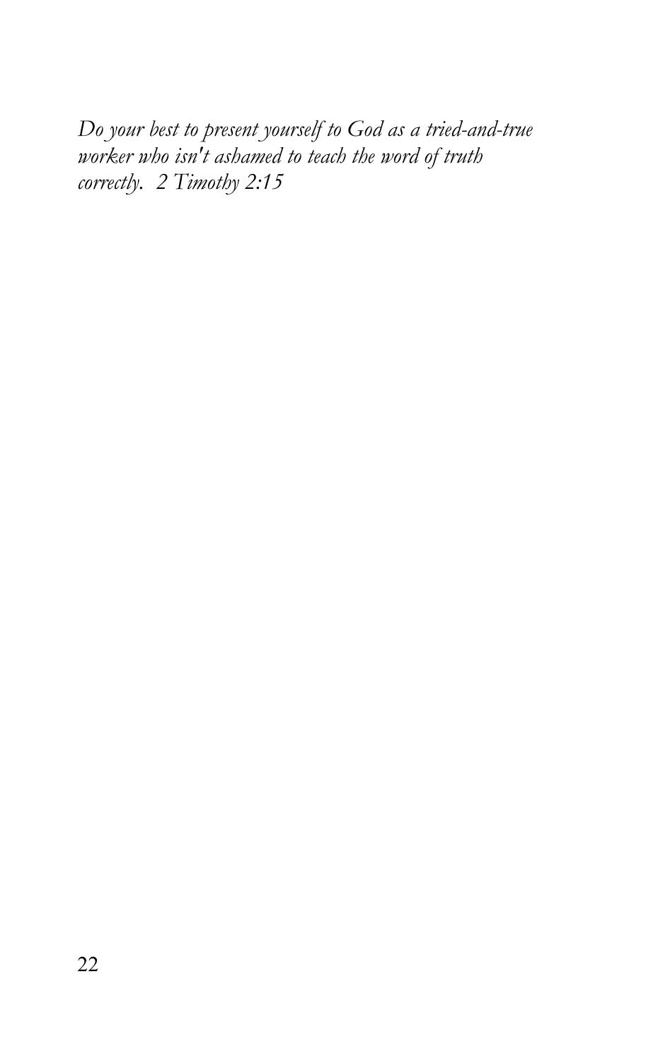*Do your best to present yourself to God as a tried-and-true worker who isn't ashamed to teach the word of truth correctly. 2 Timothy 2:15*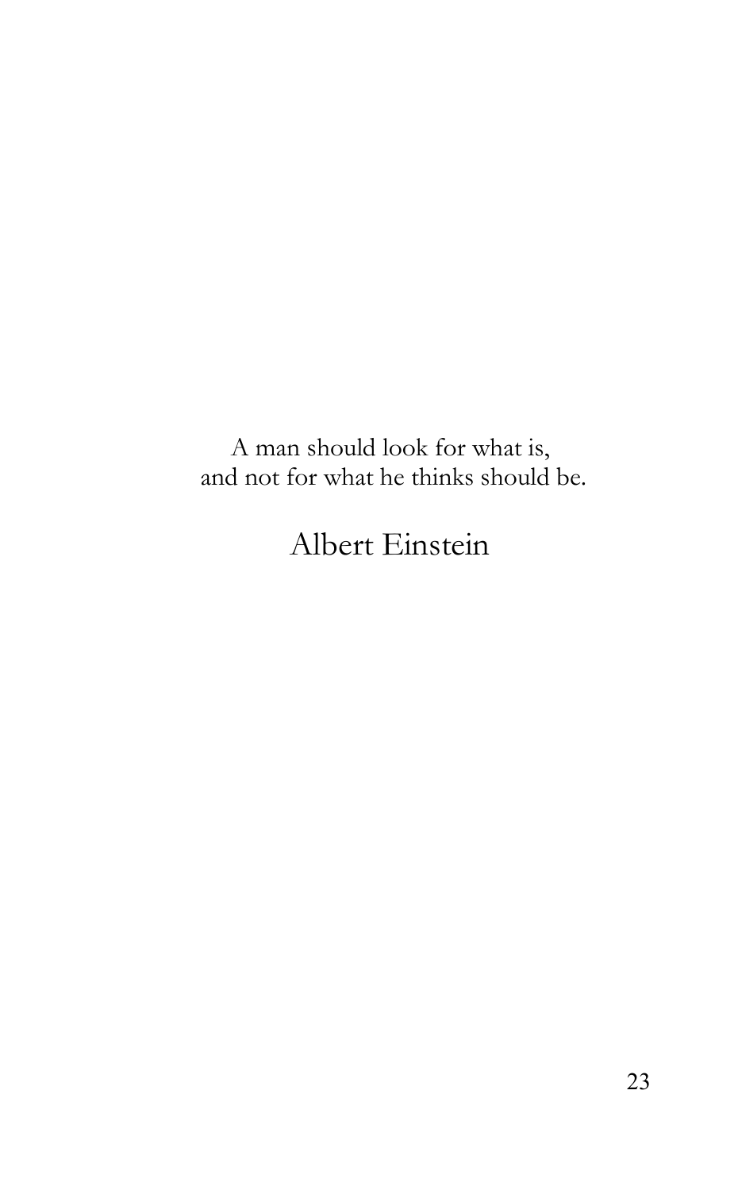A man should look for what is,
and not for what he thinks should be.

Albert Einstein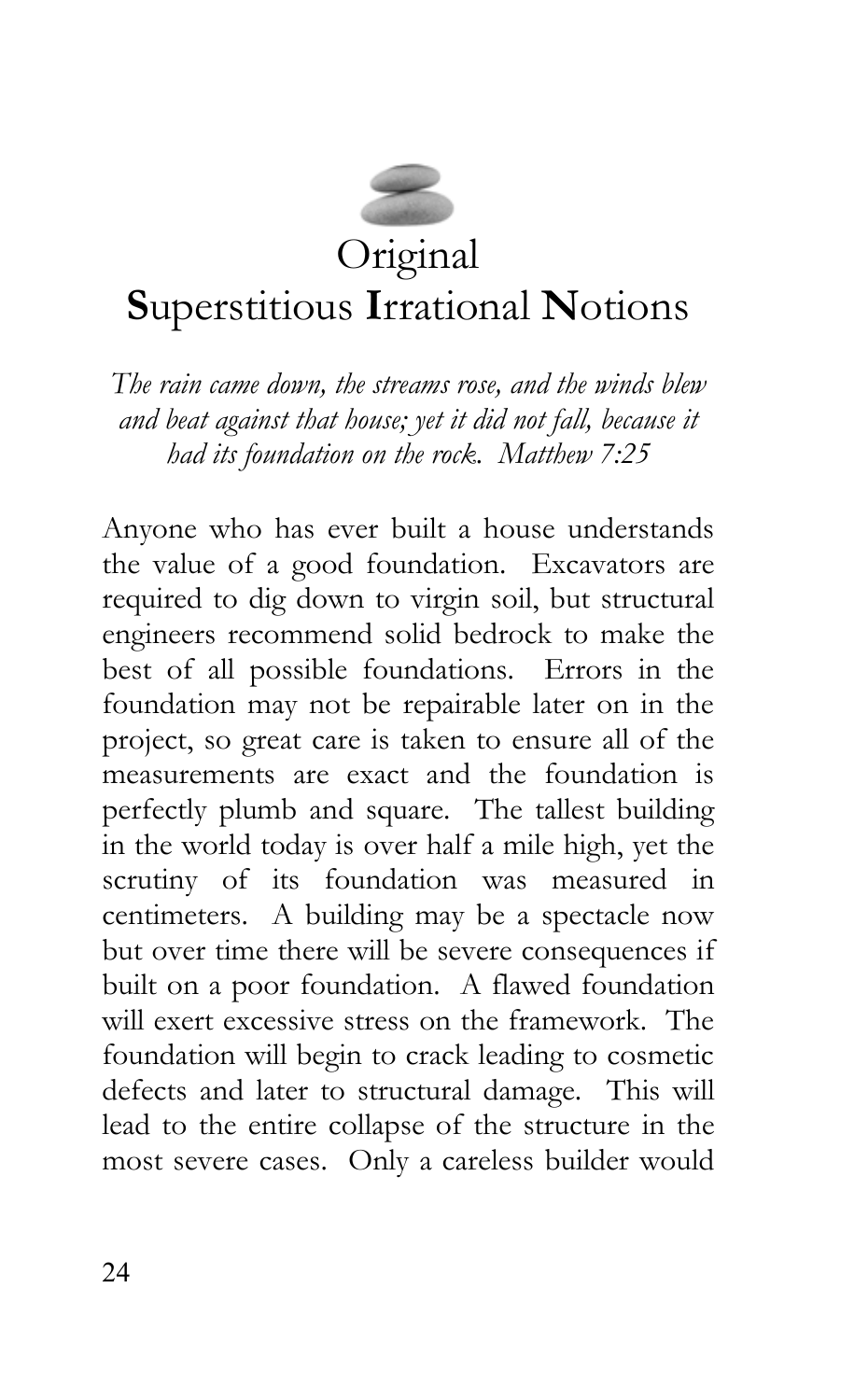# Original **S**uperstitious **I**rrational **N**otions

*The rain came down, the streams rose, and the winds blew and beat against that house; yet it did not fall, because it had its foundation on the rock. Matthew 7:25*

Anyone who has ever built a house understands the value of a good foundation. Excavators are required to dig down to virgin soil, but structural engineers recommend solid bedrock to make the best of all possible foundations. Errors in the foundation may not be repairable later on in the project, so great care is taken to ensure all of the measurements are exact and the foundation is perfectly plumb and square. The tallest building in the world today is over half a mile high, yet the scrutiny of its foundation was measured in centimeters. A building may be a spectacle now but over time there will be severe consequences if built on a poor foundation. A flawed foundation will exert excessive stress on the framework. The foundation will begin to crack leading to cosmetic defects and later to structural damage. This will lead to the entire collapse of the structure in the most severe cases. Only a careless builder would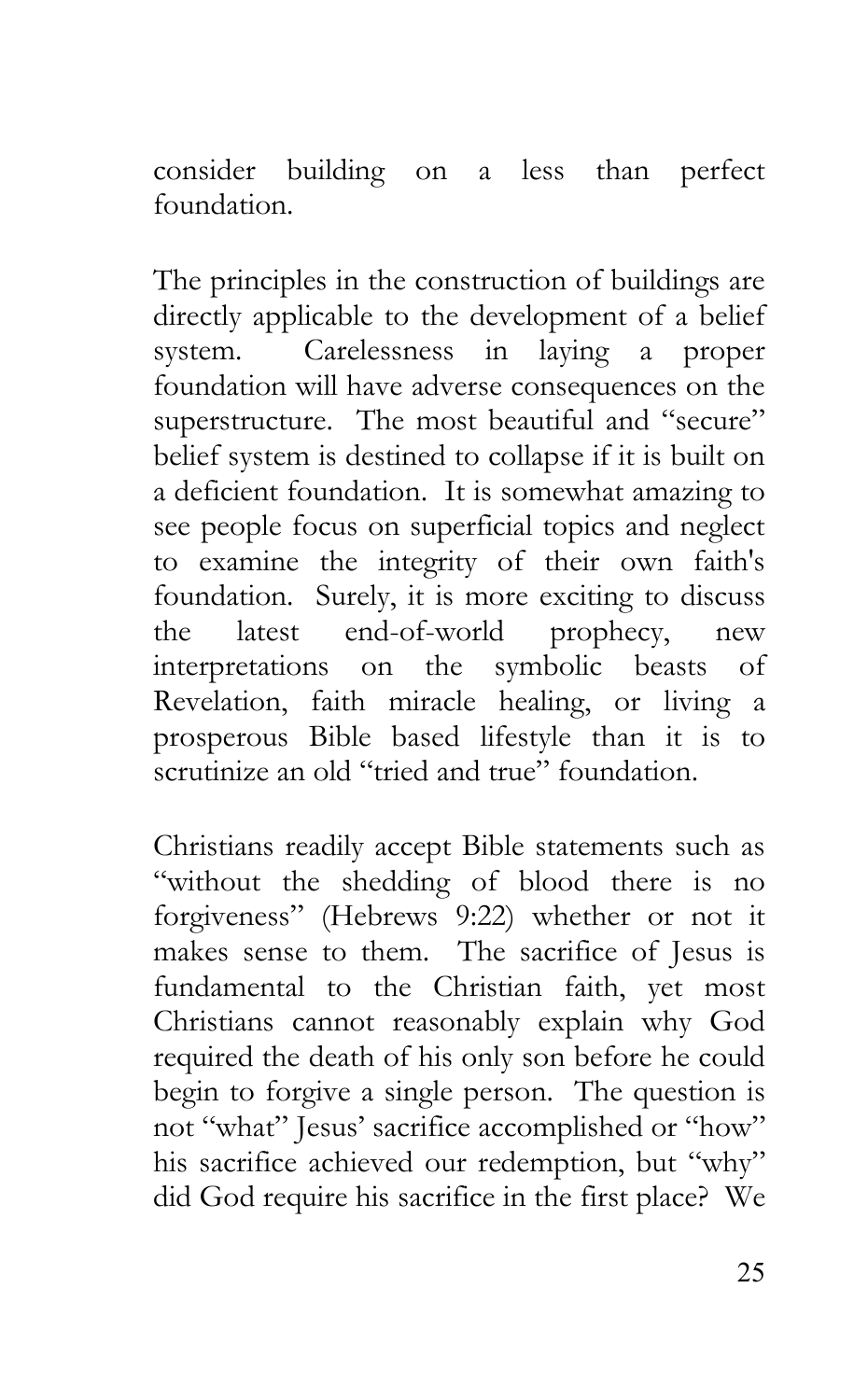consider building on a less than perfect foundation.

The principles in the construction of buildings are directly applicable to the development of a belief system. Carelessness in laying a proper foundation will have adverse consequences on the superstructure. The most beautiful and "secure" belief system is destined to collapse if it is built on a deficient foundation. It is somewhat amazing to see people focus on superficial topics and neglect to examine the integrity of their own faith's foundation. Surely, it is more exciting to discuss the latest end-of-world prophecy, new interpretations on the symbolic beasts of Revelation, faith miracle healing, or living a prosperous Bible based lifestyle than it is to scrutinize an old "tried and true" foundation.

Christians readily accept Bible statements such as "without the shedding of blood there is no forgiveness" (Hebrews 9:22) whether or not it makes sense to them. The sacrifice of Jesus is fundamental to the Christian faith, yet most Christians cannot reasonably explain why God required the death of his only son before he could begin to forgive a single person. The question is not "what" Jesus' sacrifice accomplished or "how" his sacrifice achieved our redemption, but "why" did God require his sacrifice in the first place? We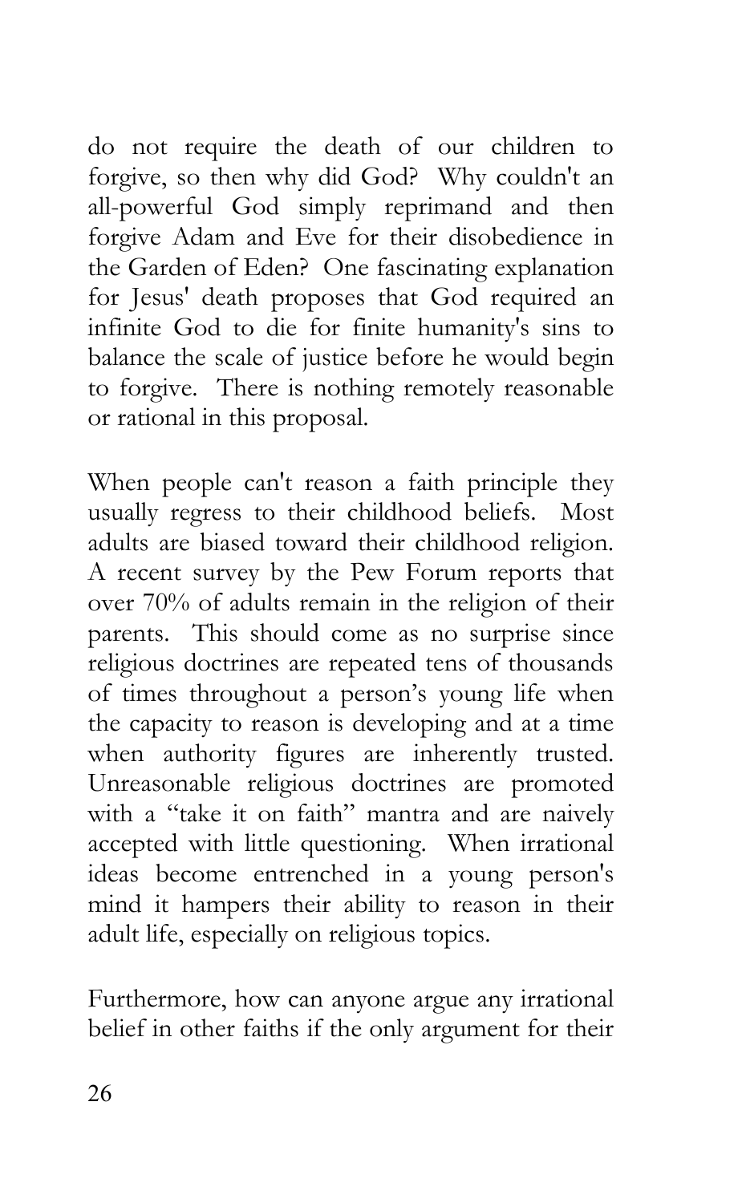do not require the death of our children to forgive, so then why did God? Why couldn't an all-powerful God simply reprimand and then forgive Adam and Eve for their disobedience in the Garden of Eden? One fascinating explanation for Jesus' death proposes that God required an infinite God to die for finite humanity's sins to balance the scale of justice before he would begin to forgive. There is nothing remotely reasonable or rational in this proposal.

When people can't reason a faith principle they usually regress to their childhood beliefs. Most adults are biased toward their childhood religion. A recent survey by the Pew Forum reports that over 70% of adults remain in the religion of their parents. This should come as no surprise since religious doctrines are repeated tens of thousands of times throughout a person's young life when the capacity to reason is developing and at a time when authority figures are inherently trusted. Unreasonable religious doctrines are promoted with a "take it on faith" mantra and are naively accepted with little questioning. When irrational ideas become entrenched in a young person's mind it hampers their ability to reason in their adult life, especially on religious topics.

Furthermore, how can anyone argue any irrational belief in other faiths if the only argument for their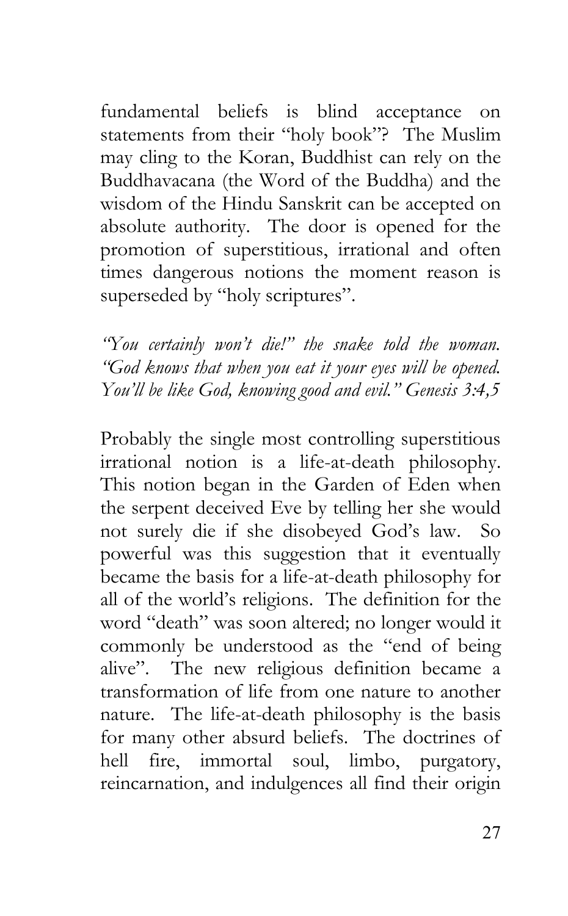fundamental beliefs is blind acceptance on statements from their "holy book"? The Muslim may cling to the Koran, Buddhist can rely on the Buddhavacana (the Word of the Buddha) and the wisdom of the Hindu Sanskrit can be accepted on absolute authority. The door is opened for the promotion of superstitious, irrational and often times dangerous notions the moment reason is superseded by "holy scriptures".

*"You certainly won't die!" the snake told the woman. "God knows that when you eat it your eyes will be opened. You'll be like God, knowing good and evil." Genesis 3:4,5*

Probably the single most controlling superstitious irrational notion is a life-at-death philosophy. This notion began in the Garden of Eden when the serpent deceived Eve by telling her she would not surely die if she disobeyed God's law. So powerful was this suggestion that it eventually became the basis for a life-at-death philosophy for all of the world's religions. The definition for the word "death" was soon altered; no longer would it commonly be understood as the "end of being alive". The new religious definition became a transformation of life from one nature to another nature. The life-at-death philosophy is the basis for many other absurd beliefs. The doctrines of hell fire, immortal soul, limbo, purgatory, reincarnation, and indulgences all find their origin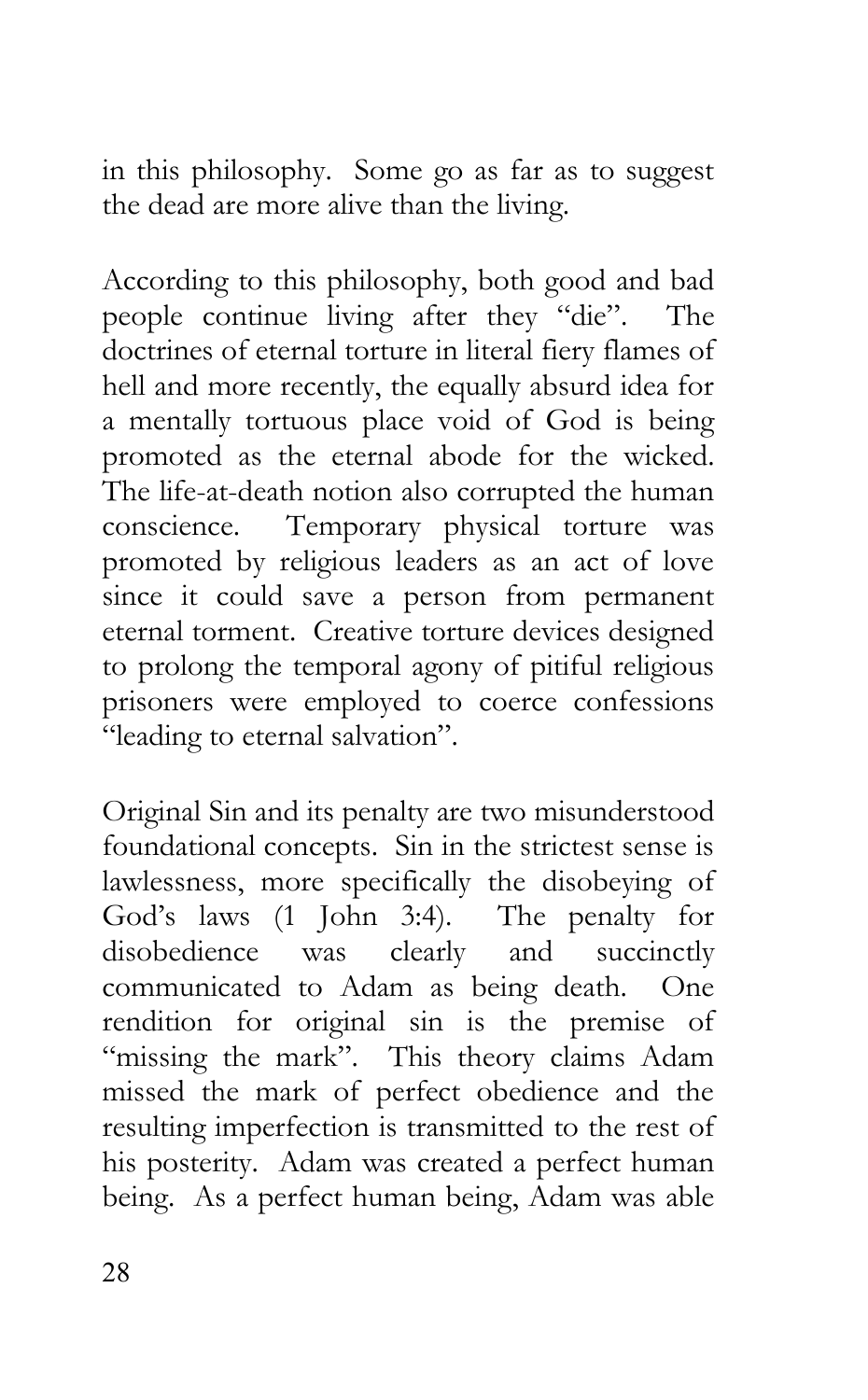in this philosophy. Some go as far as to suggest the dead are more alive than the living.

According to this philosophy, both good and bad people continue living after they "die". The doctrines of eternal torture in literal fiery flames of hell and more recently, the equally absurd idea for a mentally tortuous place void of God is being promoted as the eternal abode for the wicked. The life-at-death notion also corrupted the human conscience. Temporary physical torture was promoted by religious leaders as an act of love since it could save a person from permanent eternal torment. Creative torture devices designed to prolong the temporal agony of pitiful religious prisoners were employed to coerce confessions "leading to eternal salvation".

Original Sin and its penalty are two misunderstood foundational concepts. Sin in the strictest sense is lawlessness, more specifically the disobeying of God's laws (1 John 3:4). The penalty for disobedience was clearly and succinctly communicated to Adam as being death. One rendition for original sin is the premise of "missing the mark". This theory claims Adam missed the mark of perfect obedience and the resulting imperfection is transmitted to the rest of his posterity. Adam was created a perfect human being. As a perfect human being, Adam was able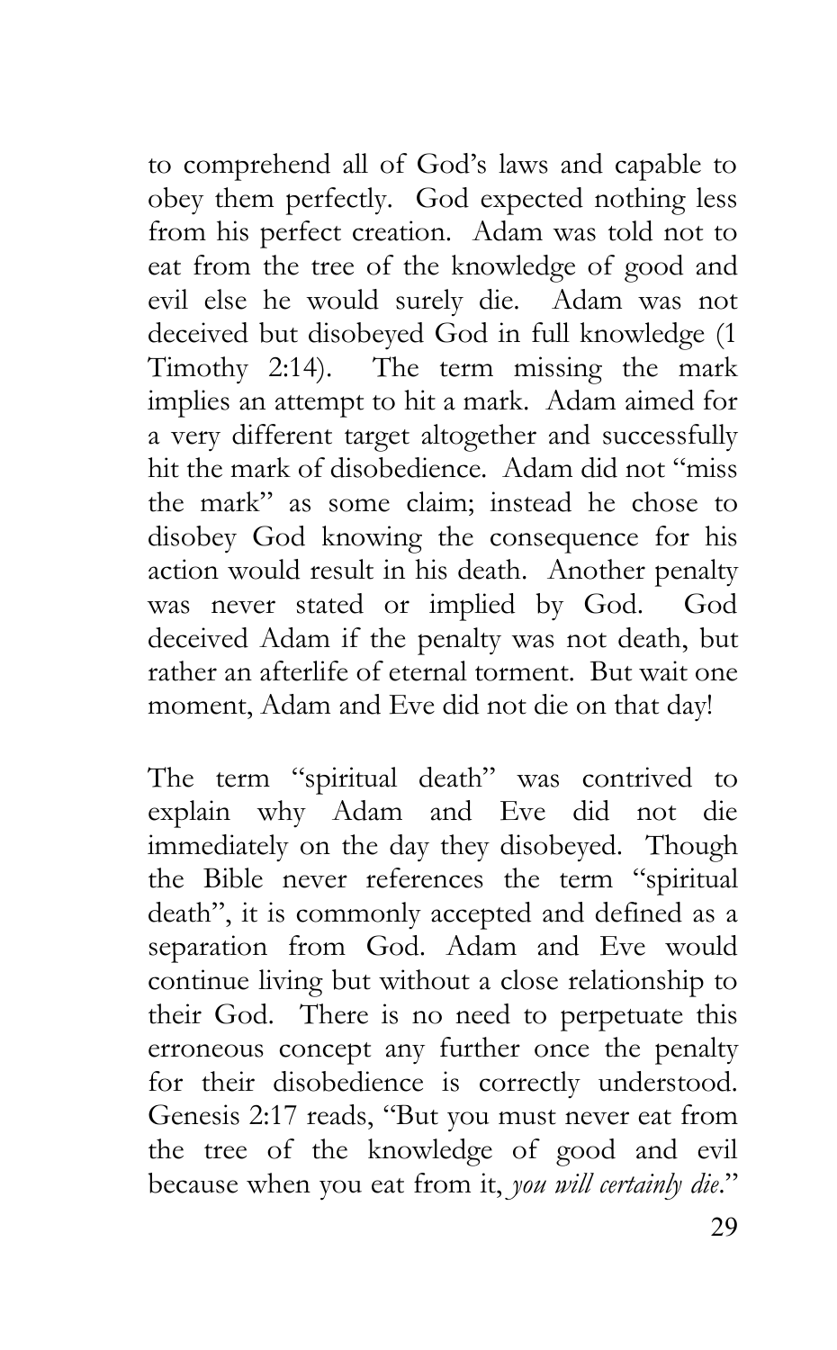to comprehend all of God's laws and capable to obey them perfectly. God expected nothing less from his perfect creation. Adam was told not to eat from the tree of the knowledge of good and evil else he would surely die. Adam was not deceived but disobeyed God in full knowledge (1 Timothy 2:14). The term missing the mark implies an attempt to hit a mark. Adam aimed for a very different target altogether and successfully hit the mark of disobedience. Adam did not "miss the mark" as some claim; instead he chose to disobey God knowing the consequence for his action would result in his death. Another penalty was never stated or implied by God. God deceived Adam if the penalty was not death, but rather an afterlife of eternal torment. But wait one moment, Adam and Eve did not die on that day!

The term "spiritual death" was contrived to explain why Adam and Eve did not die immediately on the day they disobeyed. Though the Bible never references the term "spiritual death", it is commonly accepted and defined as a separation from God. Adam and Eve would continue living but without a close relationship to their God. There is no need to perpetuate this erroneous concept any further once the penalty for their disobedience is correctly understood. Genesis 2:17 reads, "But you must never eat from the tree of the knowledge of good and evil because when you eat from it, *you will certainly die*."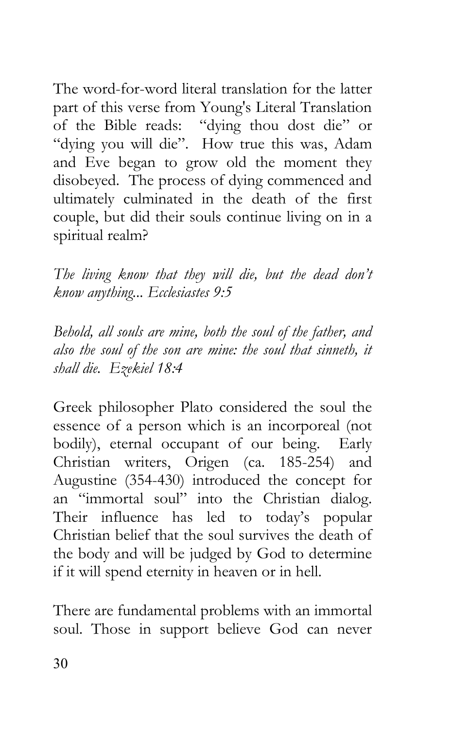The word-for-word literal translation for the latter part of this verse from Young's Literal Translation of the Bible reads: "dying thou dost die" or "dying you will die". How true this was, Adam and Eve began to grow old the moment they disobeyed. The process of dying commenced and ultimately culminated in the death of the first couple, but did their souls continue living on in a spiritual realm?

*The living know that they will die, but the dead don't know anything... Ecclesiastes 9:5*

*Behold, all souls are mine, both the soul of the father, and also the soul of the son are mine: the soul that sinneth, it shall die. Ezekiel 18:4*

Greek philosopher Plato considered the soul the essence of a person which is an incorporeal (not bodily), eternal occupant of our being. Early Christian writers, Origen (ca. 185-254) and Augustine (354-430) introduced the concept for an "immortal soul" into the Christian dialog. Their influence has led to today's popular Christian belief that the soul survives the death of the body and will be judged by God to determine if it will spend eternity in heaven or in hell.

There are fundamental problems with an immortal soul. Those in support believe God can never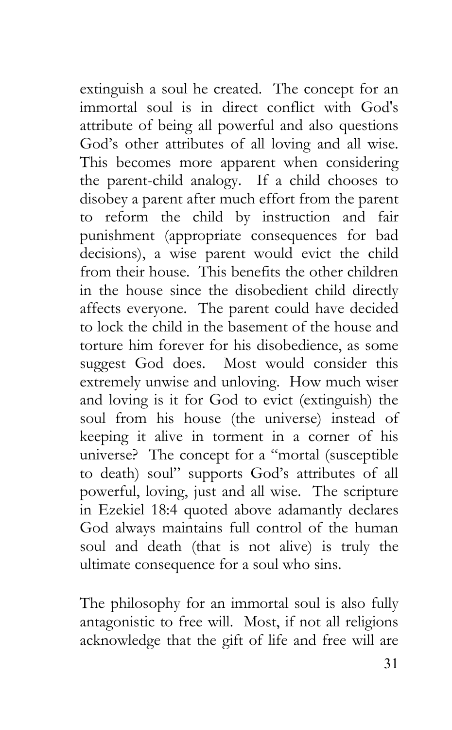extinguish a soul he created. The concept for an immortal soul is in direct conflict with God's attribute of being all powerful and also questions God's other attributes of all loving and all wise. This becomes more apparent when considering the parent-child analogy. If a child chooses to disobey a parent after much effort from the parent to reform the child by instruction and fair punishment (appropriate consequences for bad decisions), a wise parent would evict the child from their house. This benefits the other children in the house since the disobedient child directly affects everyone. The parent could have decided to lock the child in the basement of the house and torture him forever for his disobedience, as some suggest God does. Most would consider this extremely unwise and unloving. How much wiser and loving is it for God to evict (extinguish) the soul from his house (the universe) instead of keeping it alive in torment in a corner of his universe? The concept for a "mortal (susceptible to death) soul" supports God's attributes of all powerful, loving, just and all wise. The scripture in Ezekiel 18:4 quoted above adamantly declares God always maintains full control of the human soul and death (that is not alive) is truly the ultimate consequence for a soul who sins.

The philosophy for an immortal soul is also fully antagonistic to free will. Most, if not all religions acknowledge that the gift of life and free will are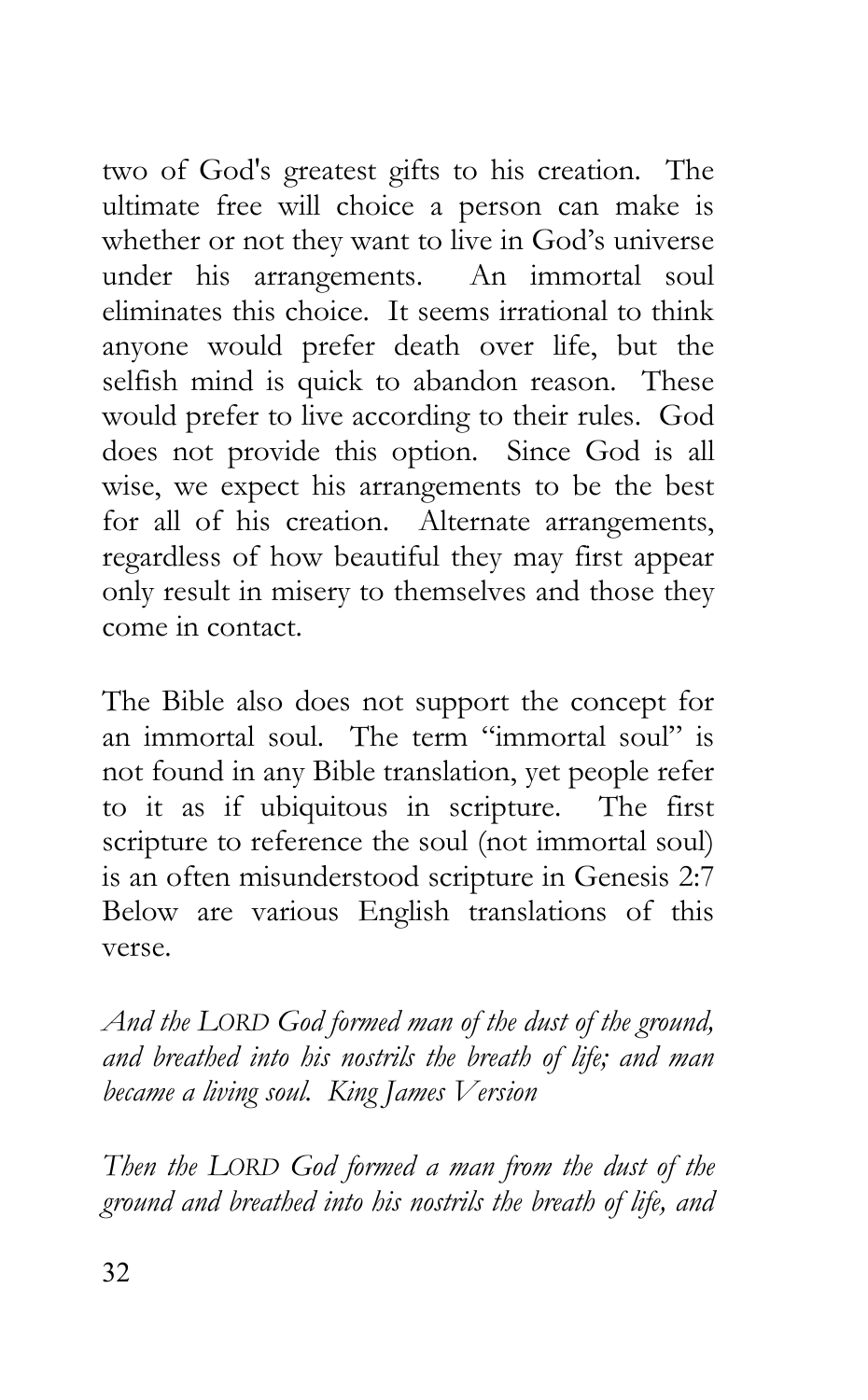two of God's greatest gifts to his creation. The ultimate free will choice a person can make is whether or not they want to live in God's universe under his arrangements. An immortal soul eliminates this choice. It seems irrational to think anyone would prefer death over life, but the selfish mind is quick to abandon reason. These would prefer to live according to their rules. God does not provide this option. Since God is all wise, we expect his arrangements to be the best for all of his creation. Alternate arrangements, regardless of how beautiful they may first appear only result in misery to themselves and those they come in contact.

The Bible also does not support the concept for an immortal soul. The term "immortal soul" is not found in any Bible translation, yet people refer to it as if ubiquitous in scripture. The first scripture to reference the soul (not immortal soul) is an often misunderstood scripture in Genesis 2:7 Below are various English translations of this verse.

*And the LORD God formed man of the dust of the ground, and breathed into his nostrils the breath of life; and man became a living soul. King James Version*

*Then the LORD God formed a man from the dust of the ground and breathed into his nostrils the breath of life, and*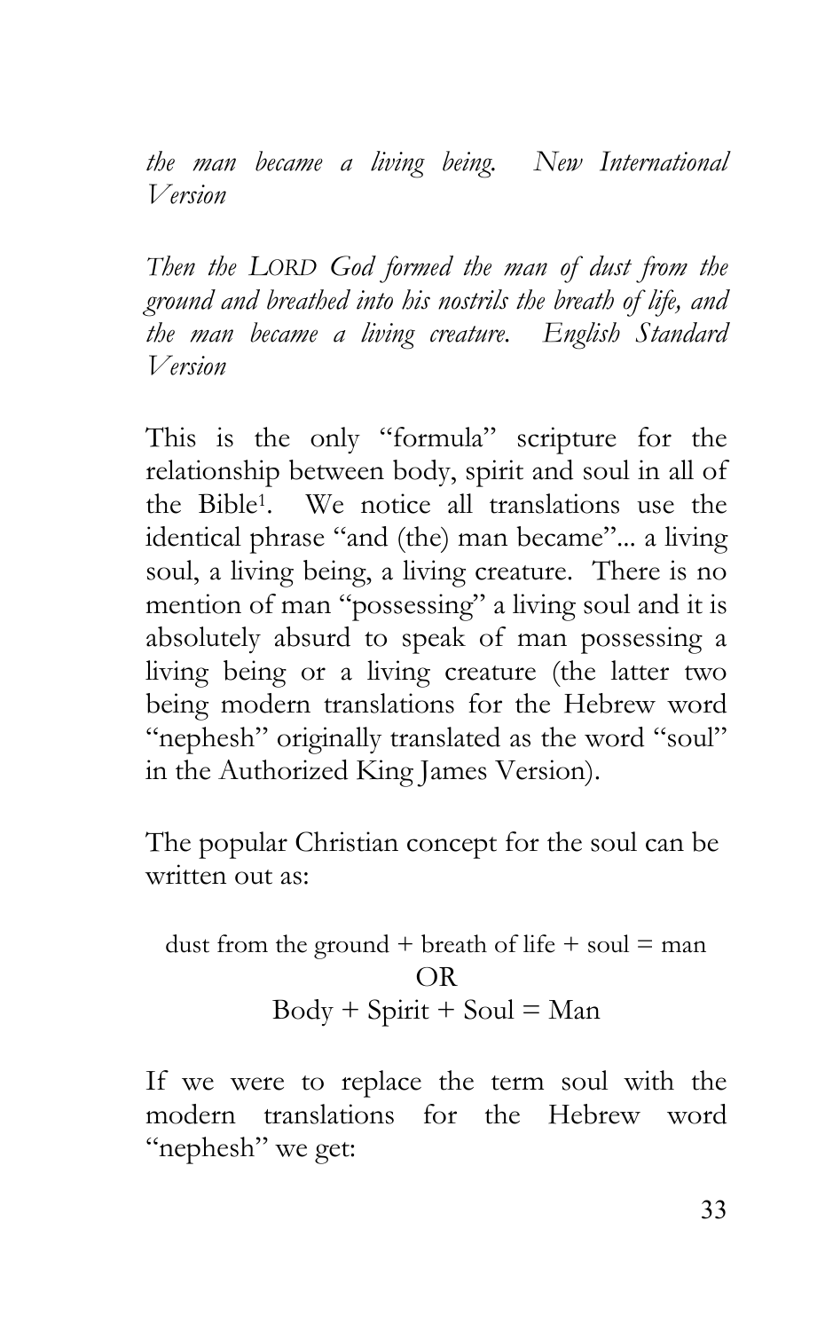*the man became a living being. New International Version*

*Then the LORD God formed the man of dust from the ground and breathed into his nostrils the breath of life, and the man became a living creature. English Standard Version*

This is the only "formula" scripture for the relationship between body, spirit and soul in all of the Bible[1]. We notice all translations use the identical phrase "and (the) man became"... a living soul, a living being, a living creature. There is no mention of man "possessing" a living soul and it is absolutely absurd to speak of man possessing a living being or a living creature (the latter two being modern translations for the Hebrew word "nephesh" originally translated as the word "soul" in the Authorized King James Version).

The popular Christian concept for the soul can be written out as:

dust from the ground + breath of life + soul = man

OR

Body + Spirit + Soul = Man

If we were to replace the term soul with the modern translations for the Hebrew word "nephesh" we get: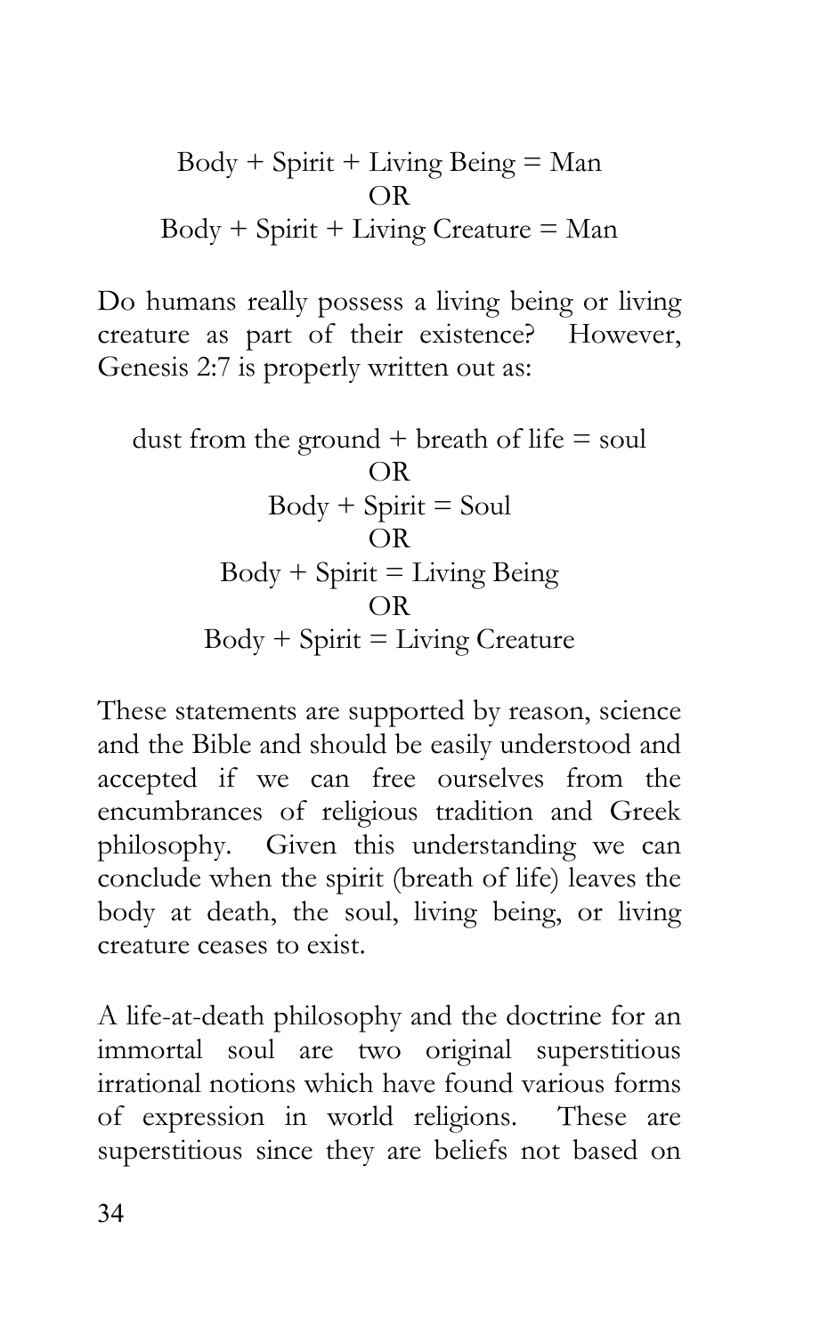Body + Spirit + Living Being = Man
OR
Body + Spirit + Living Creature = Man

Do humans really possess a living being or living creature as part of their existence? However, Genesis 2:7 is properly written out as:

dust from the ground + breath of life = soul
OR
Body + Spirit = Soul
OR
Body + Spirit = Living Being
OR
Body + Spirit = Living Creature

These statements are supported by reason, science and the Bible and should be easily understood and accepted if we can free ourselves from the encumbrances of religious tradition and Greek philosophy. Given this understanding we can conclude when the spirit (breath of life) leaves the body at death, the soul, living being, or living creature ceases to exist.

A life-at-death philosophy and the doctrine for an immortal soul are two original superstitious irrational notions which have found various forms of expression in world religions. These are superstitious since they are beliefs not based on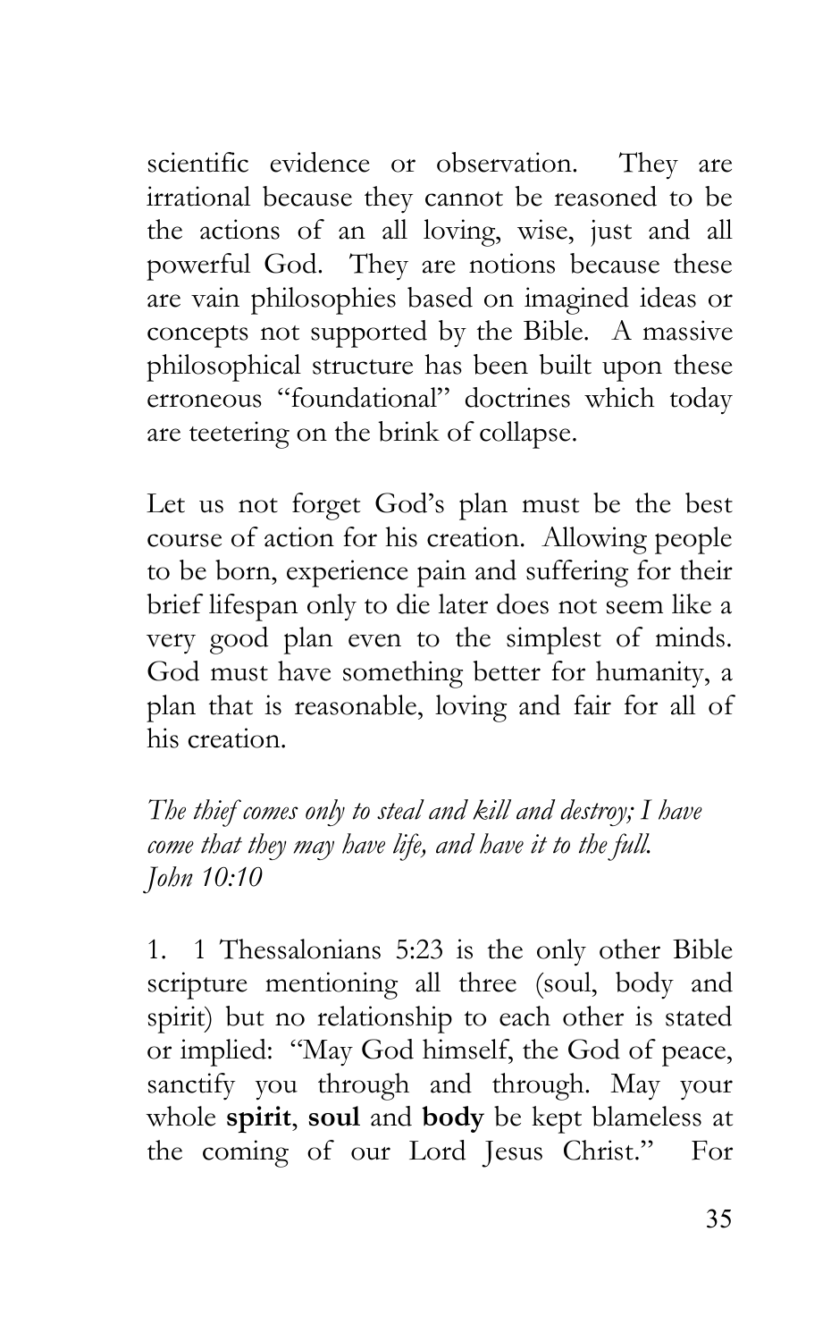scientific evidence or observation. They are irrational because they cannot be reasoned to be the actions of an all loving, wise, just and all powerful God. They are notions because these are vain philosophies based on imagined ideas or concepts not supported by the Bible. A massive philosophical structure has been built upon these erroneous "foundational" doctrines which today are teetering on the brink of collapse.

Let us not forget God's plan must be the best course of action for his creation. Allowing people to be born, experience pain and suffering for their brief lifespan only to die later does not seem like a very good plan even to the simplest of minds. God must have something better for humanity, a plan that is reasonable, loving and fair for all of his creation.

*The thief comes only to steal and kill and destroy; I have come that they may have life, and have it to the full.*
*John 10:10*

1. 1 Thessalonians 5:23 is the only other Bible scripture mentioning all three (soul, body and spirit) but no relationship to each other is stated or implied: "May God himself, the God of peace, sanctify you through and through. May your whole **spirit**, **soul** and **body** be kept blameless at the coming of our Lord Jesus Christ." For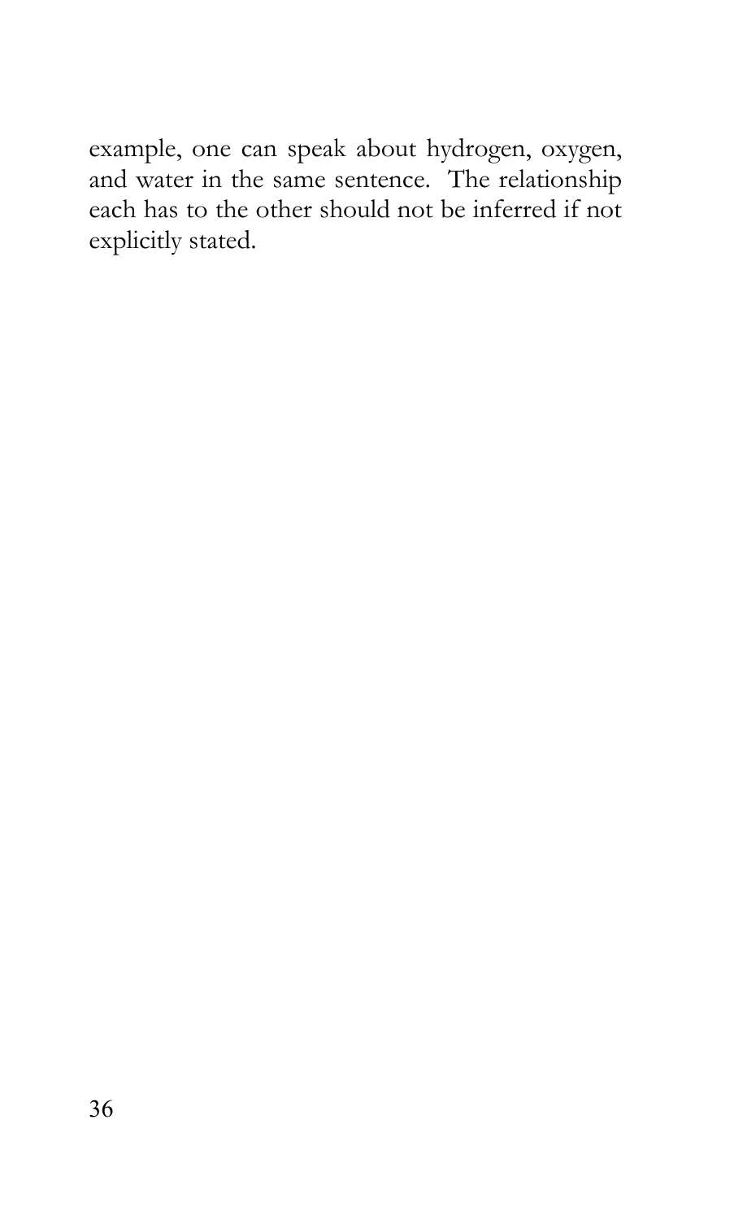example, one can speak about hydrogen, oxygen, and water in the same sentence. The relationship each has to the other should not be inferred if not explicitly stated.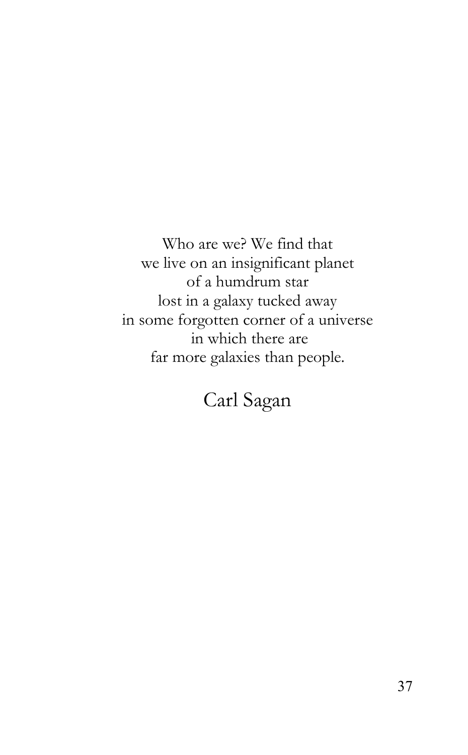Who are we? We find that  
we live on an insignificant planet  
of a humdrum star  
lost in a galaxy tucked away  
in some forgotten corner of a universe  
in which there are  
far more galaxies than people.

Carl Sagan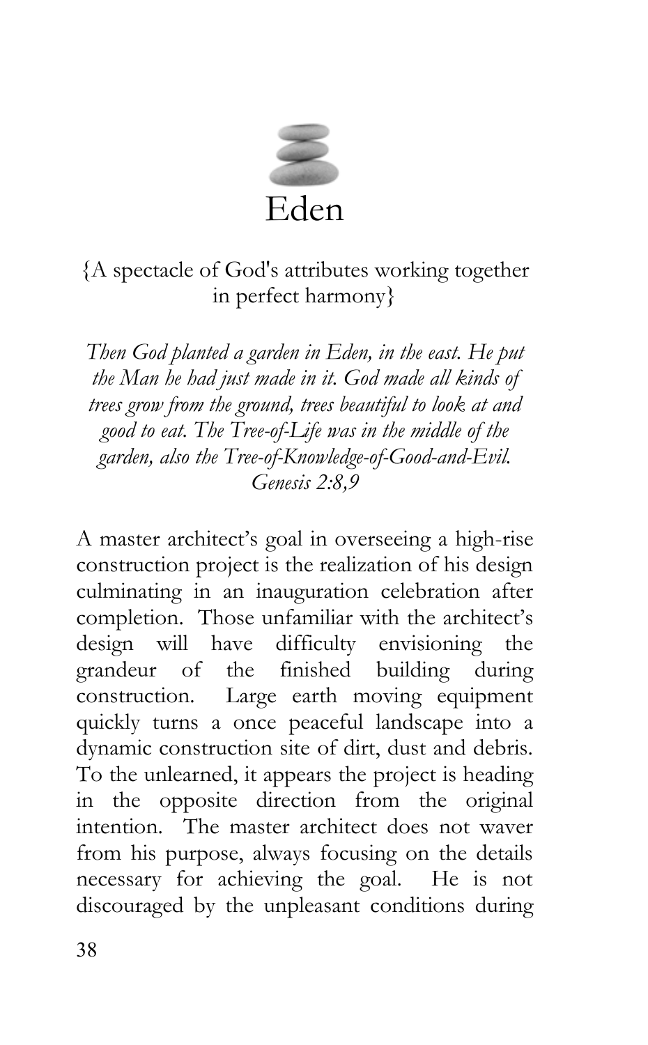# Eden

{A spectacle of God's attributes working together in perfect harmony}

*Then God planted a garden in Eden, in the east. He put the Man he had just made in it. God made all kinds of trees grow from the ground, trees beautiful to look at and good to eat. The Tree-of-Life was in the middle of the garden, also the Tree-of-Knowledge-of-Good-and-Evil. Genesis 2:8,9*

A master architect's goal in overseeing a high-rise construction project is the realization of his design culminating in an inauguration celebration after completion. Those unfamiliar with the architect's design will have difficulty envisioning the grandeur of the finished building during construction. Large earth moving equipment quickly turns a once peaceful landscape into a dynamic construction site of dirt, dust and debris. To the unlearned, it appears the project is heading in the opposite direction from the original intention. The master architect does not waver from his purpose, always focusing on the details necessary for achieving the goal. He is not discouraged by the unpleasant conditions during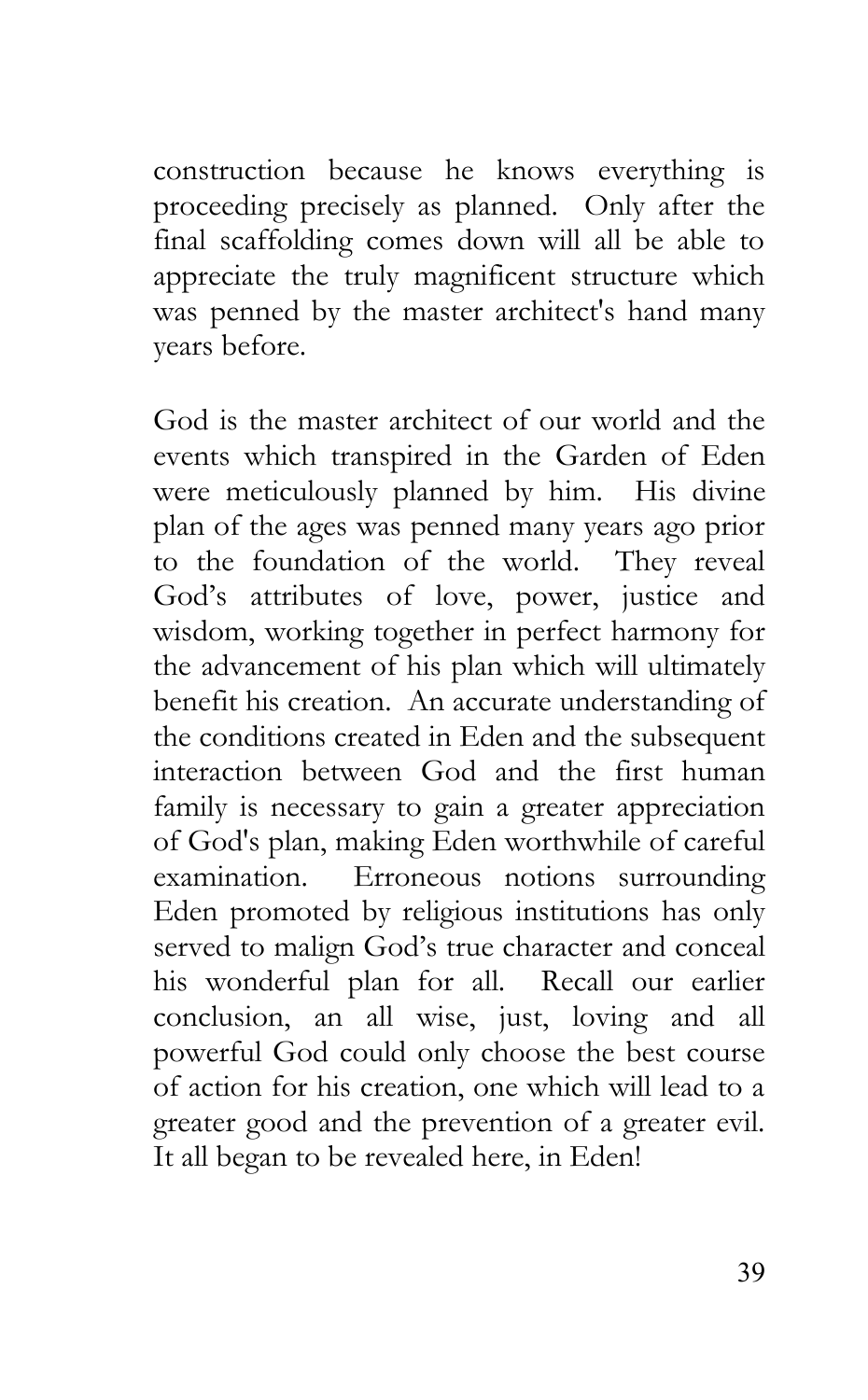construction because he knows everything is proceeding precisely as planned. Only after the final scaffolding comes down will all be able to appreciate the truly magnificent structure which was penned by the master architect's hand many years before.

God is the master architect of our world and the events which transpired in the Garden of Eden were meticulously planned by him. His divine plan of the ages was penned many years ago prior to the foundation of the world. They reveal God's attributes of love, power, justice and wisdom, working together in perfect harmony for the advancement of his plan which will ultimately benefit his creation. An accurate understanding of the conditions created in Eden and the subsequent interaction between God and the first human family is necessary to gain a greater appreciation of God's plan, making Eden worthwhile of careful examination. Erroneous notions surrounding Eden promoted by religious institutions has only served to malign God's true character and conceal his wonderful plan for all. Recall our earlier conclusion, an all wise, just, loving and all powerful God could only choose the best course of action for his creation, one which will lead to a greater good and the prevention of a greater evil. It all began to be revealed here, in Eden!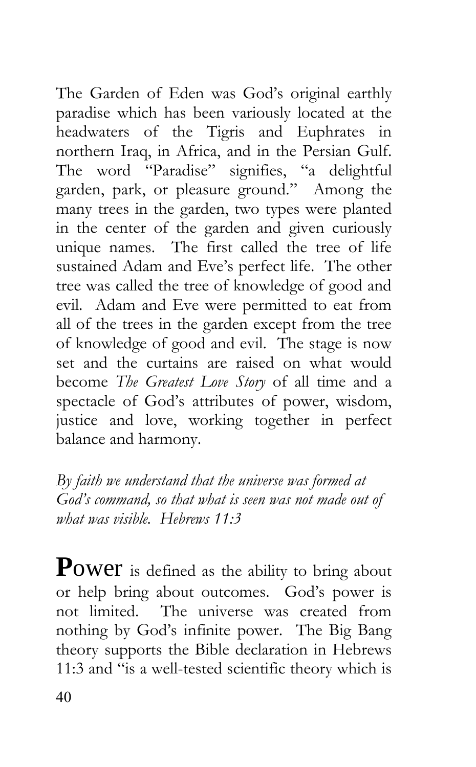The Garden of Eden was God's original earthly paradise which has been variously located at the headwaters of the Tigris and Euphrates in northern Iraq, in Africa, and in the Persian Gulf. The word "Paradise" signifies, "a delightful garden, park, or pleasure ground." Among the many trees in the garden, two types were planted in the center of the garden and given curiously unique names. The first called the tree of life sustained Adam and Eve's perfect life. The other tree was called the tree of knowledge of good and evil. Adam and Eve were permitted to eat from all of the trees in the garden except from the tree of knowledge of good and evil. The stage is now set and the curtains are raised on what would become *The Greatest Love Story* of all time and a spectacle of God's attributes of power, wisdom, justice and love, working together in perfect balance and harmony.

*By faith we understand that the universe was formed at God's command, so that what is seen was not made out of what was visible. Hebrews 11:3*

**Power** is defined as the ability to bring about or help bring about outcomes. God's power is not limited. The universe was created from nothing by God's infinite power. The Big Bang theory supports the Bible declaration in Hebrews 11:3 and "is a well-tested scientific theory which is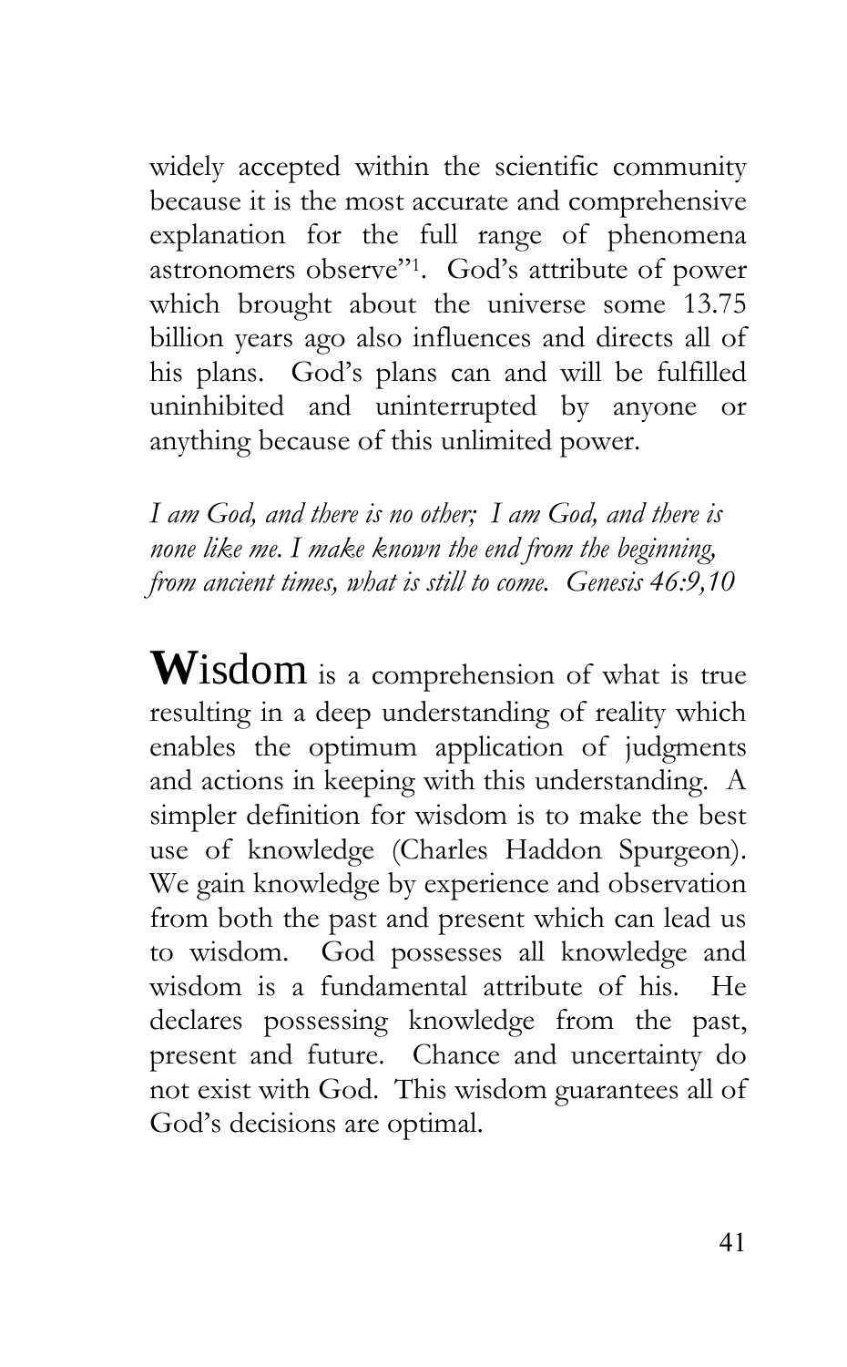widely accepted within the scientific community because it is the most accurate and comprehensive explanation for the full range of phenomena astronomers observe"[1]. God's attribute of power which brought about the universe some 13.75 billion years ago also influences and directs all of his plans. God's plans can and will be fulfilled uninhibited and uninterrupted by anyone or anything because of this unlimited power.

*I am God, and there is no other; I am God, and there is none like me. I make known the end from the beginning, from ancient times, what is still to come. Genesis 46:9,10*

**W**isdom is a comprehension of what is true resulting in a deep understanding of reality which enables the optimum application of judgments and actions in keeping with this understanding. A simpler definition for wisdom is to make the best use of knowledge (Charles Haddon Spurgeon). We gain knowledge by experience and observation from both the past and present which can lead us to wisdom. God possesses all knowledge and wisdom is a fundamental attribute of his. He declares possessing knowledge from the past, present and future. Chance and uncertainty do not exist with God. This wisdom guarantees all of God's decisions are optimal.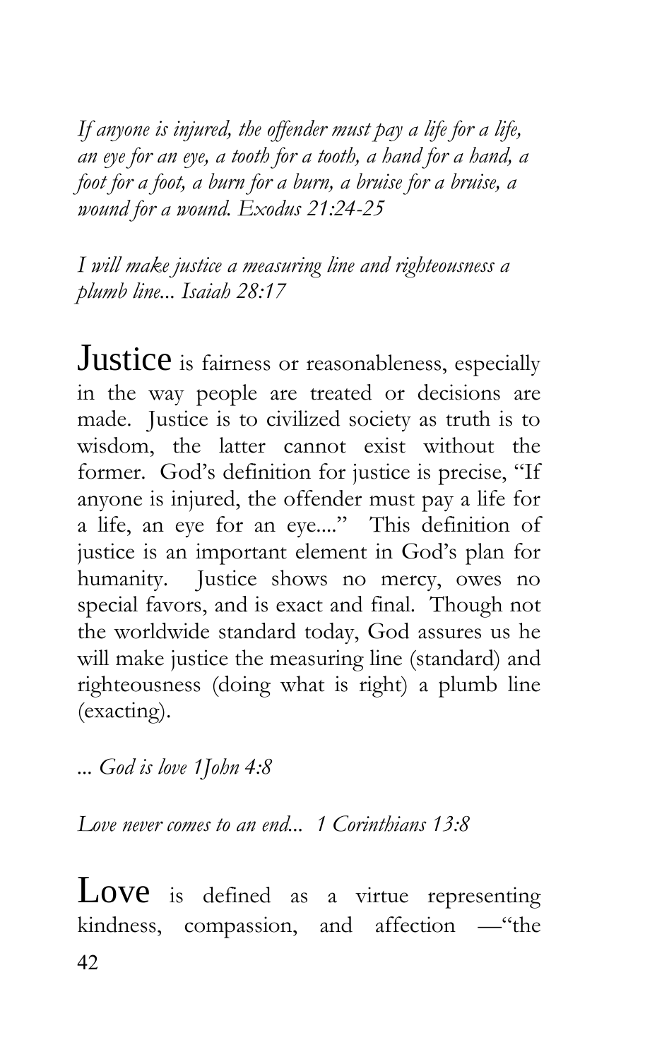*If anyone is injured, the offender must pay a life for a life, an eye for an eye, a tooth for a tooth, a hand for a hand, a foot for a foot, a burn for a burn, a bruise for a bruise, a wound for a wound. Exodus 21:24-25*

*I will make justice a measuring line and righteousness a plumb line... Isaiah 28:17*

Justice is fairness or reasonableness, especially in the way people are treated or decisions are made. Justice is to civilized society as truth is to wisdom, the latter cannot exist without the former. God's definition for justice is precise, "If anyone is injured, the offender must pay a life for a life, an eye for an eye...." This definition of justice is an important element in God's plan for humanity. Justice shows no mercy, owes no special favors, and is exact and final. Though not the worldwide standard today, God assures us he will make justice the measuring line (standard) and righteousness (doing what is right) a plumb line (exacting).

*... God is love 1John 4:8*

*Love never comes to an end... 1 Corinthians 13:8*

Love is defined as a virtue representing kindness, compassion, and affection —"the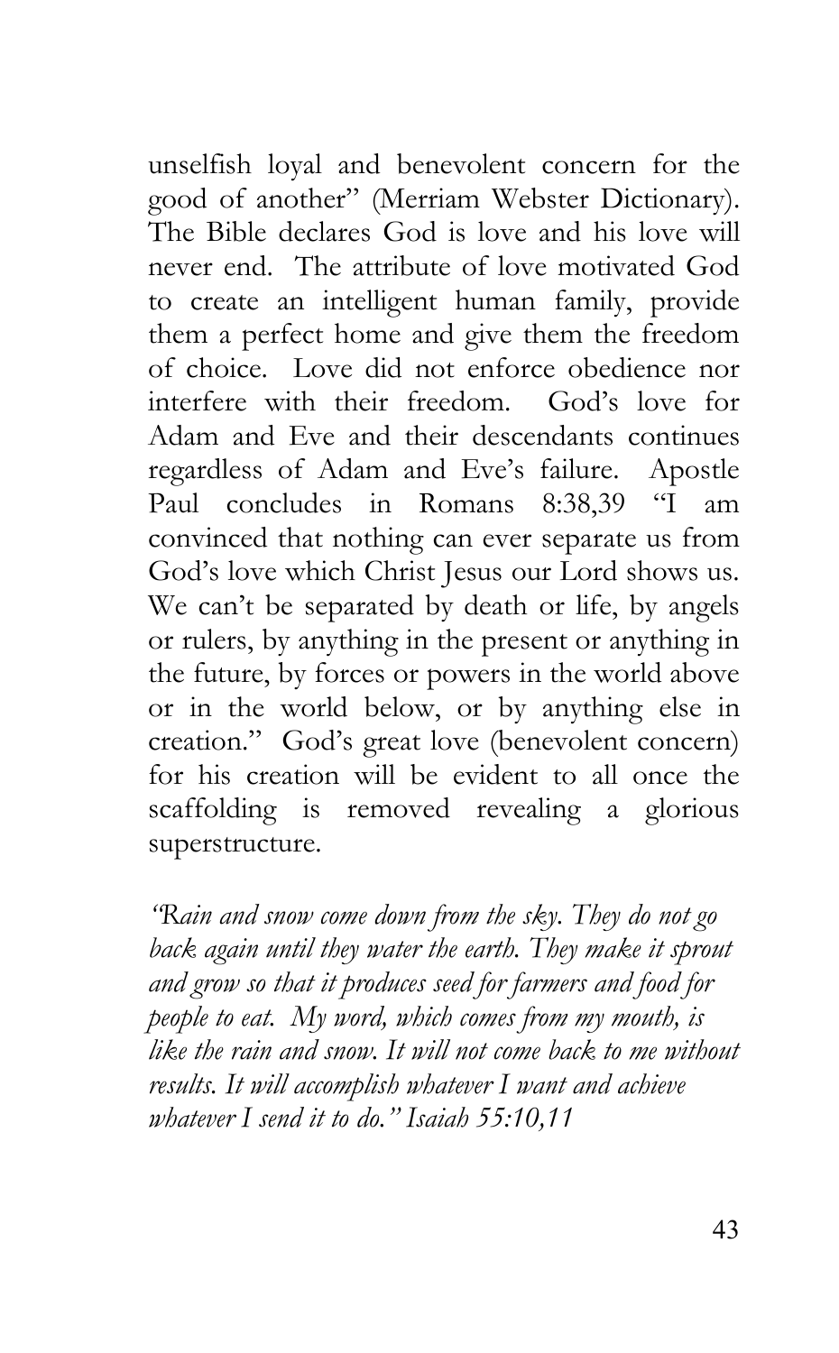unselfish loyal and benevolent concern for the good of another" (Merriam Webster Dictionary). The Bible declares God is love and his love will never end. The attribute of love motivated God to create an intelligent human family, provide them a perfect home and give them the freedom of choice. Love did not enforce obedience nor interfere with their freedom. God's love for Adam and Eve and their descendants continues regardless of Adam and Eve's failure. Apostle Paul concludes in Romans 8:38,39 "I am convinced that nothing can ever separate us from God's love which Christ Jesus our Lord shows us. We can't be separated by death or life, by angels or rulers, by anything in the present or anything in the future, by forces or powers in the world above or in the world below, or by anything else in creation." God's great love (benevolent concern) for his creation will be evident to all once the scaffolding is removed revealing a glorious superstructure.

*"Rain and snow come down from the sky. They do not go back again until they water the earth. They make it sprout and grow so that it produces seed for farmers and food for people to eat. My word, which comes from my mouth, is like the rain and snow. It will not come back to me without results. It will accomplish whatever I want and achieve whatever I send it to do." Isaiah 55:10,11*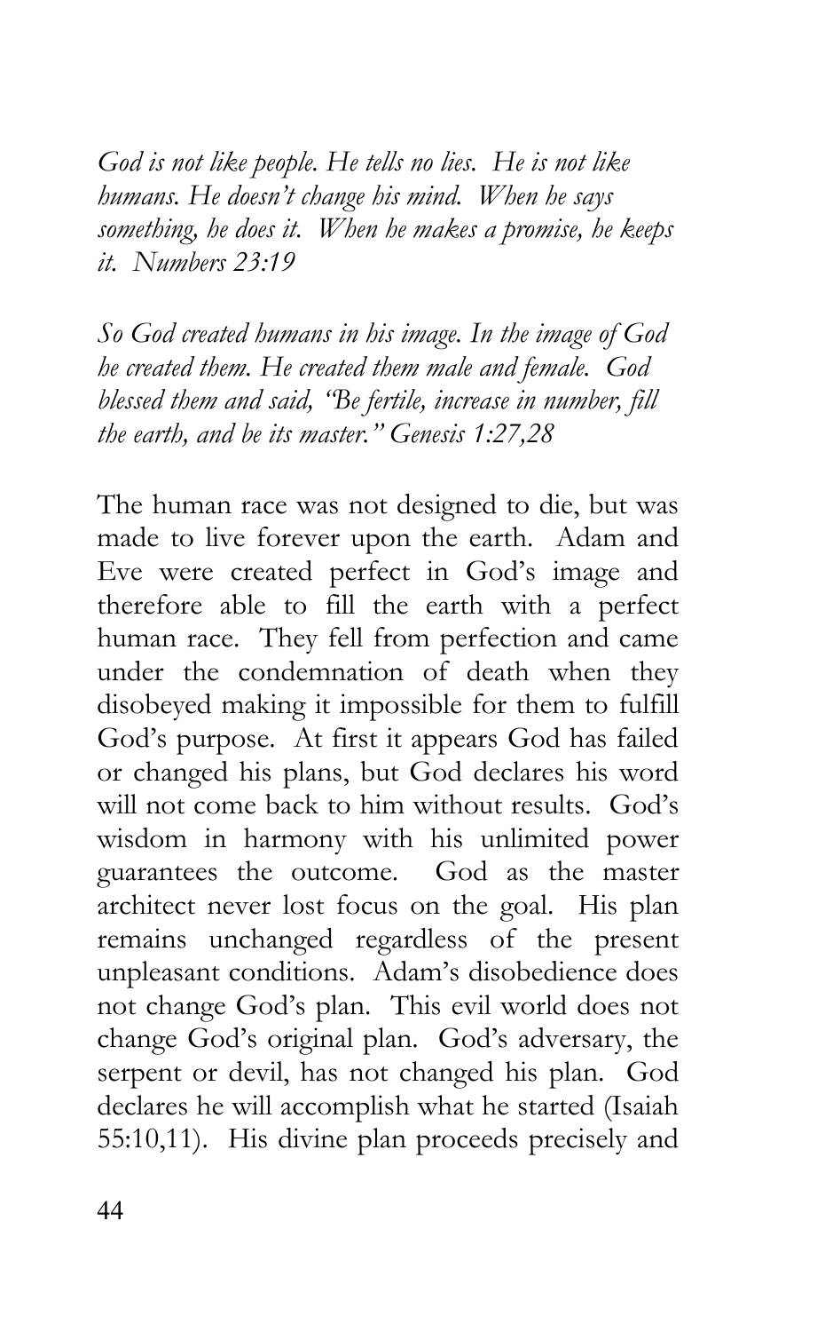*God is not like people. He tells no lies. He is not like humans. He doesn't change his mind. When he says something, he does it. When he makes a promise, he keeps it. Numbers 23:19*

*So God created humans in his image. In the image of God he created them. He created them male and female. God blessed them and said, "Be fertile, increase in number, fill the earth, and be its master." Genesis 1:27,28*

The human race was not designed to die, but was made to live forever upon the earth. Adam and Eve were created perfect in God's image and therefore able to fill the earth with a perfect human race. They fell from perfection and came under the condemnation of death when they disobeyed making it impossible for them to fulfill God's purpose. At first it appears God has failed or changed his plans, but God declares his word will not come back to him without results. God's wisdom in harmony with his unlimited power guarantees the outcome. God as the master architect never lost focus on the goal. His plan remains unchanged regardless of the present unpleasant conditions. Adam's disobedience does not change God's plan. This evil world does not change God's original plan. God's adversary, the serpent or devil, has not changed his plan. God declares he will accomplish what he started (Isaiah 55:10,11). His divine plan proceeds precisely and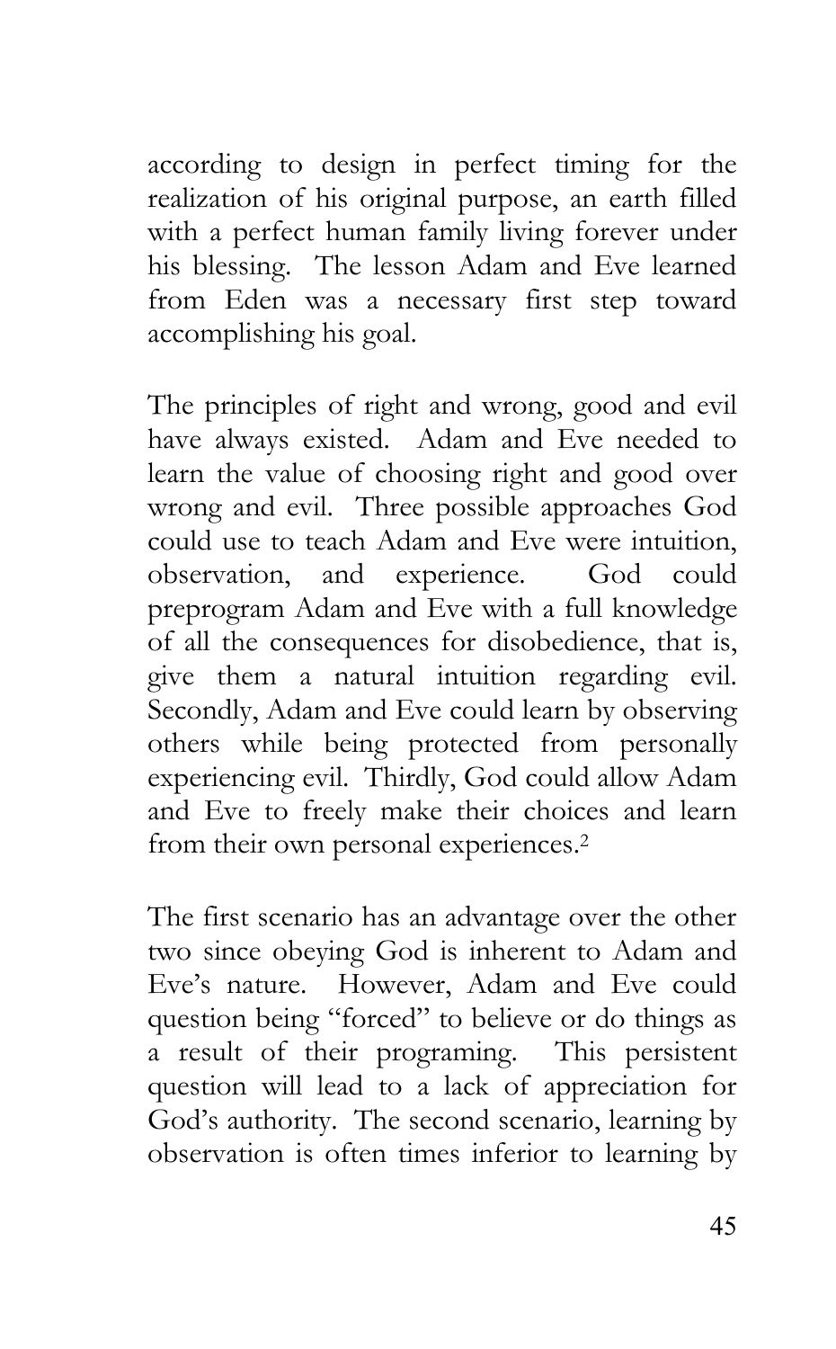according to design in perfect timing for the realization of his original purpose, an earth filled with a perfect human family living forever under his blessing. The lesson Adam and Eve learned from Eden was a necessary first step toward accomplishing his goal.

The principles of right and wrong, good and evil have always existed. Adam and Eve needed to learn the value of choosing right and good over wrong and evil. Three possible approaches God could use to teach Adam and Eve were intuition, observation, and experience. God could preprogram Adam and Eve with a full knowledge of all the consequences for disobedience, that is, give them a natural intuition regarding evil. Secondly, Adam and Eve could learn by observing others while being protected from personally experiencing evil. Thirdly, God could allow Adam and Eve to freely make their choices and learn from their own personal experiences.[2]

The first scenario has an advantage over the other two since obeying God is inherent to Adam and Eve's nature. However, Adam and Eve could question being "forced" to believe or do things as a result of their programing. This persistent question will lead to a lack of appreciation for God's authority. The second scenario, learning by observation is often times inferior to learning by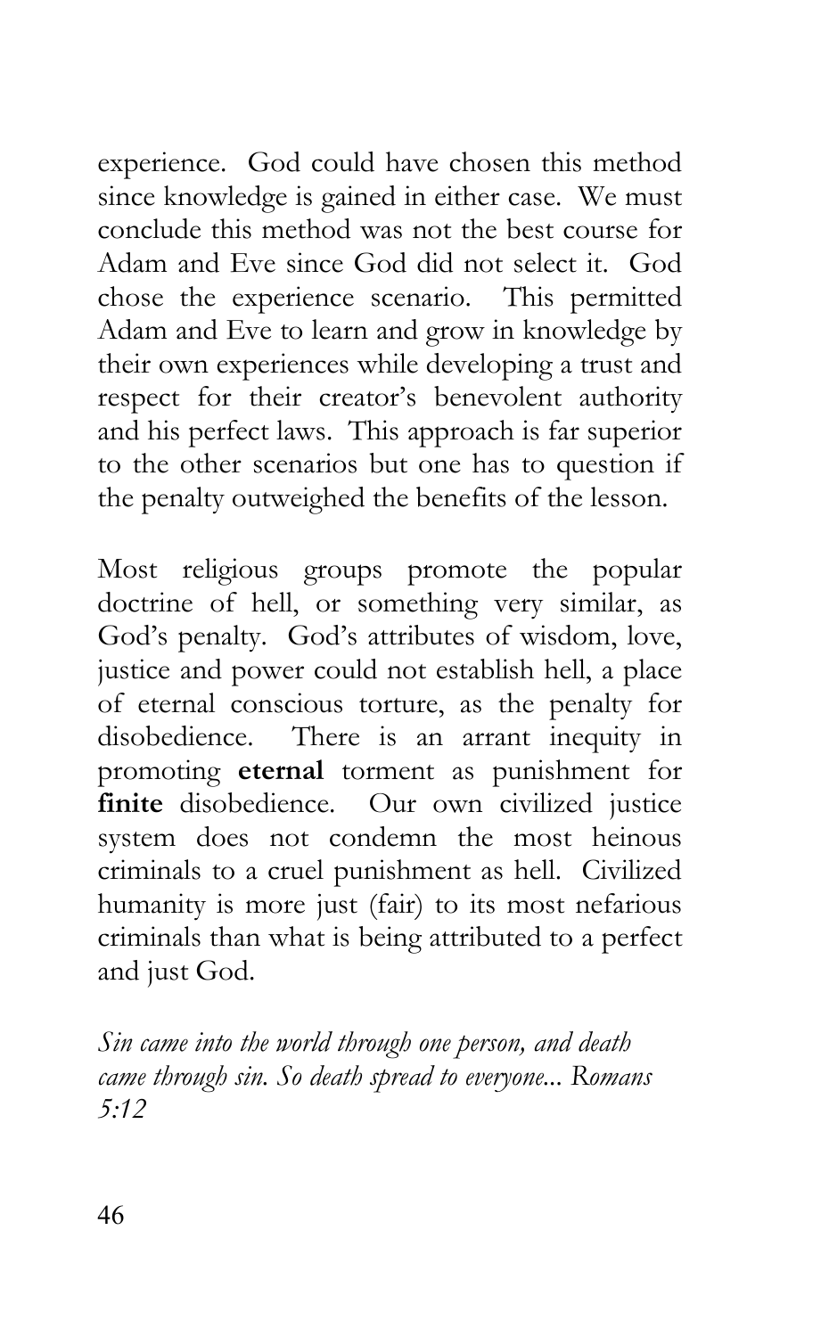experience. God could have chosen this method since knowledge is gained in either case. We must conclude this method was not the best course for Adam and Eve since God did not select it. God chose the experience scenario. This permitted Adam and Eve to learn and grow in knowledge by their own experiences while developing a trust and respect for their creator's benevolent authority and his perfect laws. This approach is far superior to the other scenarios but one has to question if the penalty outweighed the benefits of the lesson.

Most religious groups promote the popular doctrine of hell, or something very similar, as God's penalty. God's attributes of wisdom, love, justice and power could not establish hell, a place of eternal conscious torture, as the penalty for disobedience. There is an arrant inequity in promoting **eternal** torment as punishment for **finite** disobedience. Our own civilized justice system does not condemn the most heinous criminals to a cruel punishment as hell. Civilized humanity is more just (fair) to its most nefarious criminals than what is being attributed to a perfect and just God.

*Sin came into the world through one person, and death came through sin. So death spread to everyone... Romans 5:12*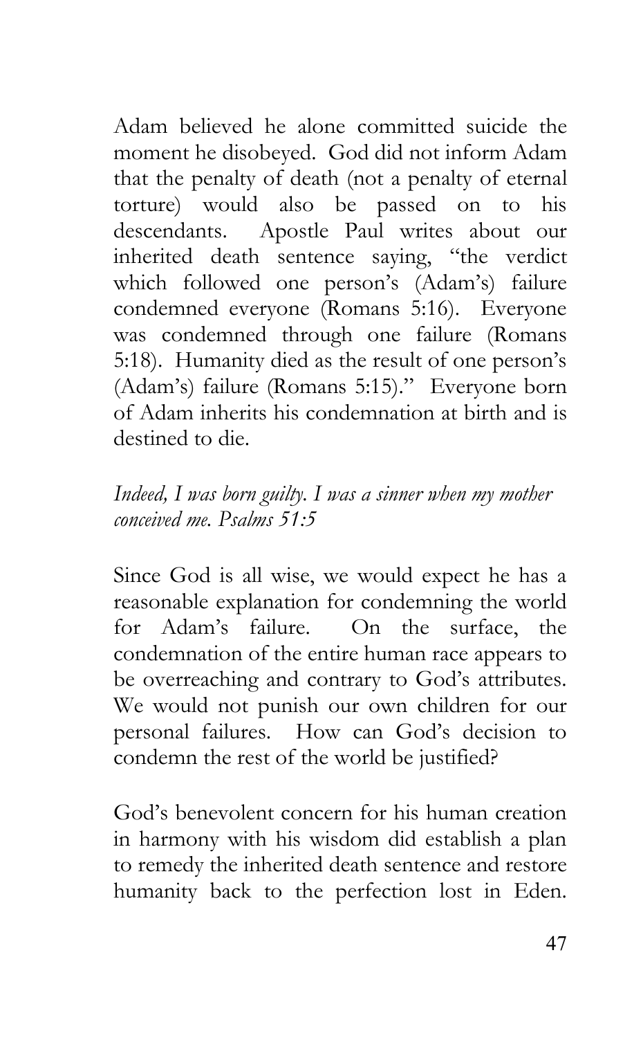Adam believed he alone committed suicide the moment he disobeyed. God did not inform Adam that the penalty of death (not a penalty of eternal torture) would also be passed on to his descendants. Apostle Paul writes about our inherited death sentence saying, "the verdict which followed one person's (Adam's) failure condemned everyone (Romans 5:16). Everyone was condemned through one failure (Romans 5:18). Humanity died as the result of one person's (Adam's) failure (Romans 5:15)." Everyone born of Adam inherits his condemnation at birth and is destined to die.

*Indeed, I was born guilty. I was a sinner when my mother conceived me. Psalms 51:5*

Since God is all wise, we would expect he has a reasonable explanation for condemning the world for Adam's failure. On the surface, the condemnation of the entire human race appears to be overreaching and contrary to God's attributes. We would not punish our own children for our personal failures. How can God's decision to condemn the rest of the world be justified?

God's benevolent concern for his human creation in harmony with his wisdom did establish a plan to remedy the inherited death sentence and restore humanity back to the perfection lost in Eden.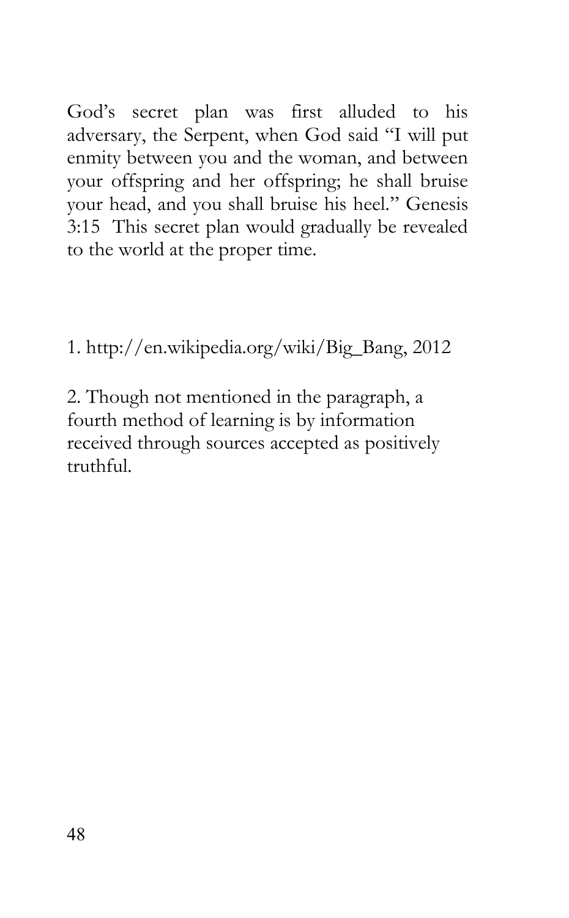God's secret plan was first alluded to his adversary, the Serpent, when God said "I will put enmity between you and the woman, and between your offspring and her offspring; he shall bruise your head, and you shall bruise his heel." Genesis 3:15 This secret plan would gradually be revealed to the world at the proper time.

1. http://en.wikipedia.org/wiki/Big_Bang, 2012

2. Though not mentioned in the paragraph, a fourth method of learning is by information received through sources accepted as positively truthful.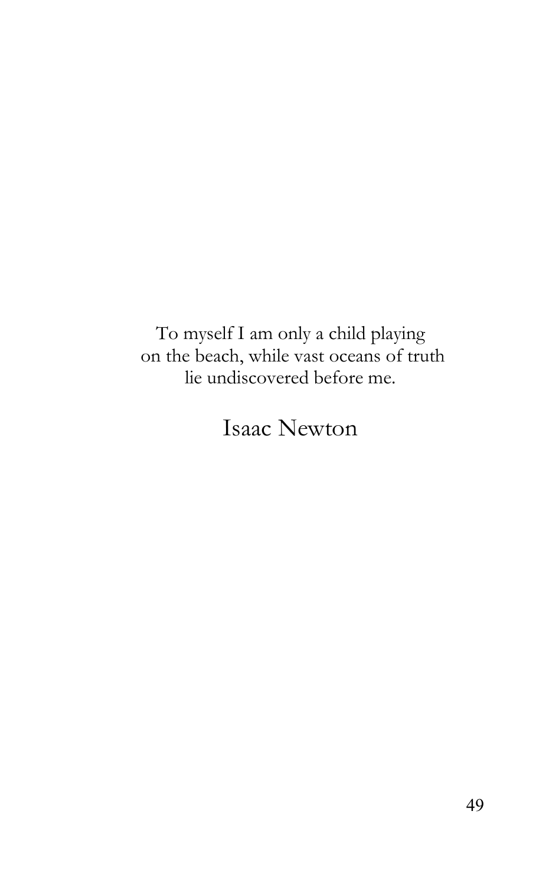To myself I am only a child playing
on the beach, while vast oceans of truth
lie undiscovered before me.

Isaac Newton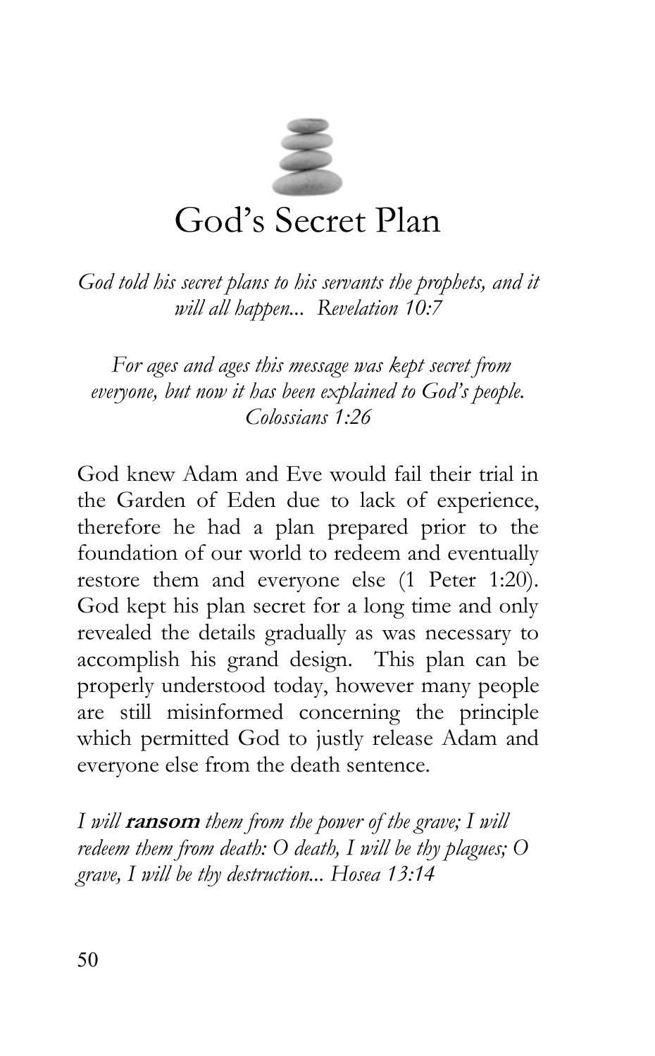# God's Secret Plan

*God told his secret plans to his servants the prophets, and it will all happen... Revelation 10:7*

*For ages and ages this message was kept secret from everyone, but now it has been explained to God's people. Colossians 1:26*

God knew Adam and Eve would fail their trial in the Garden of Eden due to lack of experience, therefore he had a plan prepared prior to the foundation of our world to redeem and eventually restore them and everyone else (1 Peter 1:20). God kept his plan secret for a long time and only revealed the details gradually as was necessary to accomplish his grand design. This plan can be properly understood today, however many people are still misinformed concerning the principle which permitted God to justly release Adam and everyone else from the death sentence.

*I will* ***ransom*** *them from the power of the grave; I will redeem them from death: O death, I will be thy plagues; O grave, I will be thy destruction... Hosea 13:14*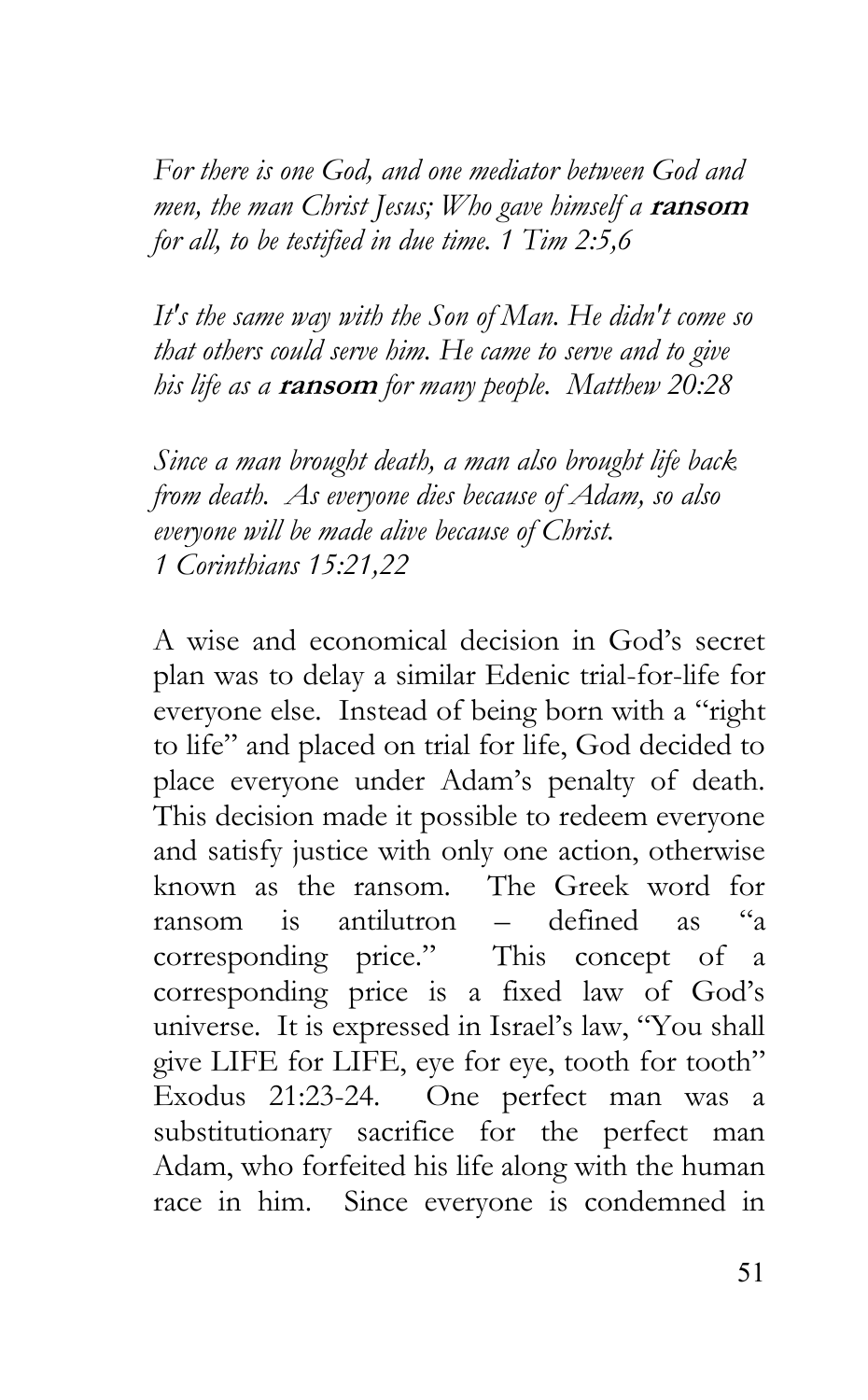*For there is one God, and one mediator between God and men, the man Christ Jesus; Who gave himself a* ***ransom*** *for all, to be testified in due time. 1 Tim 2:5,6*

*It's the same way with the Son of Man. He didn't come so that others could serve him. He came to serve and to give his life as a* ***ransom*** *for many people. Matthew 20:28*

*Since a man brought death, a man also brought life back from death. As everyone dies because of Adam, so also everyone will be made alive because of Christ.*
*1 Corinthians 15:21,22*

A wise and economical decision in God's secret plan was to delay a similar Edenic trial-for-life for everyone else. Instead of being born with a "right to life" and placed on trial for life, God decided to place everyone under Adam's penalty of death. This decision made it possible to redeem everyone and satisfy justice with only one action, otherwise known as the ransom. The Greek word for ransom is antilutron – defined as "a corresponding price." This concept of a corresponding price is a fixed law of God's universe. It is expressed in Israel's law, "You shall give LIFE for LIFE, eye for eye, tooth for tooth" Exodus 21:23-24. One perfect man was a substitutionary sacrifice for the perfect man Adam, who forfeited his life along with the human race in him. Since everyone is condemned in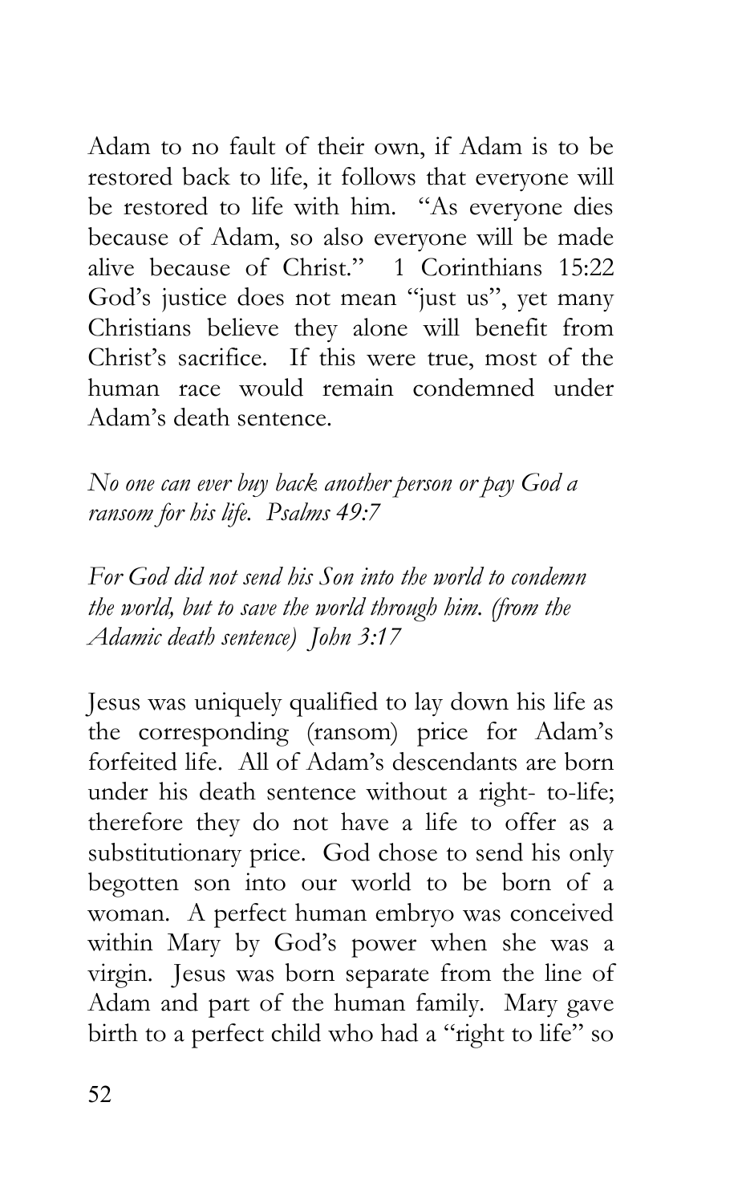Adam to no fault of their own, if Adam is to be restored back to life, it follows that everyone will be restored to life with him. "As everyone dies because of Adam, so also everyone will be made alive because of Christ." 1 Corinthians 15:22 God's justice does not mean "just us", yet many Christians believe they alone will benefit from Christ's sacrifice. If this were true, most of the human race would remain condemned under Adam's death sentence.

*No one can ever buy back another person or pay God a ransom for his life. Psalms 49:7*

*For God did not send his Son into the world to condemn the world, but to save the world through him. (from the Adamic death sentence) John 3:17*

Jesus was uniquely qualified to lay down his life as the corresponding (ransom) price for Adam's forfeited life. All of Adam's descendants are born under his death sentence without a right- to-life; therefore they do not have a life to offer as a substitutionary price. God chose to send his only begotten son into our world to be born of a woman. A perfect human embryo was conceived within Mary by God's power when she was a virgin. Jesus was born separate from the line of Adam and part of the human family. Mary gave birth to a perfect child who had a "right to life" so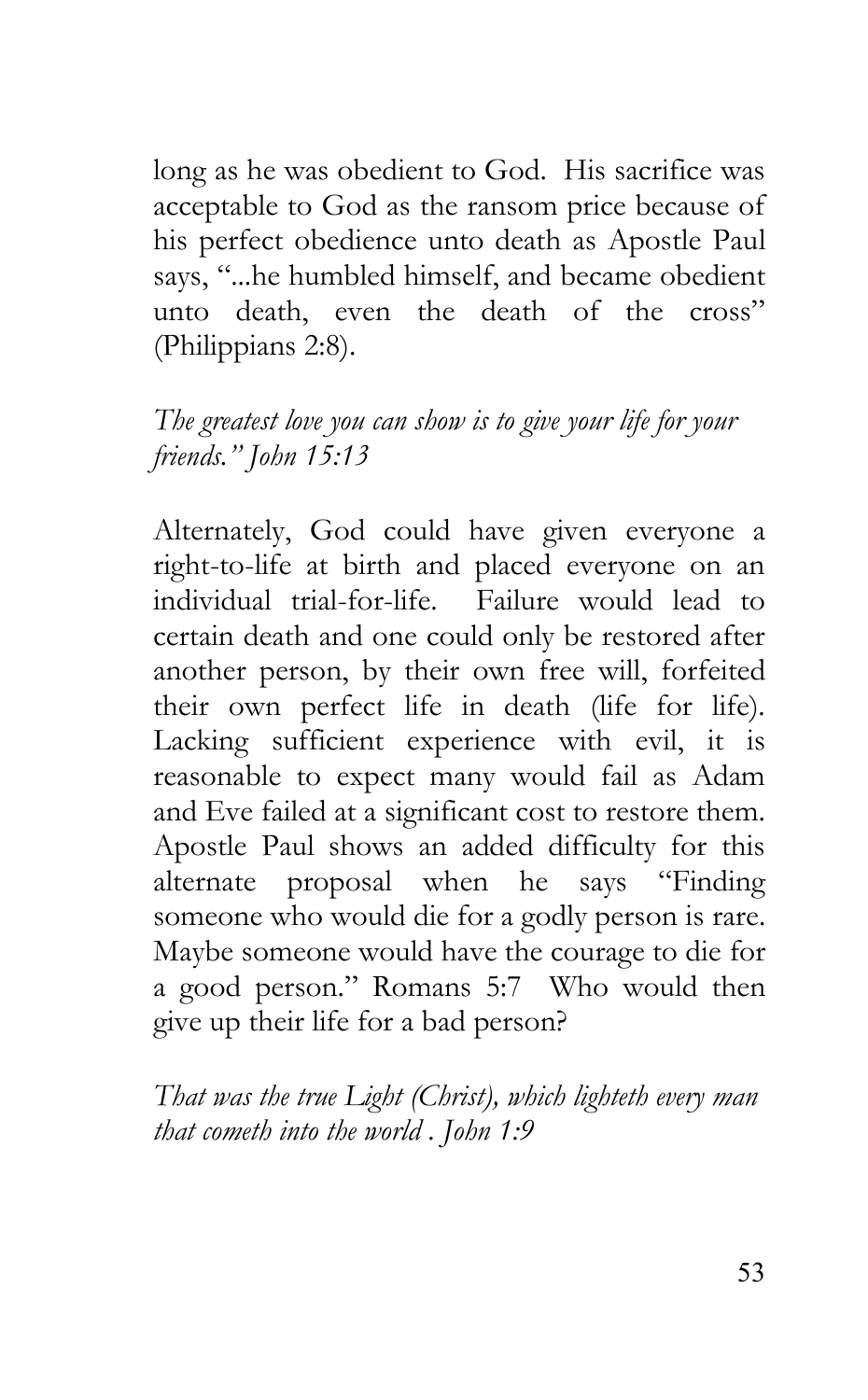long as he was obedient to God. His sacrifice was acceptable to God as the ransom price because of his perfect obedience unto death as Apostle Paul says, "...he humbled himself, and became obedient unto death, even the death of the cross" (Philippians 2:8).

*The greatest love you can show is to give your life for your friends." John 15:13*

Alternately, God could have given everyone a right-to-life at birth and placed everyone on an individual trial-for-life. Failure would lead to certain death and one could only be restored after another person, by their own free will, forfeited their own perfect life in death (life for life). Lacking sufficient experience with evil, it is reasonable to expect many would fail as Adam and Eve failed at a significant cost to restore them. Apostle Paul shows an added difficulty for this alternate proposal when he says "Finding someone who would die for a godly person is rare. Maybe someone would have the courage to die for a good person." Romans 5:7 Who would then give up their life for a bad person?

*That was the true Light (Christ), which lighteth every man that cometh into the world . John 1:9*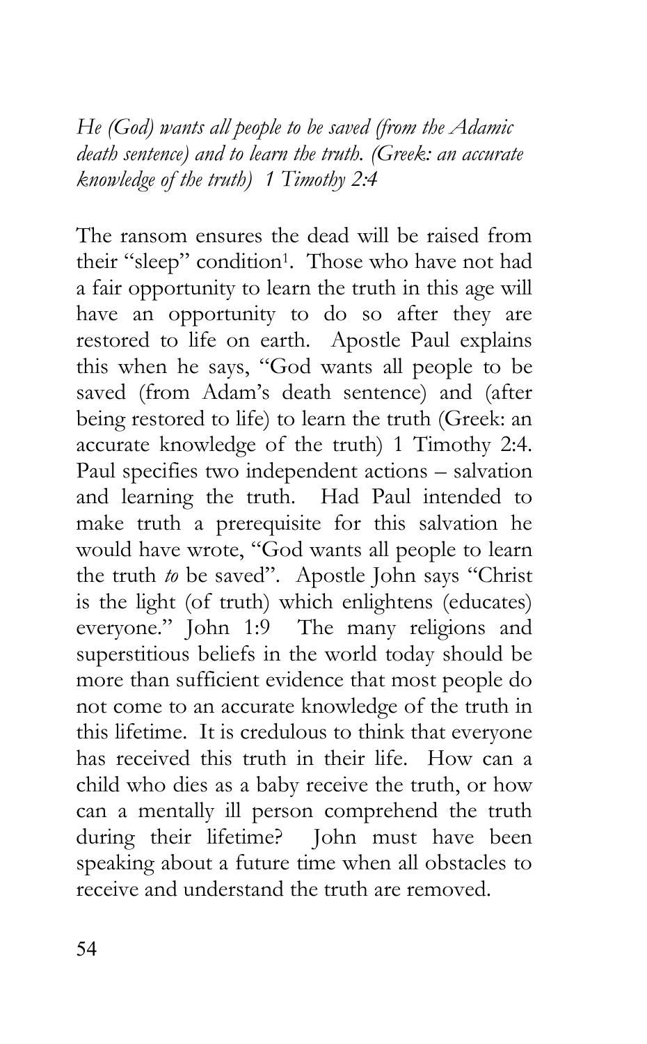*He (God) wants all people to be saved (from the Adamic death sentence) and to learn the truth. (Greek: an accurate knowledge of the truth) 1 Timothy 2:4*

The ransom ensures the dead will be raised from their "sleep" condition[1]. Those who have not had a fair opportunity to learn the truth in this age will have an opportunity to do so after they are restored to life on earth. Apostle Paul explains this when he says, "God wants all people to be saved (from Adam's death sentence) and (after being restored to life) to learn the truth (Greek: an accurate knowledge of the truth) 1 Timothy 2:4. Paul specifies two independent actions – salvation and learning the truth. Had Paul intended to make truth a prerequisite for this salvation he would have wrote, "God wants all people to learn the truth *to* be saved". Apostle John says "Christ is the light (of truth) which enlightens (educates) everyone." John 1:9 The many religions and superstitious beliefs in the world today should be more than sufficient evidence that most people do not come to an accurate knowledge of the truth in this lifetime. It is credulous to think that everyone has received this truth in their life. How can a child who dies as a baby receive the truth, or how can a mentally ill person comprehend the truth during their lifetime? John must have been speaking about a future time when all obstacles to receive and understand the truth are removed.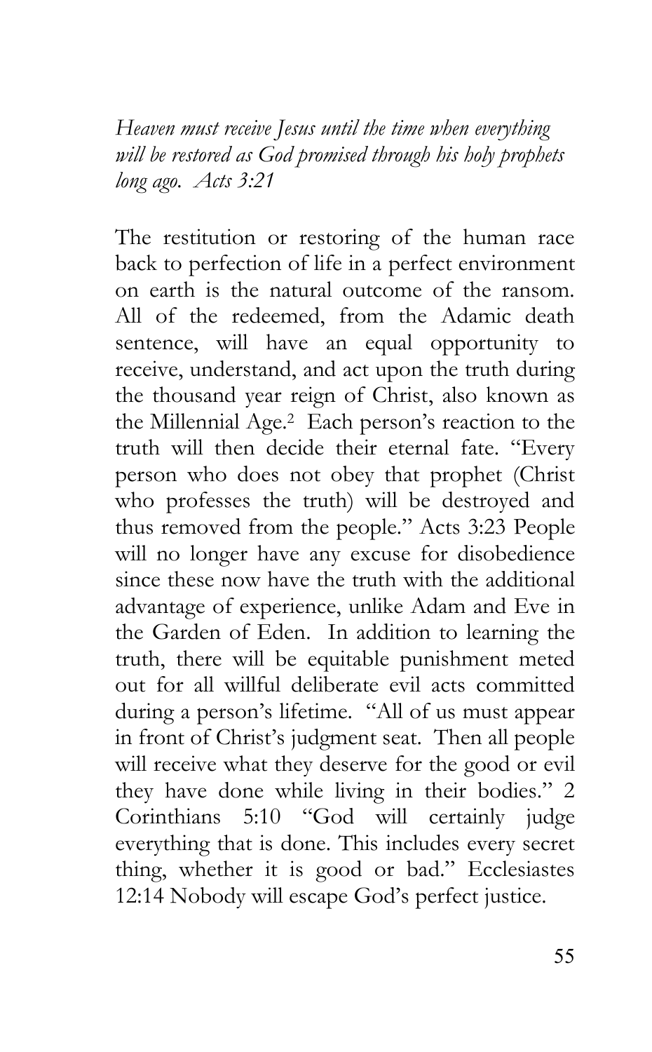*Heaven must receive Jesus until the time when everything will be restored as God promised through his holy prophets long ago. Acts 3:21*

The restitution or restoring of the human race back to perfection of life in a perfect environment on earth is the natural outcome of the ransom. All of the redeemed, from the Adamic death sentence, will have an equal opportunity to receive, understand, and act upon the truth during the thousand year reign of Christ, also known as the Millennial Age.[2] Each person's reaction to the truth will then decide their eternal fate. "Every person who does not obey that prophet (Christ who professes the truth) will be destroyed and thus removed from the people." Acts 3:23 People will no longer have any excuse for disobedience since these now have the truth with the additional advantage of experience, unlike Adam and Eve in the Garden of Eden. In addition to learning the truth, there will be equitable punishment meted out for all willful deliberate evil acts committed during a person's lifetime. "All of us must appear in front of Christ's judgment seat. Then all people will receive what they deserve for the good or evil they have done while living in their bodies." 2 Corinthians 5:10 "God will certainly judge everything that is done. This includes every secret thing, whether it is good or bad." Ecclesiastes 12:14 Nobody will escape God's perfect justice.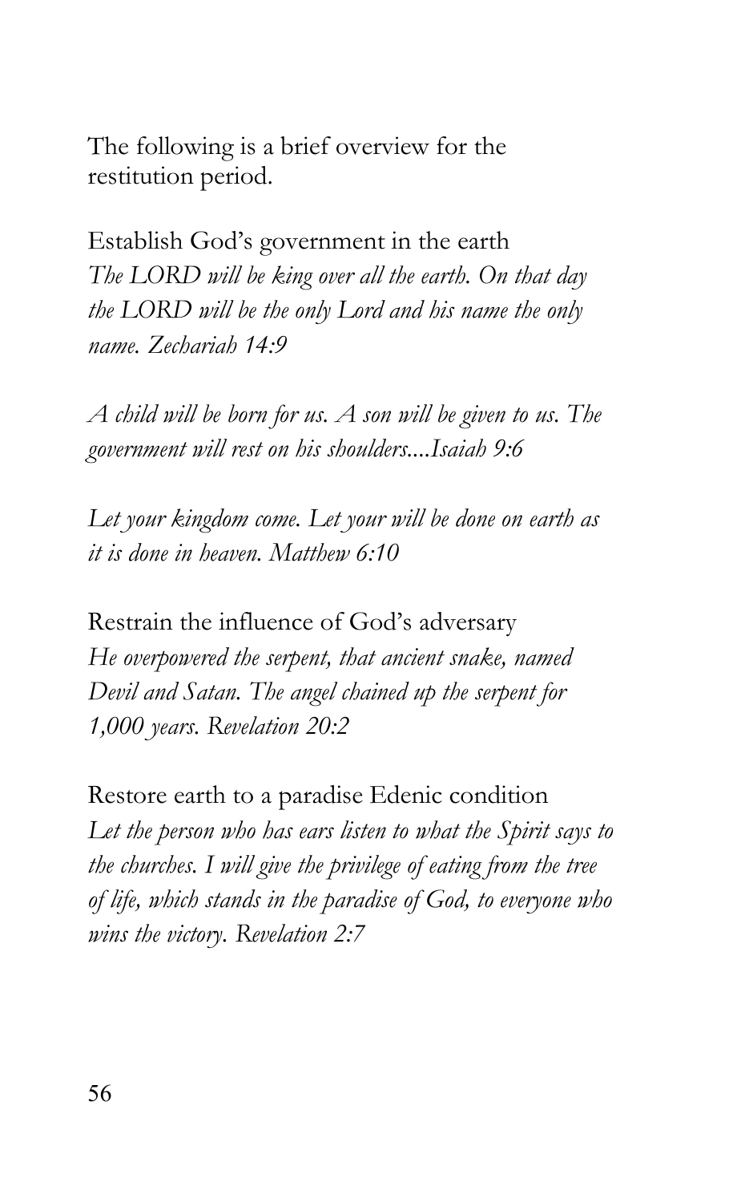The following is a brief overview for the restitution period.

Establish God's government in the earth
*The LORD will be king over all the earth. On that day the LORD will be the only Lord and his name the only name. Zechariah 14:9*

*A child will be born for us. A son will be given to us. The government will rest on his shoulders....Isaiah 9:6*

*Let your kingdom come. Let your will be done on earth as it is done in heaven. Matthew 6:10*

Restrain the influence of God's adversary
*He overpowered the serpent, that ancient snake, named Devil and Satan. The angel chained up the serpent for 1,000 years. Revelation 20:2*

Restore earth to a paradise Edenic condition
*Let the person who has ears listen to what the Spirit says to the churches. I will give the privilege of eating from the tree of life, which stands in the paradise of God, to everyone who wins the victory. Revelation 2:7*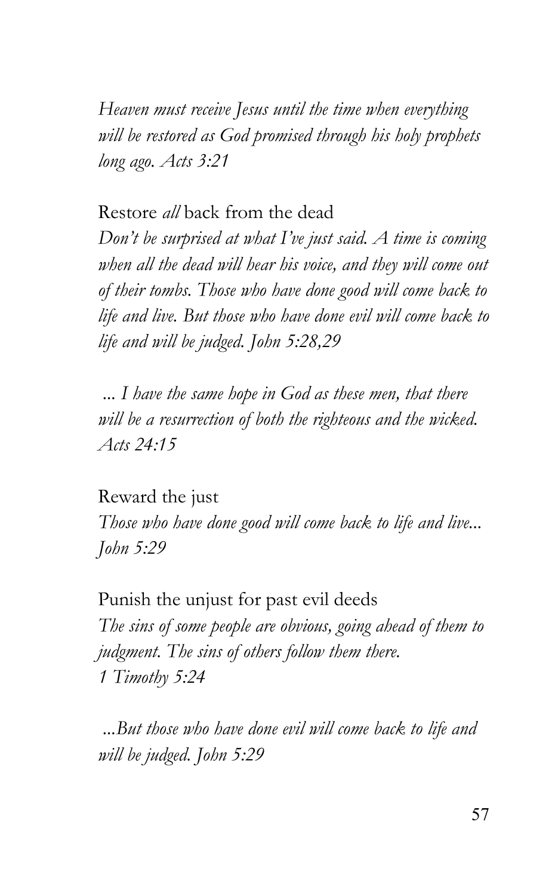*Heaven must receive Jesus until the time when everything will be restored as God promised through his holy prophets long ago. Acts 3:21*

Restore *all* back from the dead

*Don't be surprised at what I've just said. A time is coming when all the dead will hear his voice, and they will come out of their tombs. Those who have done good will come back to life and live. But those who have done evil will come back to life and will be judged. John 5:28,29*

*... I have the same hope in God as these men, that there will be a resurrection of both the righteous and the wicked. Acts 24:15*

Reward the just

*Those who have done good will come back to life and live... John 5:29*

Punish the unjust for past evil deeds

*The sins of some people are obvious, going ahead of them to judgment. The sins of others follow them there.*
*1 Timothy 5:24*

*...But those who have done evil will come back to life and will be judged. John 5:29*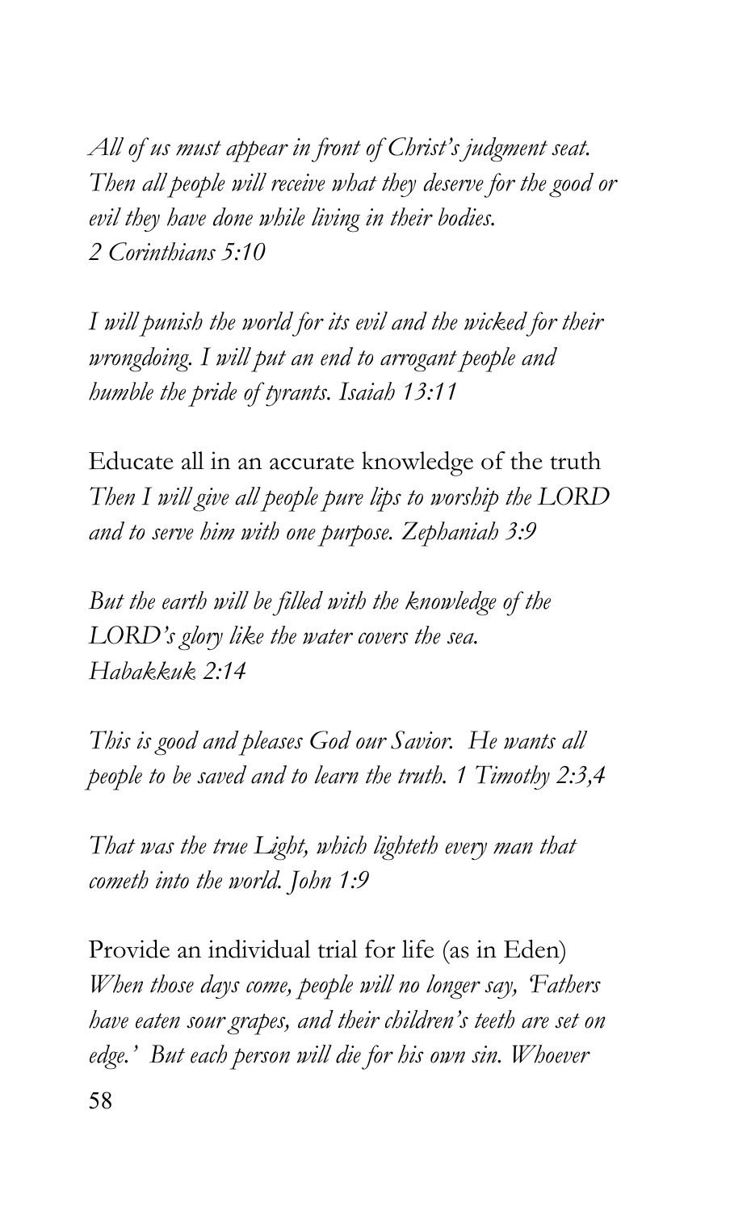*All of us must appear in front of Christ's judgment seat. Then all people will receive what they deserve for the good or evil they have done while living in their bodies.*
*2 Corinthians 5:10*

*I will punish the world for its evil and the wicked for their wrongdoing. I will put an end to arrogant people and humble the pride of tyrants. Isaiah 13:11*

Educate all in an accurate knowledge of the truth
*Then I will give all people pure lips to worship the LORD and to serve him with one purpose. Zephaniah 3:9*

*But the earth will be filled with the knowledge of the LORD's glory like the water covers the sea.*
*Habakkuk 2:14*

*This is good and pleases God our Savior. He wants all people to be saved and to learn the truth. 1 Timothy 2:3,4*

*That was the true Light, which lighteth every man that cometh into the world. John 1:9*

Provide an individual trial for life (as in Eden)
*When those days come, people will no longer say, 'Fathers have eaten sour grapes, and their children's teeth are set on edge.' But each person will die for his own sin. Whoever*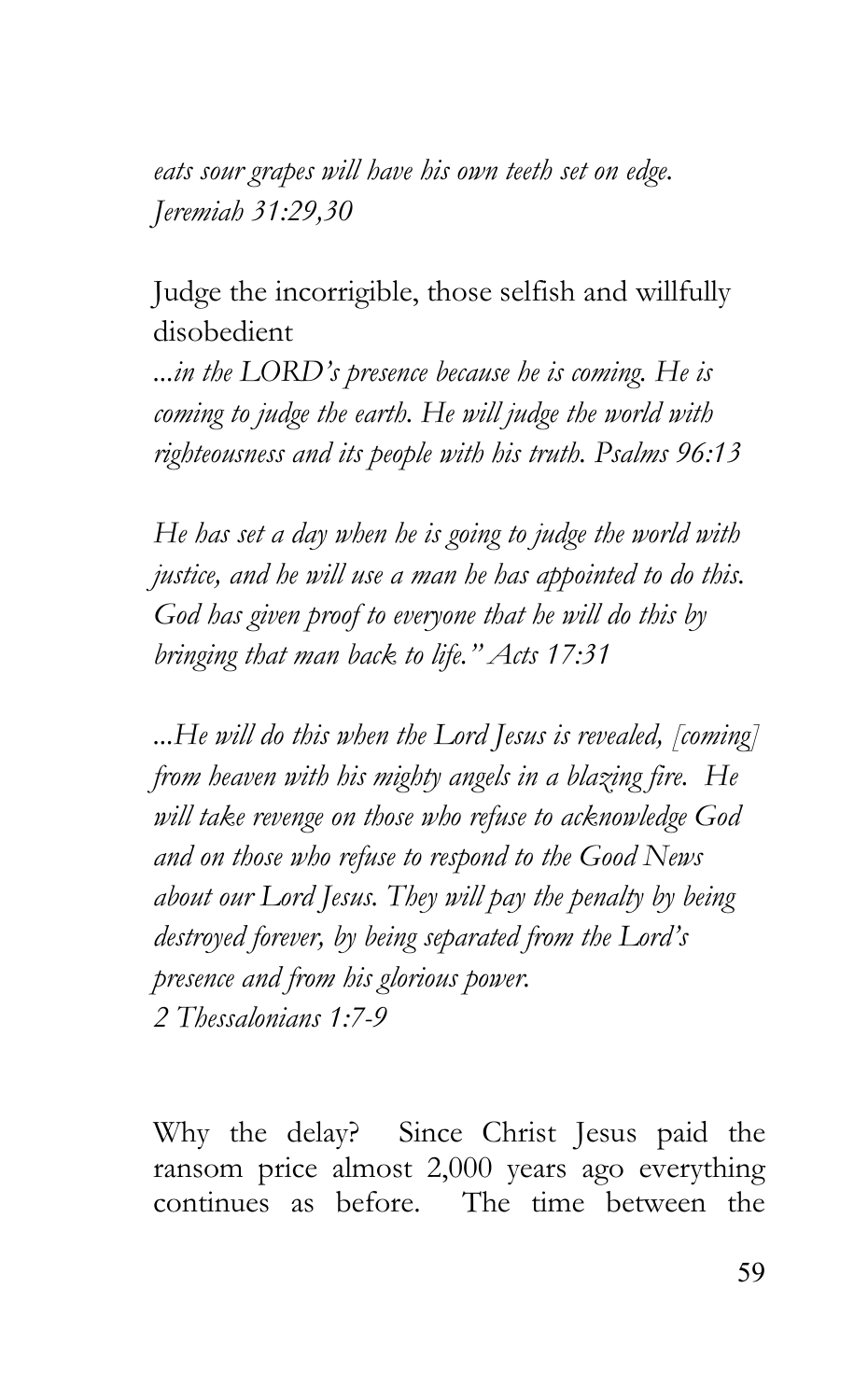*eats sour grapes will have his own teeth set on edge. Jeremiah 31:29,30*

Judge the incorrigible, those selfish and willfully disobedient

*...in the LORD's presence because he is coming. He is coming to judge the earth. He will judge the world with righteousness and its people with his truth. Psalms 96:13*

*He has set a day when he is going to judge the world with justice, and he will use a man he has appointed to do this. God has given proof to everyone that he will do this by bringing that man back to life." Acts 17:31*

*...He will do this when the Lord Jesus is revealed, [coming] from heaven with his mighty angels in a blazing fire. He will take revenge on those who refuse to acknowledge God and on those who refuse to respond to the Good News about our Lord Jesus. They will pay the penalty by being destroyed forever, by being separated from the Lord's presence and from his glorious power.*
*2 Thessalonians 1:7-9*

Why the delay? Since Christ Jesus paid the ransom price almost 2,000 years ago everything continues as before. The time between the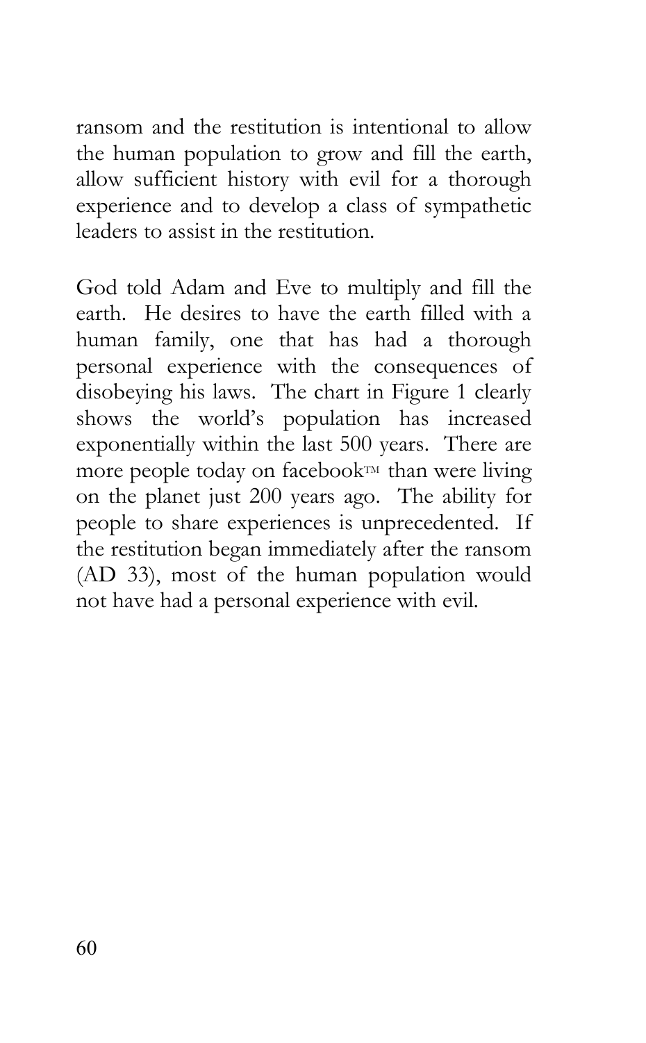ransom and the restitution is intentional to allow the human population to grow and fill the earth, allow sufficient history with evil for a thorough experience and to develop a class of sympathetic leaders to assist in the restitution.

God told Adam and Eve to multiply and fill the earth. He desires to have the earth filled with a human family, one that has had a thorough personal experience with the consequences of disobeying his laws. The chart in Figure 1 clearly shows the world's population has increased exponentially within the last 500 years. There are more people today on facebook™ than were living on the planet just 200 years ago. The ability for people to share experiences is unprecedented. If the restitution began immediately after the ransom (AD 33), most of the human population would not have had a personal experience with evil.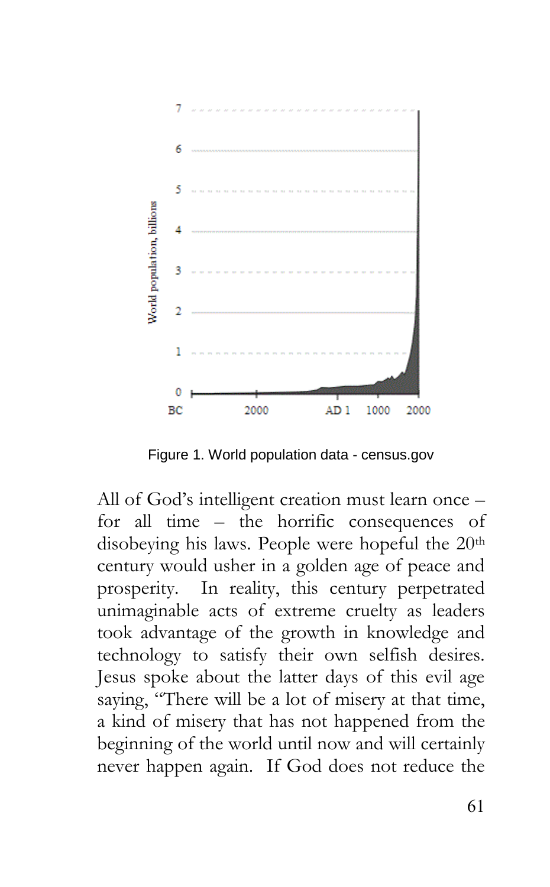Figure 1. World population data - census.gov

All of God's intelligent creation must learn once – for all time – the horrific consequences of disobeying his laws. People were hopeful the 20th century would usher in a golden age of peace and prosperity. In reality, this century perpetrated unimaginable acts of extreme cruelty as leaders took advantage of the growth in knowledge and technology to satisfy their own selfish desires. Jesus spoke about the latter days of this evil age saying, "There will be a lot of misery at that time, a kind of misery that has not happened from the beginning of the world until now and will certainly never happen again. If God does not reduce the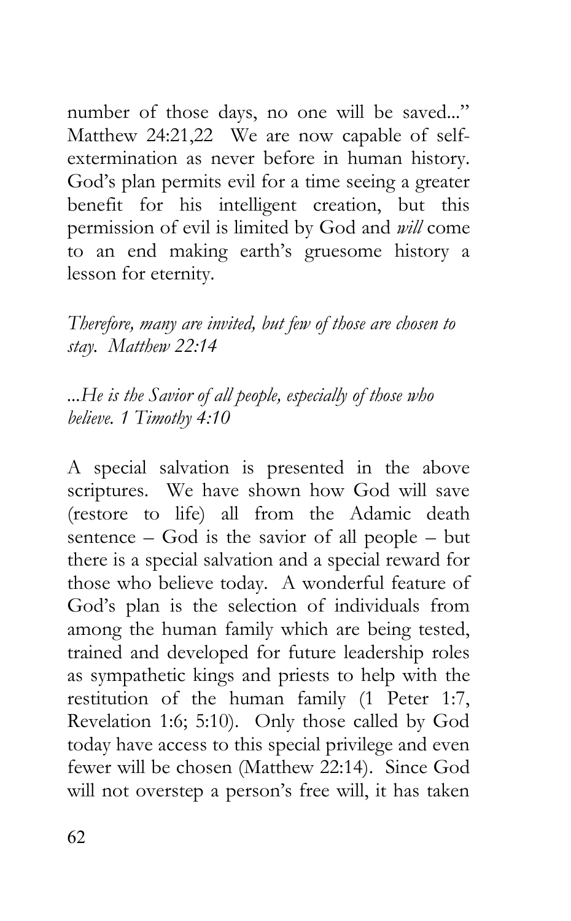number of those days, no one will be saved..." Matthew 24:21,22 We are now capable of self-extermination as never before in human history. God's plan permits evil for a time seeing a greater benefit for his intelligent creation, but this permission of evil is limited by God and *will* come to an end making earth's gruesome history a lesson for eternity.

*Therefore, many are invited, but few of those are chosen to stay. Matthew 22:14*

*...He is the Savior of all people, especially of those who believe. 1 Timothy 4:10*

A special salvation is presented in the above scriptures. We have shown how God will save (restore to life) all from the Adamic death sentence – God is the savior of all people – but there is a special salvation and a special reward for those who believe today. A wonderful feature of God's plan is the selection of individuals from among the human family which are being tested, trained and developed for future leadership roles as sympathetic kings and priests to help with the restitution of the human family (1 Peter 1:7, Revelation 1:6; 5:10). Only those called by God today have access to this special privilege and even fewer will be chosen (Matthew 22:14). Since God will not overstep a person's free will, it has taken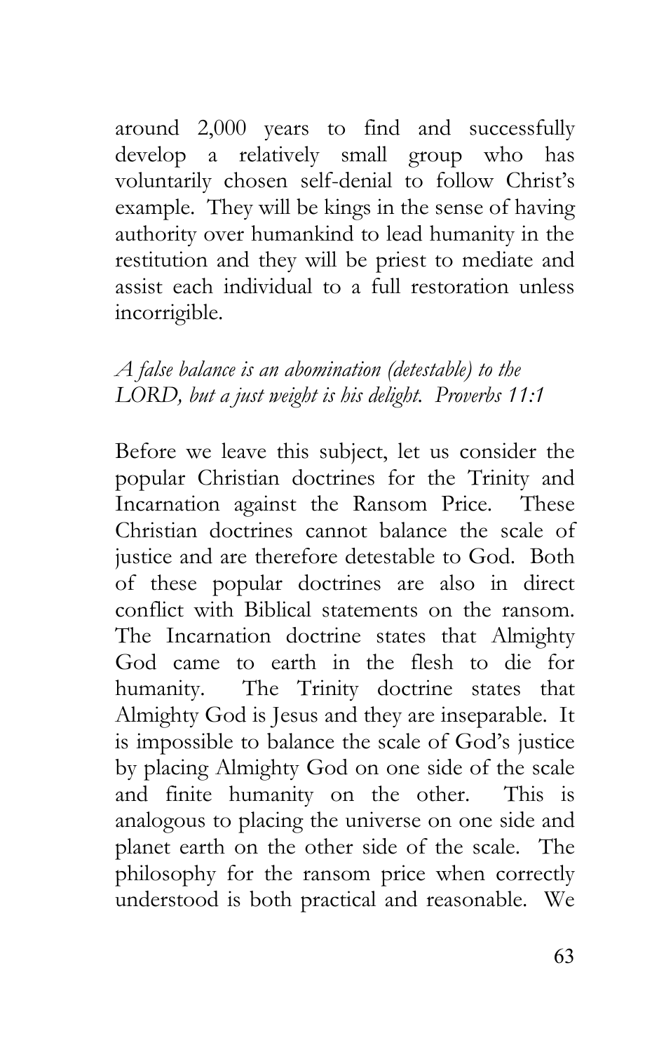around 2,000 years to find and successfully develop a relatively small group who has voluntarily chosen self-denial to follow Christ's example. They will be kings in the sense of having authority over humankind to lead humanity in the restitution and they will be priest to mediate and assist each individual to a full restoration unless incorrigible.

*A false balance is an abomination (detestable) to the LORD, but a just weight is his delight. Proverbs 11:1*

Before we leave this subject, let us consider the popular Christian doctrines for the Trinity and Incarnation against the Ransom Price. These Christian doctrines cannot balance the scale of justice and are therefore detestable to God. Both of these popular doctrines are also in direct conflict with Biblical statements on the ransom. The Incarnation doctrine states that Almighty God came to earth in the flesh to die for humanity. The Trinity doctrine states that Almighty God is Jesus and they are inseparable. It is impossible to balance the scale of God's justice by placing Almighty God on one side of the scale and finite humanity on the other. This is analogous to placing the universe on one side and planet earth on the other side of the scale. The philosophy for the ransom price when correctly understood is both practical and reasonable. We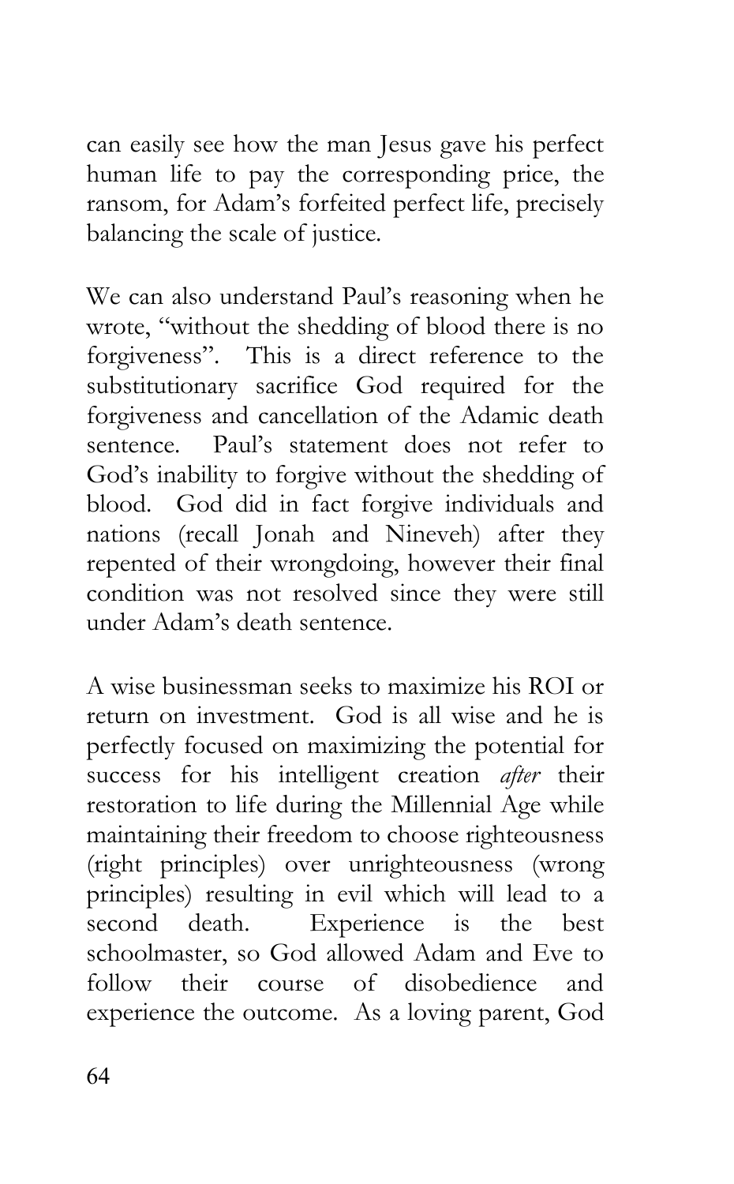can easily see how the man Jesus gave his perfect human life to pay the corresponding price, the ransom, for Adam's forfeited perfect life, precisely balancing the scale of justice.

We can also understand Paul's reasoning when he wrote, "without the shedding of blood there is no forgiveness". This is a direct reference to the substitutionary sacrifice God required for the forgiveness and cancellation of the Adamic death sentence. Paul's statement does not refer to God's inability to forgive without the shedding of blood. God did in fact forgive individuals and nations (recall Jonah and Nineveh) after they repented of their wrongdoing, however their final condition was not resolved since they were still under Adam's death sentence.

A wise businessman seeks to maximize his ROI or return on investment. God is all wise and he is perfectly focused on maximizing the potential for success for his intelligent creation *after* their restoration to life during the Millennial Age while maintaining their freedom to choose righteousness (right principles) over unrighteousness (wrong principles) resulting in evil which will lead to a second death. Experience is the best schoolmaster, so God allowed Adam and Eve to follow their course of disobedience and experience the outcome. As a loving parent, God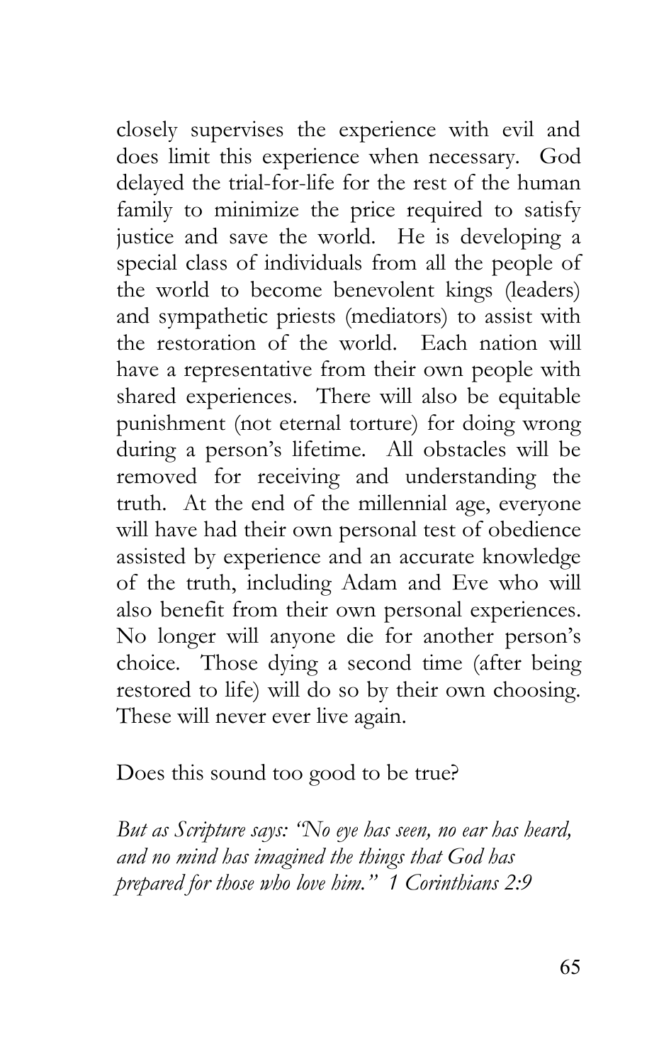closely supervises the experience with evil and does limit this experience when necessary. God delayed the trial-for-life for the rest of the human family to minimize the price required to satisfy justice and save the world. He is developing a special class of individuals from all the people of the world to become benevolent kings (leaders) and sympathetic priests (mediators) to assist with the restoration of the world. Each nation will have a representative from their own people with shared experiences. There will also be equitable punishment (not eternal torture) for doing wrong during a person's lifetime. All obstacles will be removed for receiving and understanding the truth. At the end of the millennial age, everyone will have had their own personal test of obedience assisted by experience and an accurate knowledge of the truth, including Adam and Eve who will also benefit from their own personal experiences. No longer will anyone die for another person's choice. Those dying a second time (after being restored to life) will do so by their own choosing. These will never ever live again.

Does this sound too good to be true?

*But as Scripture says: "No eye has seen, no ear has heard, and no mind has imagined the things that God has prepared for those who love him." 1 Corinthians 2:9*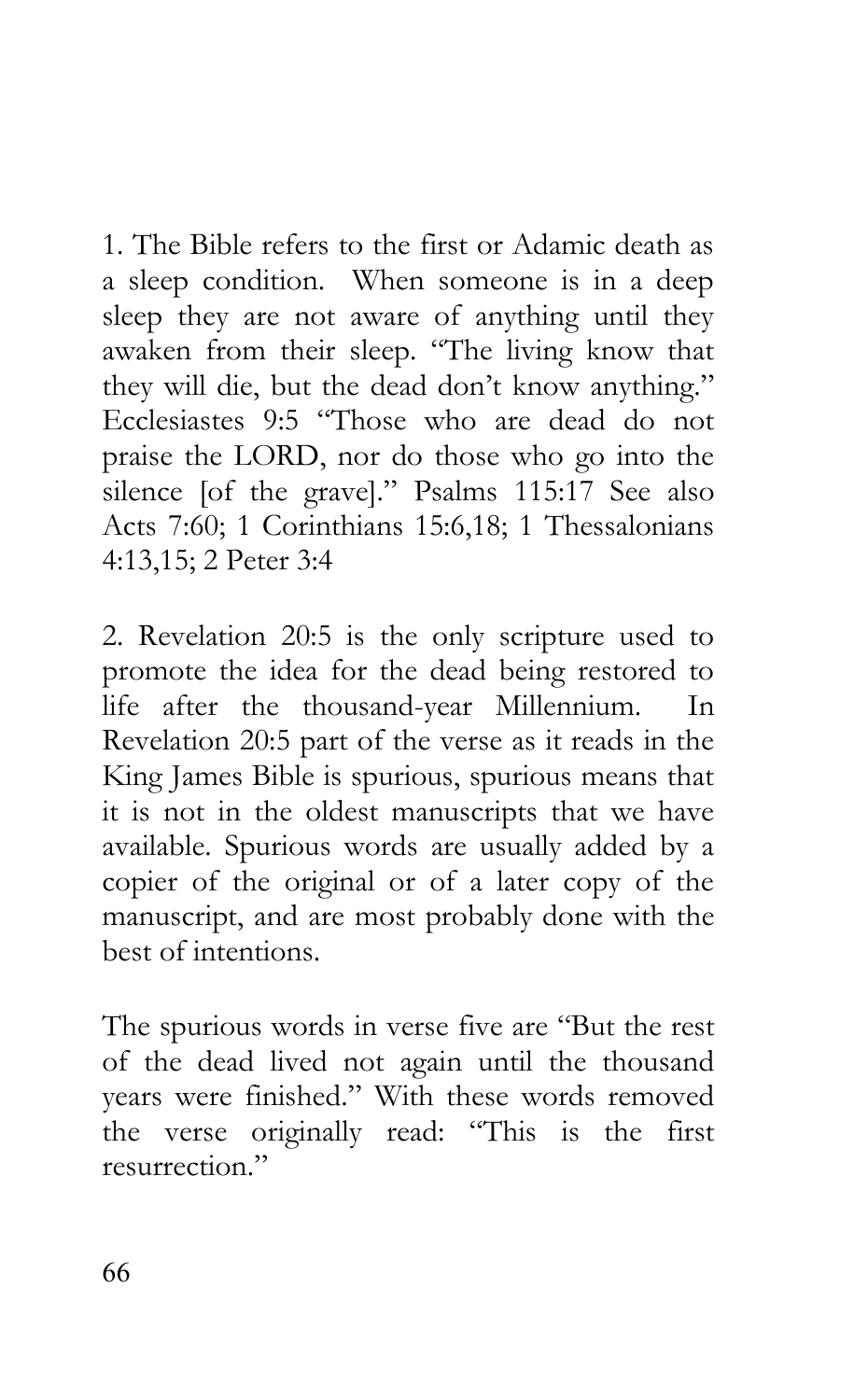1. The Bible refers to the first or Adamic death as a sleep condition. When someone is in a deep sleep they are not aware of anything until they awaken from their sleep. "The living know that they will die, but the dead don't know anything." Ecclesiastes 9:5 "Those who are dead do not praise the LORD, nor do those who go into the silence [of the grave]." Psalms 115:17 See also Acts 7:60; 1 Corinthians 15:6,18; 1 Thessalonians 4:13,15; 2 Peter 3:4

2. Revelation 20:5 is the only scripture used to promote the idea for the dead being restored to life after the thousand-year Millennium. In Revelation 20:5 part of the verse as it reads in the King James Bible is spurious, spurious means that it is not in the oldest manuscripts that we have available. Spurious words are usually added by a copier of the original or of a later copy of the manuscript, and are most probably done with the best of intentions.

The spurious words in verse five are "But the rest of the dead lived not again until the thousand years were finished." With these words removed the verse originally read: "This is the first resurrection."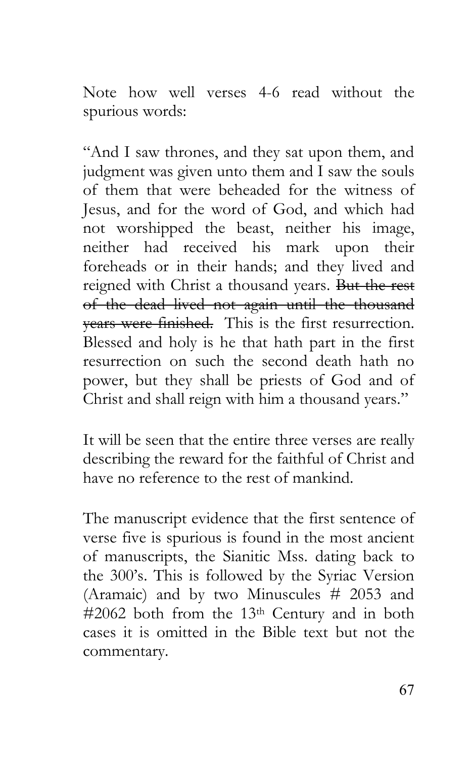Note how well verses 4-6 read without the spurious words:

"And I saw thrones, and they sat upon them, and judgment was given unto them and I saw the souls of them that were beheaded for the witness of Jesus, and for the word of God, and which had not worshipped the beast, neither his image, neither had received his mark upon their foreheads or in their hands; and they lived and reigned with Christ a thousand years. ~~But the rest of the dead lived not again until the thousand years were finished.~~ This is the first resurrection. Blessed and holy is he that hath part in the first resurrection on such the second death hath no power, but they shall be priests of God and of Christ and shall reign with him a thousand years."

It will be seen that the entire three verses are really describing the reward for the faithful of Christ and have no reference to the rest of mankind.

The manuscript evidence that the first sentence of verse five is spurious is found in the most ancient of manuscripts, the Sianitic Mss. dating back to the 300's. This is followed by the Syriac Version (Aramaic) and by two Minuscules # 2053 and #2062 both from the 13th Century and in both cases it is omitted in the Bible text but not the commentary.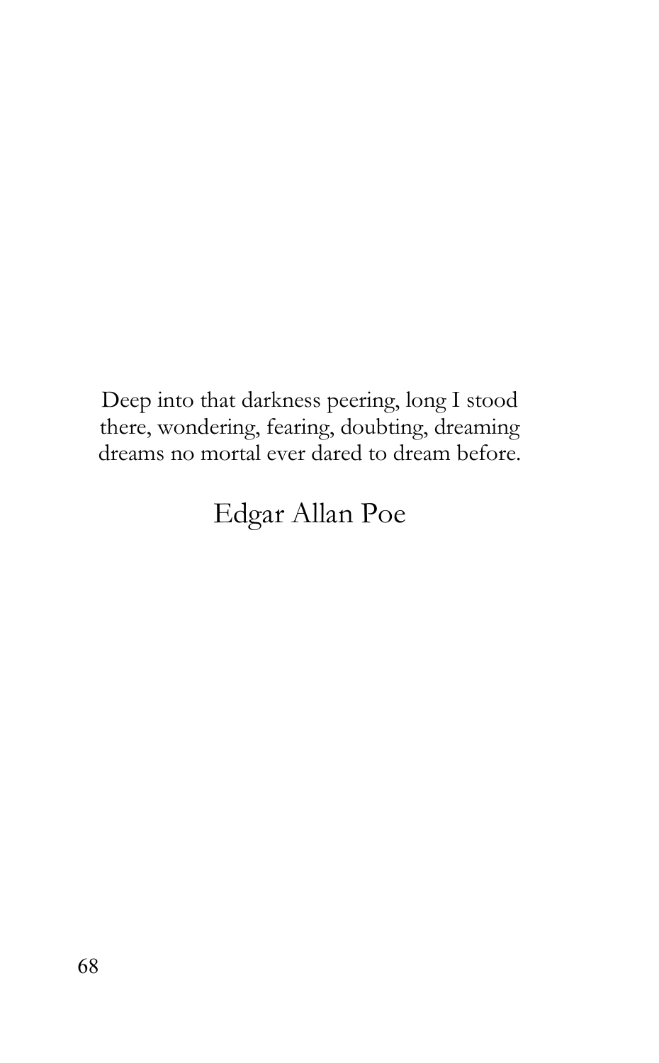Deep into that darkness peering, long I stood there, wondering, fearing, doubting, dreaming dreams no mortal ever dared to dream before.

Edgar Allan Poe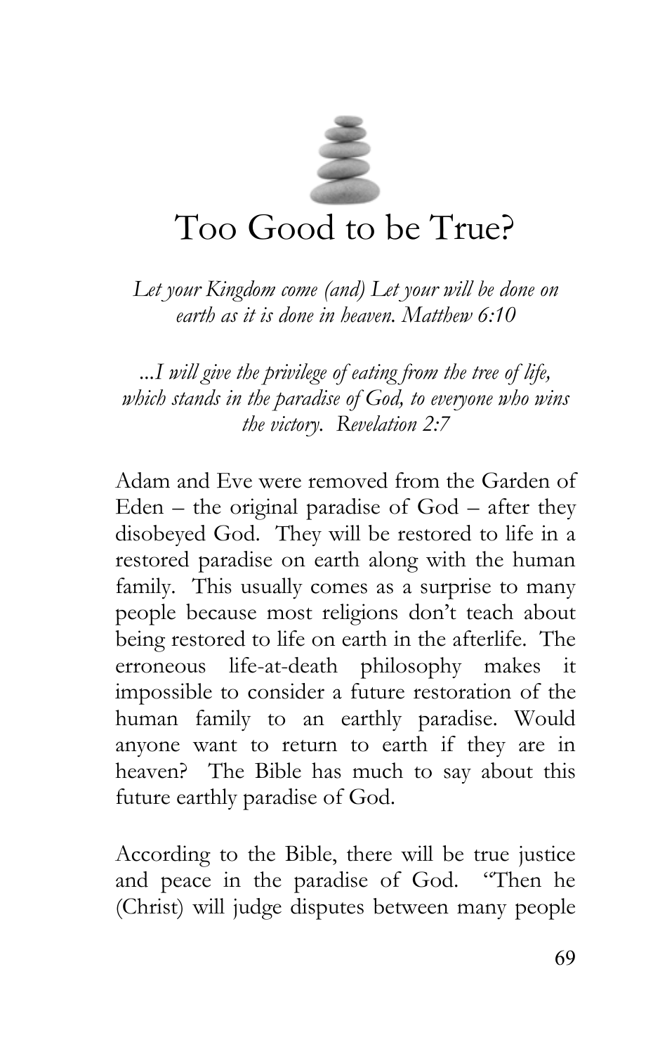# Too Good to be True?

*Let your Kingdom come (and) Let your will be done on earth as it is done in heaven. Matthew 6:10*

*...I will give the privilege of eating from the tree of life, which stands in the paradise of God, to everyone who wins the victory. Revelation 2:7*

Adam and Eve were removed from the Garden of Eden – the original paradise of God – after they disobeyed God. They will be restored to life in a restored paradise on earth along with the human family. This usually comes as a surprise to many people because most religions don't teach about being restored to life on earth in the afterlife. The erroneous life-at-death philosophy makes it impossible to consider a future restoration of the human family to an earthly paradise. Would anyone want to return to earth if they are in heaven? The Bible has much to say about this future earthly paradise of God.

According to the Bible, there will be true justice and peace in the paradise of God. "Then he (Christ) will judge disputes between many people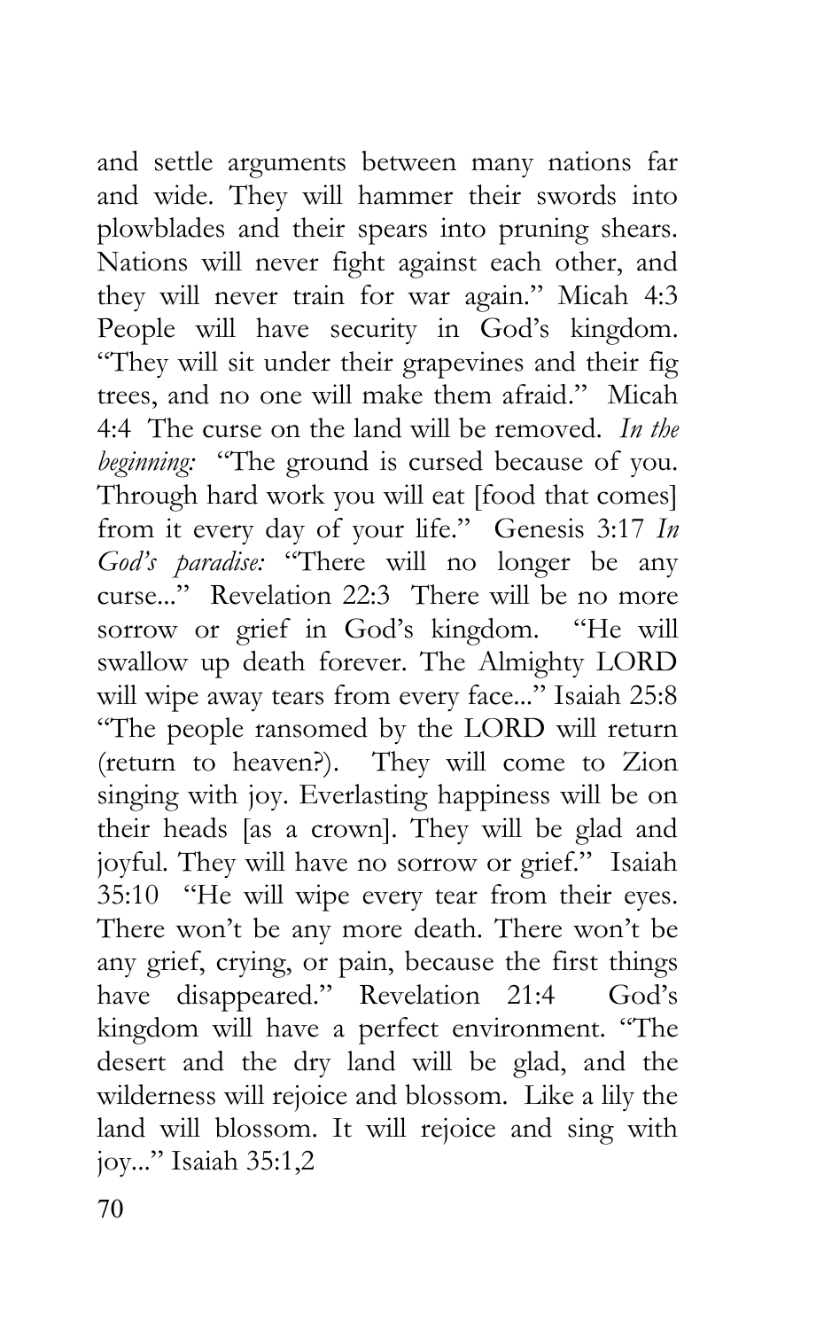and settle arguments between many nations far and wide. They will hammer their swords into plowblades and their spears into pruning shears. Nations will never fight against each other, and they will never train for war again." Micah 4:3 People will have security in God's kingdom. "They will sit under their grapevines and their fig trees, and no one will make them afraid." Micah 4:4 The curse on the land will be removed. *In the beginning:* "The ground is cursed because of you. Through hard work you will eat [food that comes] from it every day of your life." Genesis 3:17 *In God's paradise:* "There will no longer be any curse..." Revelation 22:3 There will be no more sorrow or grief in God's kingdom. "He will swallow up death forever. The Almighty LORD will wipe away tears from every face..." Isaiah 25:8 "The people ransomed by the LORD will return (return to heaven?). They will come to Zion singing with joy. Everlasting happiness will be on their heads [as a crown]. They will be glad and joyful. They will have no sorrow or grief." Isaiah 35:10 "He will wipe every tear from their eyes. There won't be any more death. There won't be any grief, crying, or pain, because the first things have disappeared." Revelation 21:4 God's kingdom will have a perfect environment. "The desert and the dry land will be glad, and the wilderness will rejoice and blossom. Like a lily the land will blossom. It will rejoice and sing with joy..." Isaiah 35:1,2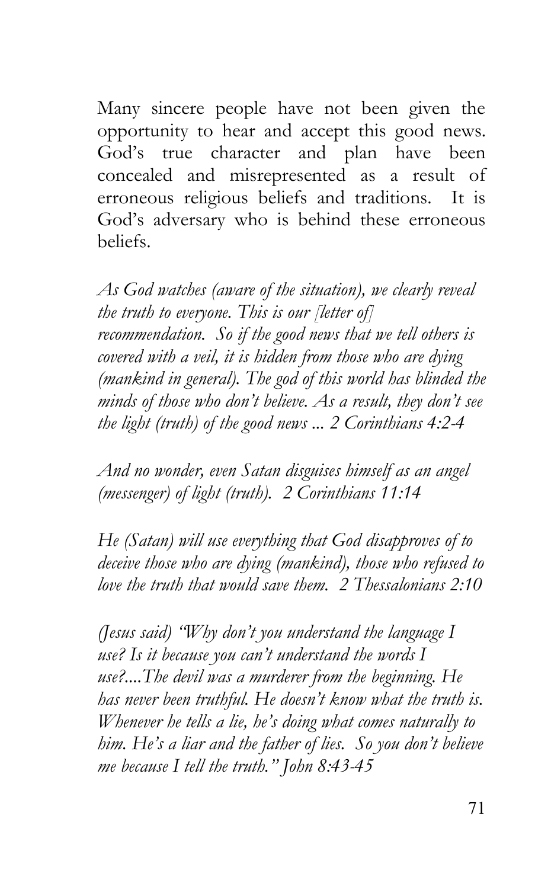Many sincere people have not been given the opportunity to hear and accept this good news. God's true character and plan have been concealed and misrepresented as a result of erroneous religious beliefs and traditions. It is God's adversary who is behind these erroneous beliefs.

*As God watches (aware of the situation), we clearly reveal the truth to everyone. This is our [letter of] recommendation. So if the good news that we tell others is covered with a veil, it is hidden from those who are dying (mankind in general). The god of this world has blinded the minds of those who don't believe. As a result, they don't see the light (truth) of the good news ... 2 Corinthians 4:2-4*

*And no wonder, even Satan disguises himself as an angel (messenger) of light (truth). 2 Corinthians 11:14*

*He (Satan) will use everything that God disapproves of to deceive those who are dying (mankind), those who refused to love the truth that would save them. 2 Thessalonians 2:10*

*(Jesus said) "Why don't you understand the language I use? Is it because you can't understand the words I use?....The devil was a murderer from the beginning. He has never been truthful. He doesn't know what the truth is. Whenever he tells a lie, he's doing what comes naturally to him. He's a liar and the father of lies. So you don't believe me because I tell the truth." John 8:43-45*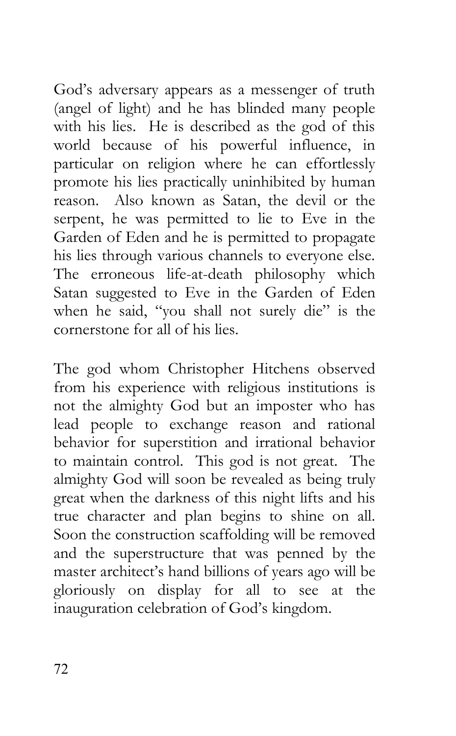God's adversary appears as a messenger of truth (angel of light) and he has blinded many people with his lies. He is described as the god of this world because of his powerful influence, in particular on religion where he can effortlessly promote his lies practically uninhibited by human reason. Also known as Satan, the devil or the serpent, he was permitted to lie to Eve in the Garden of Eden and he is permitted to propagate his lies through various channels to everyone else. The erroneous life-at-death philosophy which Satan suggested to Eve in the Garden of Eden when he said, "you shall not surely die" is the cornerstone for all of his lies.

The god whom Christopher Hitchens observed from his experience with religious institutions is not the almighty God but an imposter who has lead people to exchange reason and rational behavior for superstition and irrational behavior to maintain control. This god is not great. The almighty God will soon be revealed as being truly great when the darkness of this night lifts and his true character and plan begins to shine on all. Soon the construction scaffolding will be removed and the superstructure that was penned by the master architect's hand billions of years ago will be gloriously on display for all to see at the inauguration celebration of God's kingdom.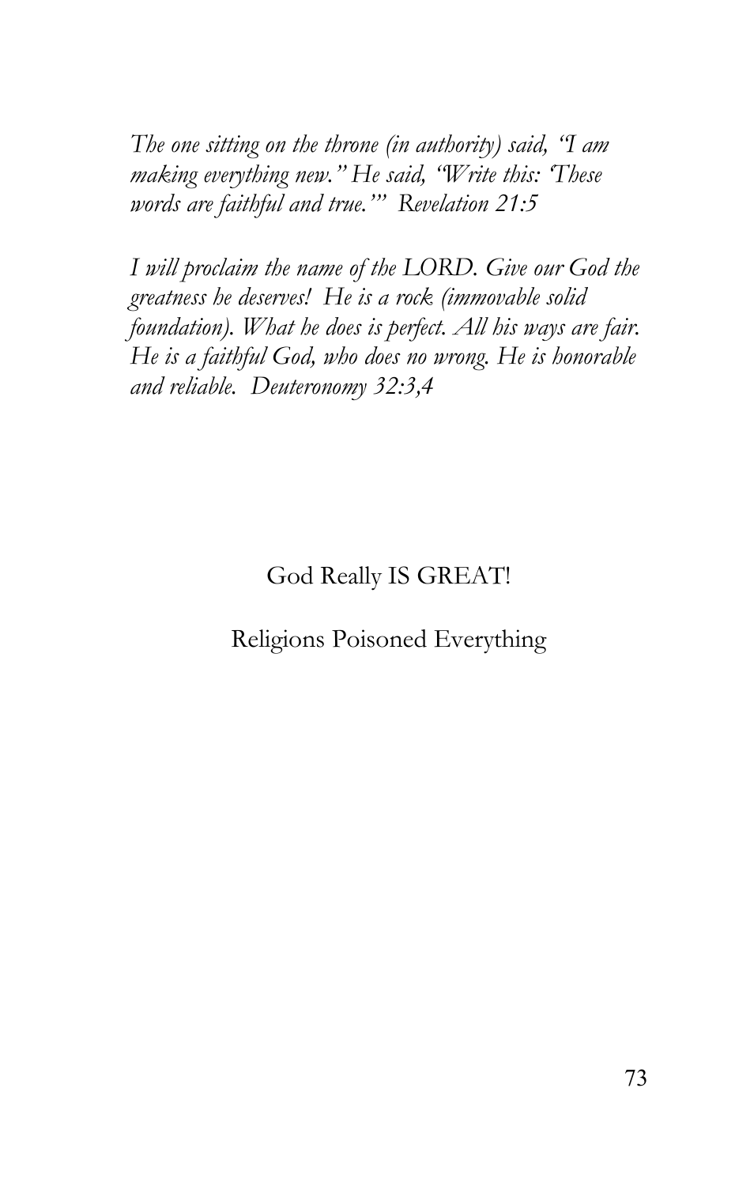*The one sitting on the throne (in authority) said, "I am making everything new." He said, "Write this: 'These words are faithful and true.'" Revelation 21:5*

*I will proclaim the name of the LORD. Give our God the greatness he deserves! He is a rock (immovable solid foundation). What he does is perfect. All his ways are fair. He is a faithful God, who does no wrong. He is honorable and reliable. Deuteronomy 32:3,4*

God Really IS GREAT!

Religions Poisoned Everything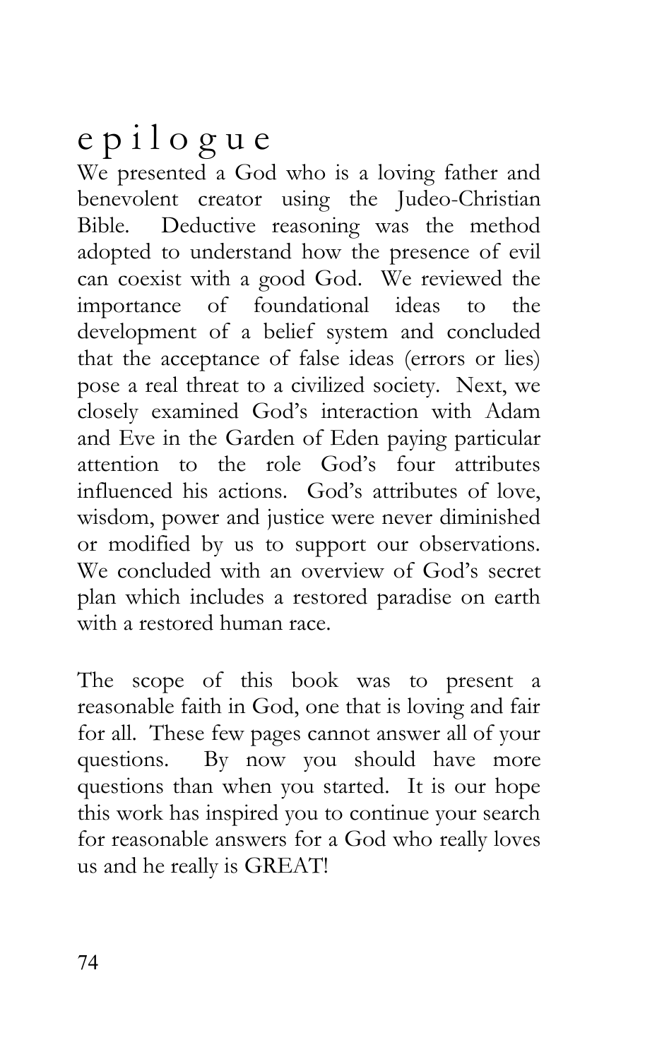# epilogue

We presented a God who is a loving father and benevolent creator using the Judeo-Christian Bible. Deductive reasoning was the method adopted to understand how the presence of evil can coexist with a good God. We reviewed the importance of foundational ideas to the development of a belief system and concluded that the acceptance of false ideas (errors or lies) pose a real threat to a civilized society. Next, we closely examined God's interaction with Adam and Eve in the Garden of Eden paying particular attention to the role God's four attributes influenced his actions. God's attributes of love, wisdom, power and justice were never diminished or modified by us to support our observations. We concluded with an overview of God's secret plan which includes a restored paradise on earth with a restored human race.

The scope of this book was to present a reasonable faith in God, one that is loving and fair for all. These few pages cannot answer all of your questions. By now you should have more questions than when you started. It is our hope this work has inspired you to continue your search for reasonable answers for a God who really loves us and he really is GREAT!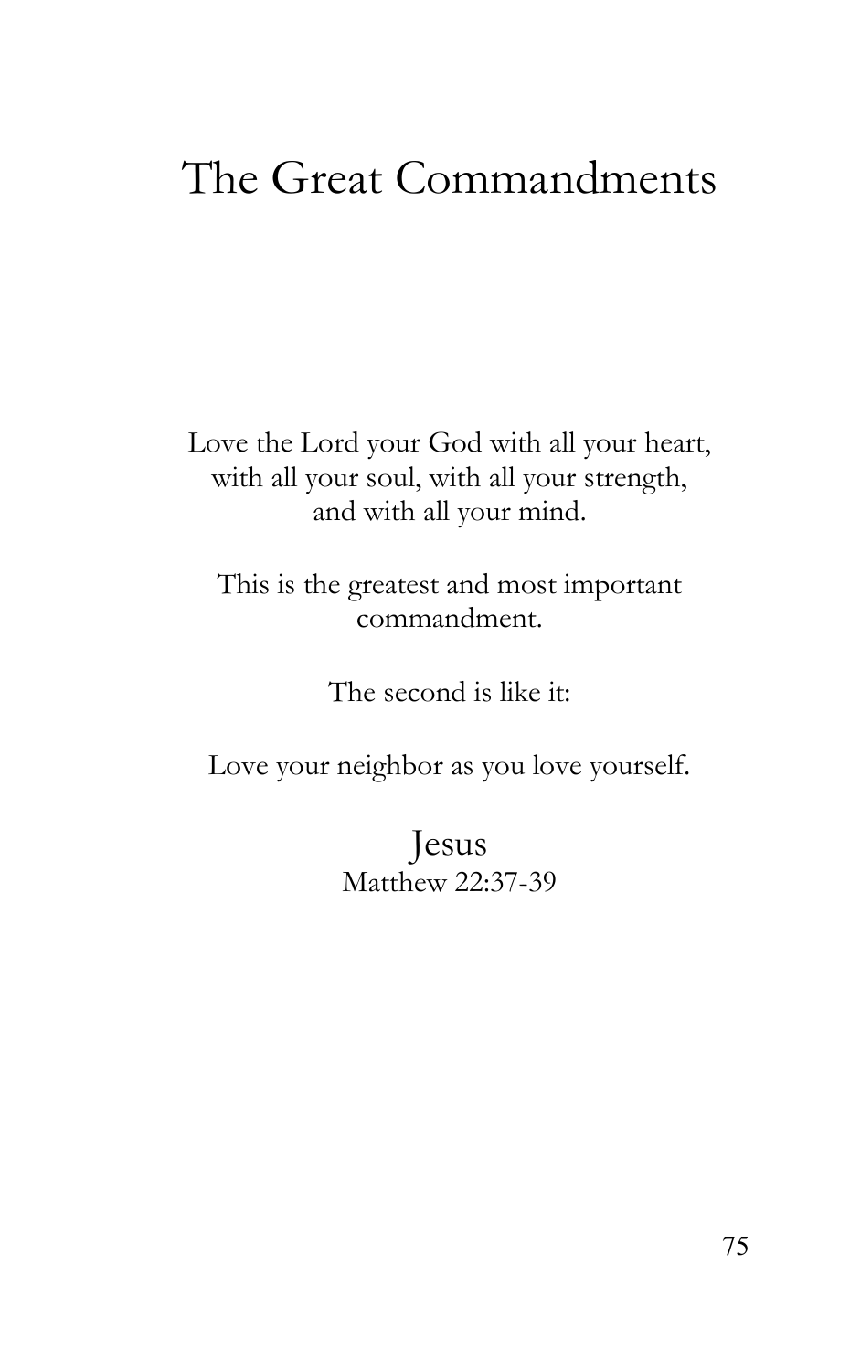# The Great Commandments

Love the Lord your God with all your heart,
with all your soul, with all your strength,
and with all your mind.

This is the greatest and most important commandment.

The second is like it:

Love your neighbor as you love yourself.

Jesus
Matthew 22:37-39